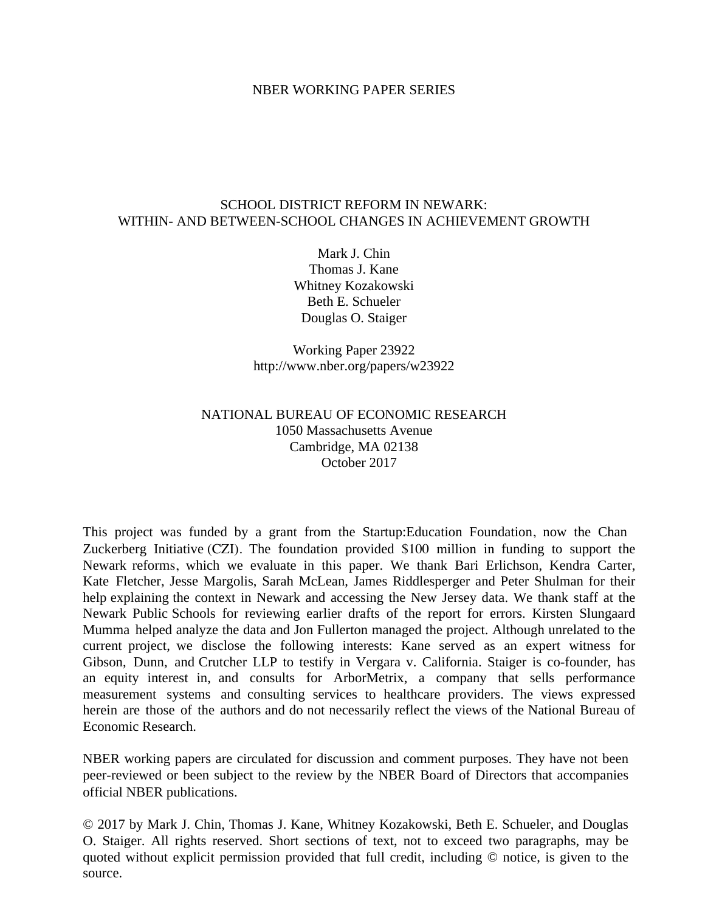NBER WORKING PAPER SERIES

# SCHOOL DISTRICT REFORM IN NEWARK: WITHIN- AND BETWEEN-SCHOOL CHANGES IN ACHIEVEMENT GROWTH

Mark J. Chin
Thomas J. Kane
Whitney Kozakowski
Beth E. Schueler
Douglas O. Staiger

Working Paper 23922
http://www.nber.org/papers/w23922

NATIONAL BUREAU OF ECONOMIC RESEARCH
1050 Massachusetts Avenue
Cambridge, MA 02138
October 2017

This project was funded by a grant from the Startup:Education Foundation, now the Chan Zuckerberg Initiative (CZI). The foundation provided $100 million in funding to support the Newark reforms, which we evaluate in this paper. We thank Bari Erlichson, Kendra Carter, Kate Fletcher, Jesse Margolis, Sarah McLean, James Riddlesperger and Peter Shulman for their help explaining the context in Newark and accessing the New Jersey data. We thank staff at the Newark Public Schools for reviewing earlier drafts of the report for errors. Kirsten Slungaard Mumma helped analyze the data and Jon Fullerton managed the project. Although unrelated to the current project, we disclose the following interests: Kane served as an expert witness for Gibson, Dunn, and Crutcher LLP to testify in Vergara v. California. Staiger is co-founder, has an equity interest in, and consults for ArborMetrix, a company that sells performance measurement systems and consulting services to healthcare providers. The views expressed herein are those of the authors and do not necessarily reflect the views of the National Bureau of Economic Research.

NBER working papers are circulated for discussion and comment purposes. They have not been peer-reviewed or been subject to the review by the NBER Board of Directors that accompanies official NBER publications.

© 2017 by Mark J. Chin, Thomas J. Kane, Whitney Kozakowski, Beth E. Schueler, and Douglas O. Staiger. All rights reserved. Short sections of text, not to exceed two paragraphs, may be quoted without explicit permission provided that full credit, including © notice, is given to the source.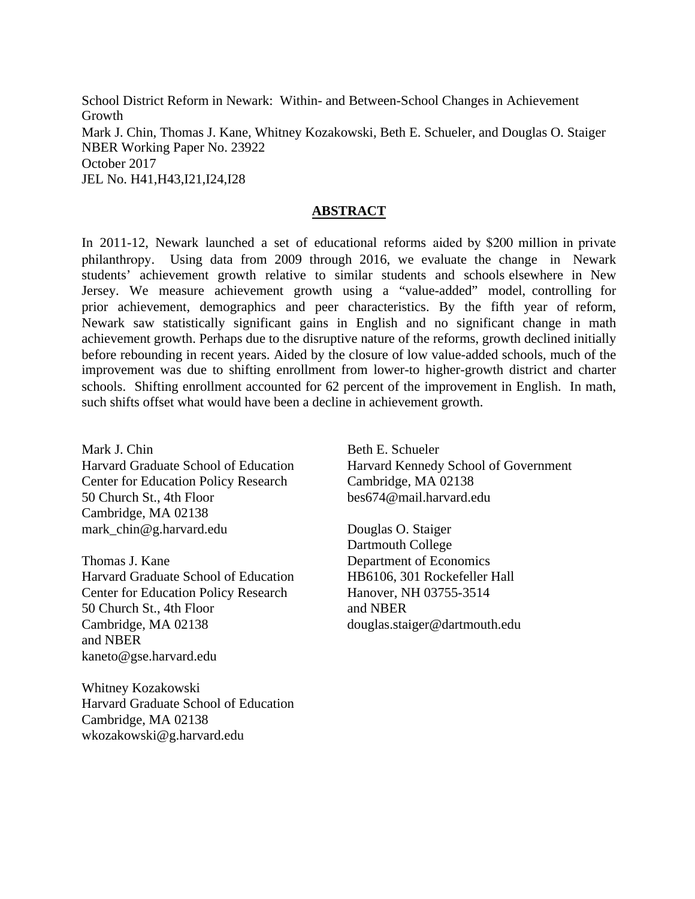School District Reform in Newark: Within- and Between-School Changes in Achievement Growth
Mark J. Chin, Thomas J. Kane, Whitney Kozakowski, Beth E. Schueler, and Douglas O. Staiger
NBER Working Paper No. 23922
October 2017
JEL No. H41,H43,I21,I24,I28

## ABSTRACT

In 2011-12, Newark launched a set of educational reforms aided by $200 million in private philanthropy. Using data from 2009 through 2016, we evaluate the change in Newark students' achievement growth relative to similar students and schools elsewhere in New Jersey. We measure achievement growth using a "value-added" model, controlling for prior achievement, demographics and peer characteristics. By the fifth year of reform, Newark saw statistically significant gains in English and no significant change in math achievement growth. Perhaps due to the disruptive nature of the reforms, growth declined initially before rebounding in recent years. Aided by the closure of low value-added schools, much of the improvement was due to shifting enrollment from lower-to higher-growth district and charter schools. Shifting enrollment accounted for 62 percent of the improvement in English. In math, such shifts offset what would have been a decline in achievement growth.

Mark J. Chin
Harvard Graduate School of Education
Center for Education Policy Research
50 Church St., 4th Floor
Cambridge, MA 02138
mark_chin@g.harvard.edu

Thomas J. Kane
Harvard Graduate School of Education
Center for Education Policy Research
50 Church St., 4th Floor
Cambridge, MA 02138
and NBER
kaneto@gse.harvard.edu

Whitney Kozakowski
Harvard Graduate School of Education
Cambridge, MA 02138
wkozakowski@g.harvard.edu

Beth E. Schueler
Harvard Kennedy School of Government
Cambridge, MA 02138
bes674@mail.harvard.edu

Douglas O. Staiger
Dartmouth College
Department of Economics
HB6106, 301 Rockefeller Hall
Hanover, NH 03755-3514
and NBER
douglas.staiger@dartmouth.edu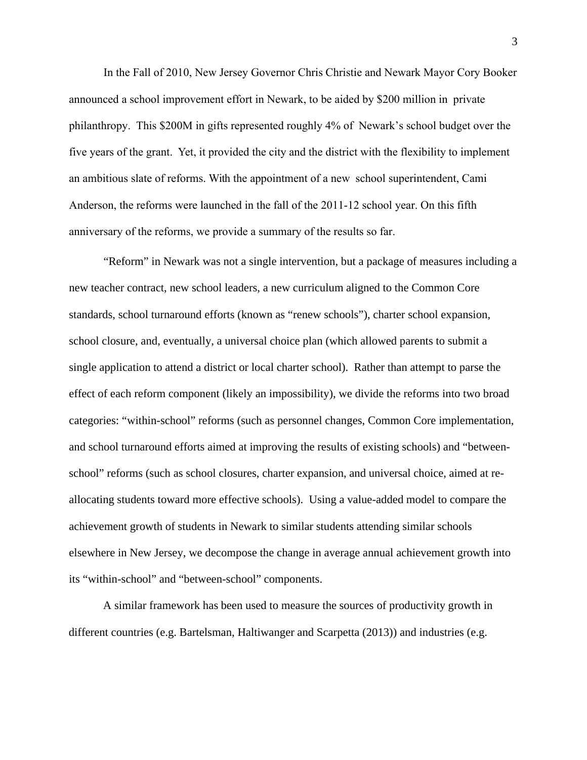In the Fall of 2010, New Jersey Governor Chris Christie and Newark Mayor Cory Booker announced a school improvement effort in Newark, to be aided by $200 million in private philanthropy. This $200M in gifts represented roughly 4% of Newark's school budget over the five years of the grant. Yet, it provided the city and the district with the flexibility to implement an ambitious slate of reforms. With the appointment of a new school superintendent, Cami Anderson, the reforms were launched in the fall of the 2011-12 school year. On this fifth anniversary of the reforms, we provide a summary of the results so far.

"Reform" in Newark was not a single intervention, but a package of measures including a new teacher contract, new school leaders, a new curriculum aligned to the Common Core standards, school turnaround efforts (known as "renew schools"), charter school expansion, school closure, and, eventually, a universal choice plan (which allowed parents to submit a single application to attend a district or local charter school). Rather than attempt to parse the effect of each reform component (likely an impossibility), we divide the reforms into two broad categories: "within-school" reforms (such as personnel changes, Common Core implementation, and school turnaround efforts aimed at improving the results of existing schools) and "between-school" reforms (such as school closures, charter expansion, and universal choice, aimed at re-allocating students toward more effective schools). Using a value-added model to compare the achievement growth of students in Newark to similar students attending similar schools elsewhere in New Jersey, we decompose the change in average annual achievement growth into its "within-school" and "between-school" components.

A similar framework has been used to measure the sources of productivity growth in different countries (e.g. Bartelsman, Haltiwanger and Scarpetta (2013)) and industries (e.g.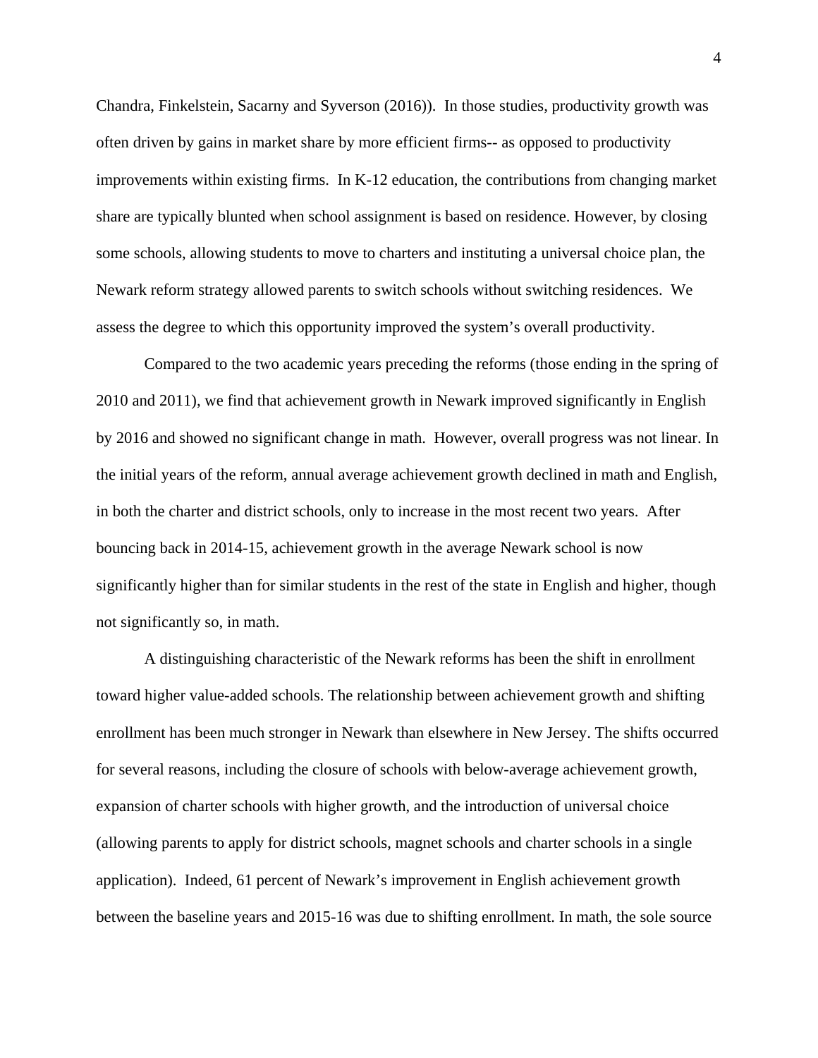Chandra, Finkelstein, Sacarny and Syverson (2016)). In those studies, productivity growth was often driven by gains in market share by more efficient firms-- as opposed to productivity improvements within existing firms. In K-12 education, the contributions from changing market share are typically blunted when school assignment is based on residence. However, by closing some schools, allowing students to move to charters and instituting a universal choice plan, the Newark reform strategy allowed parents to switch schools without switching residences. We assess the degree to which this opportunity improved the system's overall productivity.

Compared to the two academic years preceding the reforms (those ending in the spring of 2010 and 2011), we find that achievement growth in Newark improved significantly in English by 2016 and showed no significant change in math. However, overall progress was not linear. In the initial years of the reform, annual average achievement growth declined in math and English, in both the charter and district schools, only to increase in the most recent two years. After bouncing back in 2014-15, achievement growth in the average Newark school is now significantly higher than for similar students in the rest of the state in English and higher, though not significantly so, in math.

A distinguishing characteristic of the Newark reforms has been the shift in enrollment toward higher value-added schools. The relationship between achievement growth and shifting enrollment has been much stronger in Newark than elsewhere in New Jersey. The shifts occurred for several reasons, including the closure of schools with below-average achievement growth, expansion of charter schools with higher growth, and the introduction of universal choice (allowing parents to apply for district schools, magnet schools and charter schools in a single application). Indeed, 61 percent of Newark's improvement in English achievement growth between the baseline years and 2015-16 was due to shifting enrollment. In math, the sole source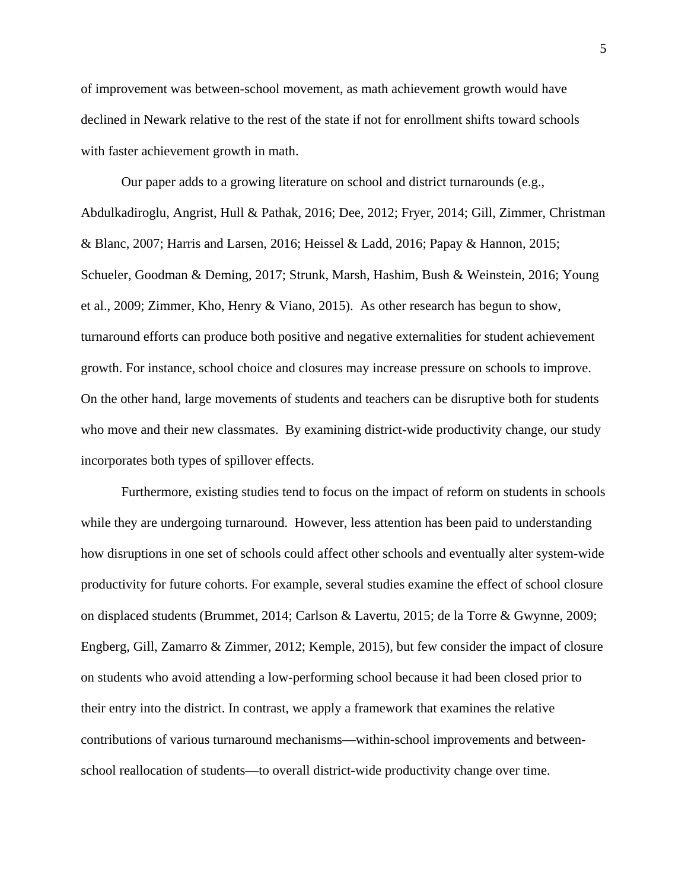of improvement was between-school movement, as math achievement growth would have declined in Newark relative to the rest of the state if not for enrollment shifts toward schools with faster achievement growth in math.

Our paper adds to a growing literature on school and district turnarounds (e.g., Abdulkadiroglu, Angrist, Hull & Pathak, 2016; Dee, 2012; Fryer, 2014; Gill, Zimmer, Christman & Blanc, 2007; Harris and Larsen, 2016; Heissel & Ladd, 2016; Papay & Hannon, 2015; Schueler, Goodman & Deming, 2017; Strunk, Marsh, Hashim, Bush & Weinstein, 2016; Young et al., 2009; Zimmer, Kho, Henry & Viano, 2015). As other research has begun to show, turnaround efforts can produce both positive and negative externalities for student achievement growth. For instance, school choice and closures may increase pressure on schools to improve. On the other hand, large movements of students and teachers can be disruptive both for students who move and their new classmates. By examining district-wide productivity change, our study incorporates both types of spillover effects.

Furthermore, existing studies tend to focus on the impact of reform on students in schools while they are undergoing turnaround. However, less attention has been paid to understanding how disruptions in one set of schools could affect other schools and eventually alter system-wide productivity for future cohorts. For example, several studies examine the effect of school closure on displaced students (Brummet, 2014; Carlson & Lavertu, 2015; de la Torre & Gwynne, 2009; Engberg, Gill, Zamarro & Zimmer, 2012; Kemple, 2015), but few consider the impact of closure on students who avoid attending a low-performing school because it had been closed prior to their entry into the district. In contrast, we apply a framework that examines the relative contributions of various turnaround mechanisms—within-school improvements and between-school reallocation of students—to overall district-wide productivity change over time.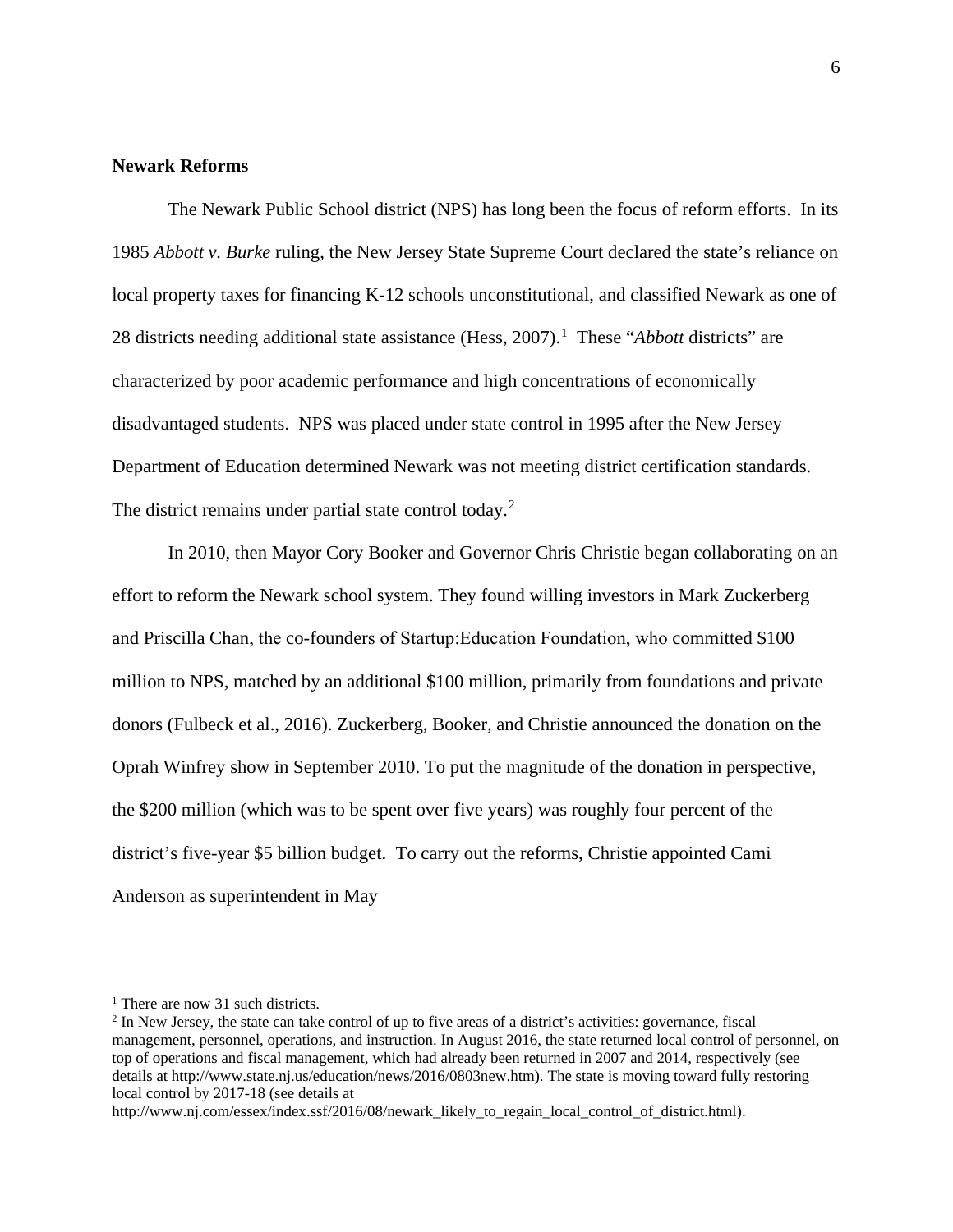**Newark Reforms**

The Newark Public School district (NPS) has long been the focus of reform efforts. In its 1985 *Abbott v. Burke* ruling, the New Jersey State Supreme Court declared the state's reliance on local property taxes for financing K-12 schools unconstitutional, and classified Newark as one of 28 districts needing additional state assistance (Hess, 2007).[1] These "*Abbott* districts" are characterized by poor academic performance and high concentrations of economically disadvantaged students. NPS was placed under state control in 1995 after the New Jersey Department of Education determined Newark was not meeting district certification standards. The district remains under partial state control today.[2]

In 2010, then Mayor Cory Booker and Governor Chris Christie began collaborating on an effort to reform the Newark school system. They found willing investors in Mark Zuckerberg and Priscilla Chan, the co-founders of Startup:Education Foundation, who committed $100 million to NPS, matched by an additional $100 million, primarily from foundations and private donors (Fulbeck et al., 2016). Zuckerberg, Booker, and Christie announced the donation on the Oprah Winfrey show in September 2010. To put the magnitude of the donation in perspective, the $200 million (which was to be spent over five years) was roughly four percent of the district's five-year $5 billion budget. To carry out the reforms, Christie appointed Cami Anderson as superintendent in May

---

[1] There are now 31 such districts.

[2] In New Jersey, the state can take control of up to five areas of a district's activities: governance, fiscal management, personnel, operations, and instruction. In August 2016, the state returned local control of personnel, on top of operations and fiscal management, which had already been returned in 2007 and 2014, respectively (see details at http://www.state.nj.us/education/news/2016/0803new.htm). The state is moving toward fully restoring local control by 2017-18 (see details at http://www.nj.com/essex/index.ssf/2016/08/newark_likely_to_regain_local_control_of_district.html).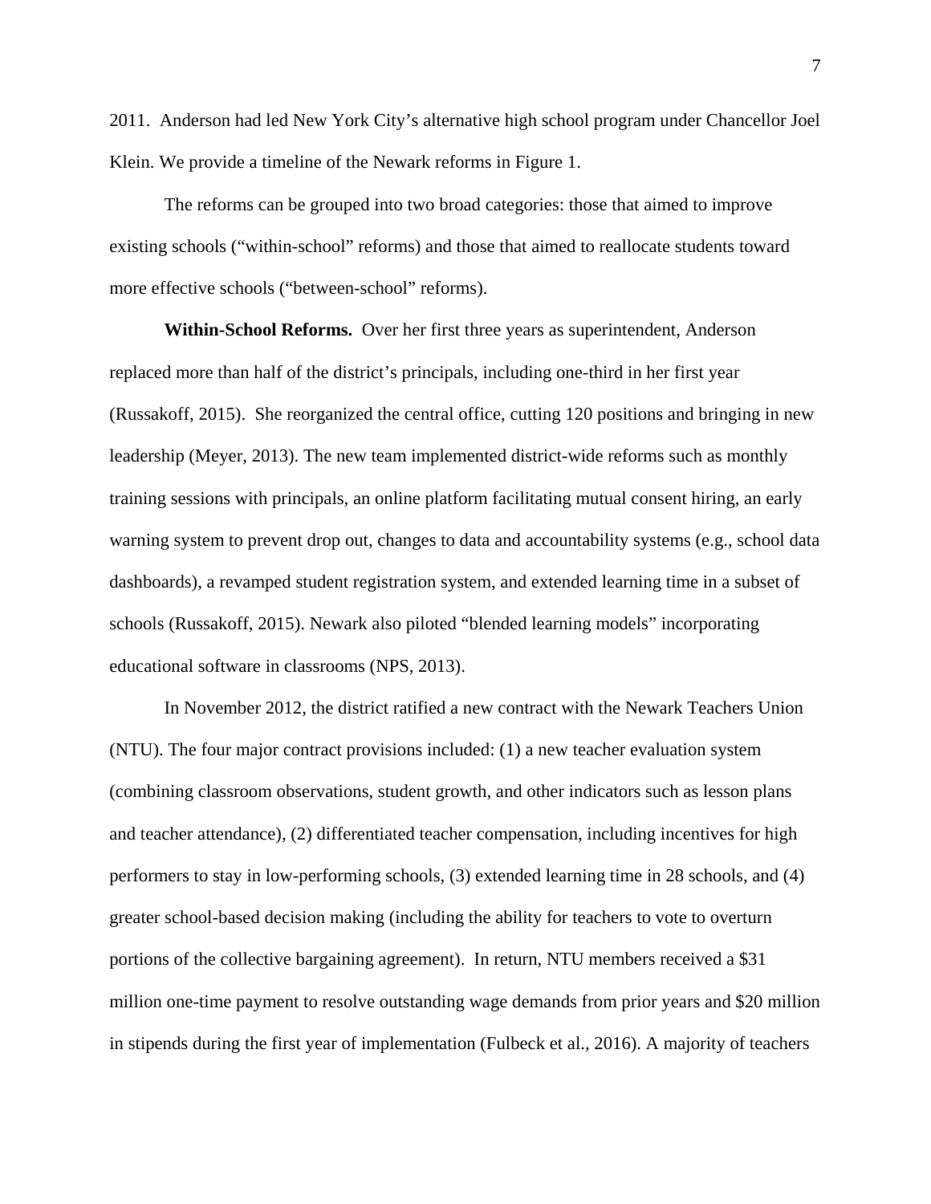2011. Anderson had led New York City's alternative high school program under Chancellor Joel Klein. We provide a timeline of the Newark reforms in Figure 1.

The reforms can be grouped into two broad categories: those that aimed to improve existing schools ("within-school" reforms) and those that aimed to reallocate students toward more effective schools ("between-school" reforms).

**Within-School Reforms.** Over her first three years as superintendent, Anderson replaced more than half of the district's principals, including one-third in her first year (Russakoff, 2015). She reorganized the central office, cutting 120 positions and bringing in new leadership (Meyer, 2013). The new team implemented district-wide reforms such as monthly training sessions with principals, an online platform facilitating mutual consent hiring, an early warning system to prevent drop out, changes to data and accountability systems (e.g., school data dashboards), a revamped student registration system, and extended learning time in a subset of schools (Russakoff, 2015). Newark also piloted "blended learning models" incorporating educational software in classrooms (NPS, 2013).

In November 2012, the district ratified a new contract with the Newark Teachers Union (NTU). The four major contract provisions included: (1) a new teacher evaluation system (combining classroom observations, student growth, and other indicators such as lesson plans and teacher attendance), (2) differentiated teacher compensation, including incentives for high performers to stay in low-performing schools, (3) extended learning time in 28 schools, and (4) greater school-based decision making (including the ability for teachers to vote to overturn portions of the collective bargaining agreement). In return, NTU members received a $31 million one-time payment to resolve outstanding wage demands from prior years and $20 million in stipends during the first year of implementation (Fulbeck et al., 2016). A majority of teachers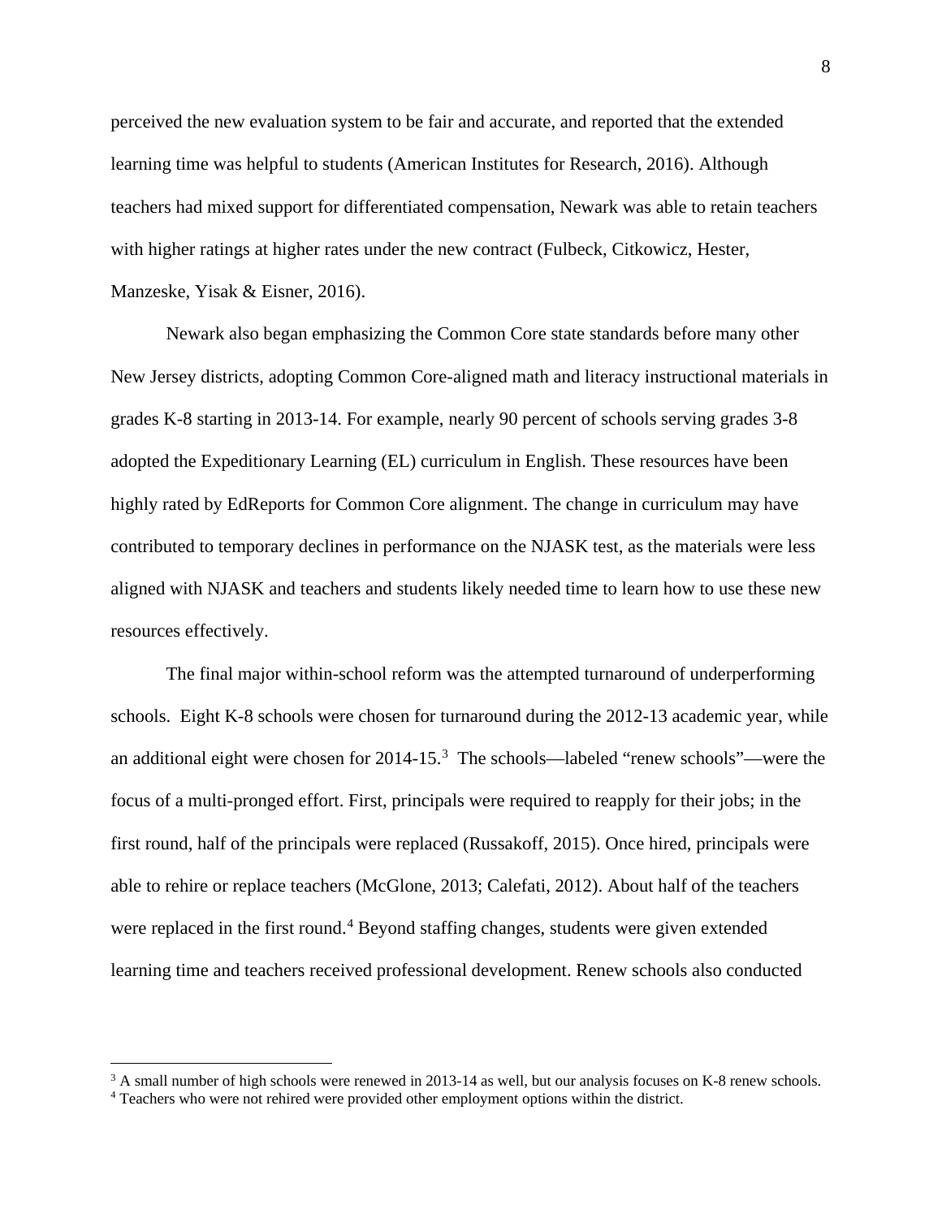perceived the new evaluation system to be fair and accurate, and reported that the extended learning time was helpful to students (American Institutes for Research, 2016). Although teachers had mixed support for differentiated compensation, Newark was able to retain teachers with higher ratings at higher rates under the new contract (Fulbeck, Citkowicz, Hester, Manzeske, Yisak & Eisner, 2016).

Newark also began emphasizing the Common Core state standards before many other New Jersey districts, adopting Common Core-aligned math and literacy instructional materials in grades K-8 starting in 2013-14. For example, nearly 90 percent of schools serving grades 3-8 adopted the Expeditionary Learning (EL) curriculum in English. These resources have been highly rated by EdReports for Common Core alignment. The change in curriculum may have contributed to temporary declines in performance on the NJASK test, as the materials were less aligned with NJASK and teachers and students likely needed time to learn how to use these new resources effectively.

The final major within-school reform was the attempted turnaround of underperforming schools. Eight K-8 schools were chosen for turnaround during the 2012-13 academic year, while an additional eight were chosen for 2014-15.[3] The schools—labeled "renew schools"—were the focus of a multi-pronged effort. First, principals were required to reapply for their jobs; in the first round, half of the principals were replaced (Russakoff, 2015). Once hired, principals were able to rehire or replace teachers (McGlone, 2013; Calefati, 2012). About half of the teachers were replaced in the first round.[4] Beyond staffing changes, students were given extended learning time and teachers received professional development. Renew schools also conducted

[3] A small number of high schools were renewed in 2013-14 as well, but our analysis focuses on K-8 renew schools.

[4] Teachers who were not rehired were provided other employment options within the district.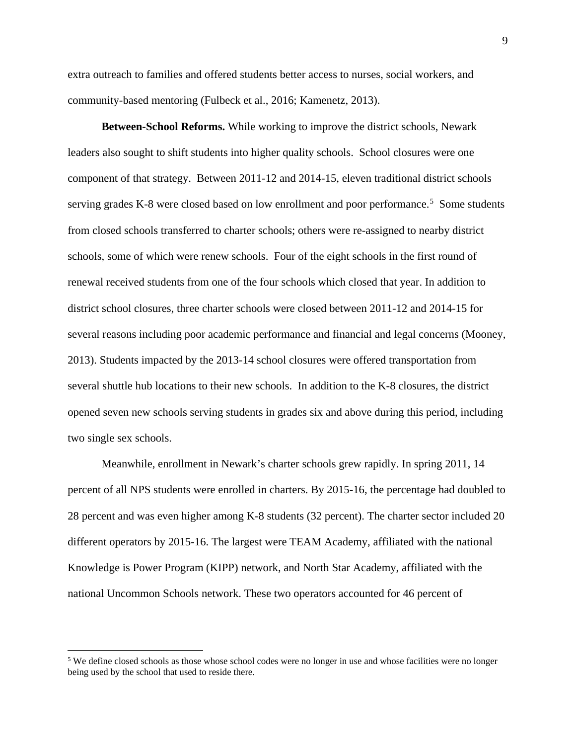extra outreach to families and offered students better access to nurses, social workers, and community-based mentoring (Fulbeck et al., 2016; Kamenetz, 2013).

**Between-School Reforms.** While working to improve the district schools, Newark leaders also sought to shift students into higher quality schools. School closures were one component of that strategy. Between 2011-12 and 2014-15, eleven traditional district schools serving grades K-8 were closed based on low enrollment and poor performance.[5] Some students from closed schools transferred to charter schools; others were re-assigned to nearby district schools, some of which were renew schools. Four of the eight schools in the first round of renewal received students from one of the four schools which closed that year. In addition to district school closures, three charter schools were closed between 2011-12 and 2014-15 for several reasons including poor academic performance and financial and legal concerns (Mooney, 2013). Students impacted by the 2013-14 school closures were offered transportation from several shuttle hub locations to their new schools. In addition to the K-8 closures, the district opened seven new schools serving students in grades six and above during this period, including two single sex schools.

Meanwhile, enrollment in Newark's charter schools grew rapidly. In spring 2011, 14 percent of all NPS students were enrolled in charters. By 2015-16, the percentage had doubled to 28 percent and was even higher among K-8 students (32 percent). The charter sector included 20 different operators by 2015-16. The largest were TEAM Academy, affiliated with the national Knowledge is Power Program (KIPP) network, and North Star Academy, affiliated with the national Uncommon Schools network. These two operators accounted for 46 percent of

[5] We define closed schools as those whose school codes were no longer in use and whose facilities were no longer being used by the school that used to reside there.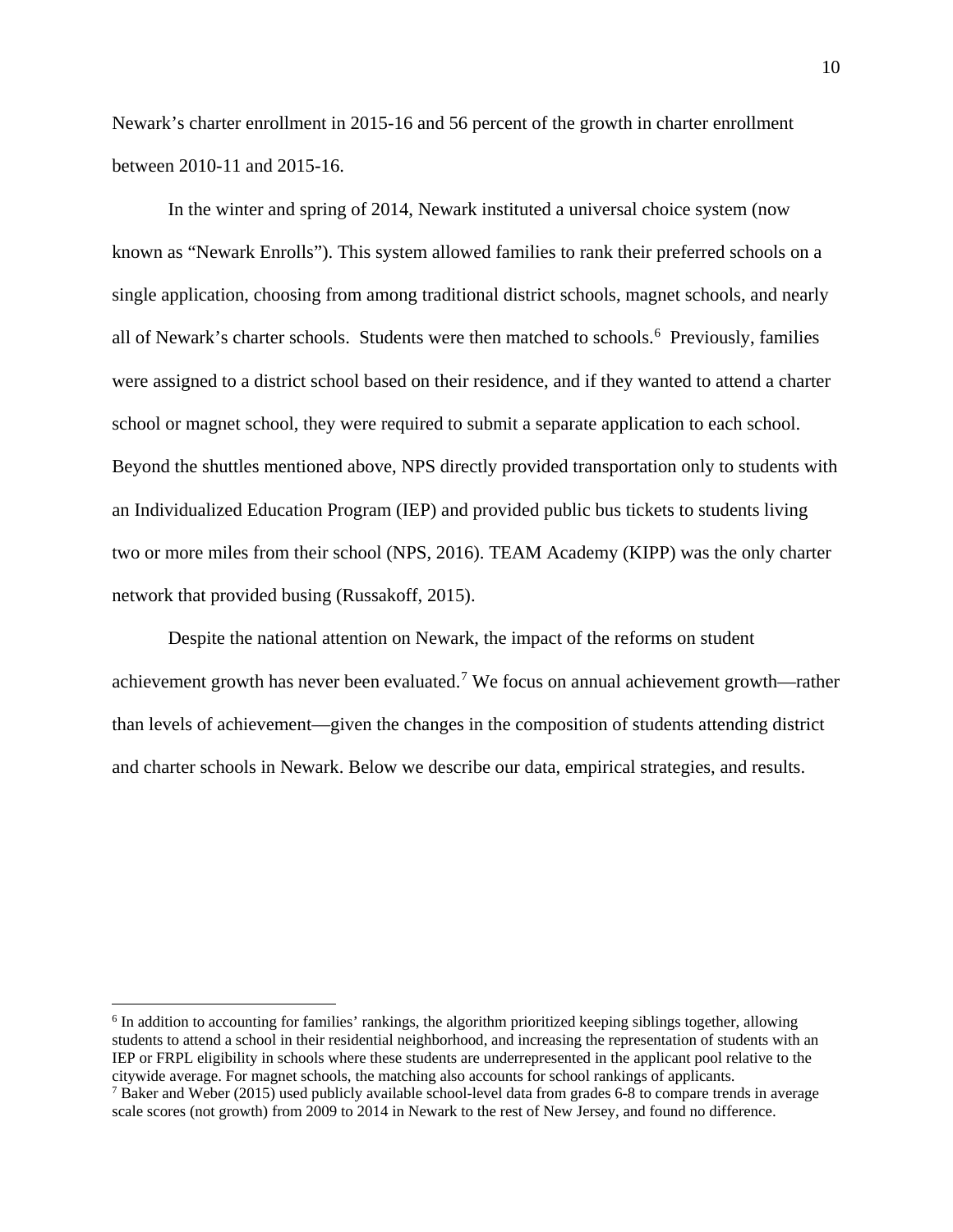Newark's charter enrollment in 2015-16 and 56 percent of the growth in charter enrollment between 2010-11 and 2015-16.

In the winter and spring of 2014, Newark instituted a universal choice system (now known as "Newark Enrolls"). This system allowed families to rank their preferred schools on a single application, choosing from among traditional district schools, magnet schools, and nearly all of Newark's charter schools. Students were then matched to schools.[6] Previously, families were assigned to a district school based on their residence, and if they wanted to attend a charter school or magnet school, they were required to submit a separate application to each school. Beyond the shuttles mentioned above, NPS directly provided transportation only to students with an Individualized Education Program (IEP) and provided public bus tickets to students living two or more miles from their school (NPS, 2016). TEAM Academy (KIPP) was the only charter network that provided busing (Russakoff, 2015).

Despite the national attention on Newark, the impact of the reforms on student achievement growth has never been evaluated.[7] We focus on annual achievement growth—rather than levels of achievement—given the changes in the composition of students attending district and charter schools in Newark. Below we describe our data, empirical strategies, and results.

---

[6] In addition to accounting for families' rankings, the algorithm prioritized keeping siblings together, allowing students to attend a school in their residential neighborhood, and increasing the representation of students with an IEP or FRPL eligibility in schools where these students are underrepresented in the applicant pool relative to the citywide average. For magnet schools, the matching also accounts for school rankings of applicants.

[7] Baker and Weber (2015) used publicly available school-level data from grades 6-8 to compare trends in average scale scores (not growth) from 2009 to 2014 in Newark to the rest of New Jersey, and found no difference.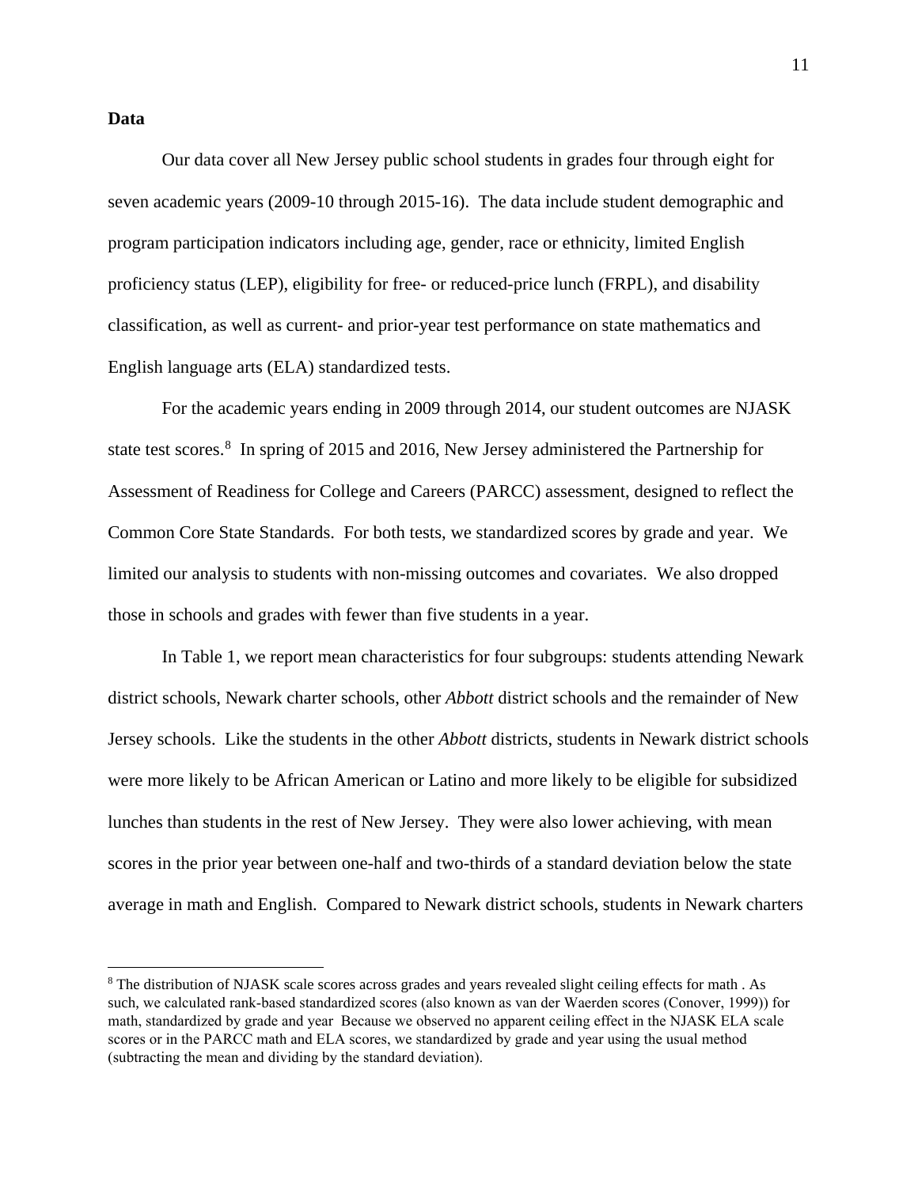**Data**

Our data cover all New Jersey public school students in grades four through eight for seven academic years (2009-10 through 2015-16). The data include student demographic and program participation indicators including age, gender, race or ethnicity, limited English proficiency status (LEP), eligibility for free- or reduced-price lunch (FRPL), and disability classification, as well as current- and prior-year test performance on state mathematics and English language arts (ELA) standardized tests.

For the academic years ending in 2009 through 2014, our student outcomes are NJASK state test scores.[8] In spring of 2015 and 2016, New Jersey administered the Partnership for Assessment of Readiness for College and Careers (PARCC) assessment, designed to reflect the Common Core State Standards. For both tests, we standardized scores by grade and year. We limited our analysis to students with non-missing outcomes and covariates. We also dropped those in schools and grades with fewer than five students in a year.

In Table 1, we report mean characteristics for four subgroups: students attending Newark district schools, Newark charter schools, other *Abbott* district schools and the remainder of New Jersey schools. Like the students in the other *Abbott* districts, students in Newark district schools were more likely to be African American or Latino and more likely to be eligible for subsidized lunches than students in the rest of New Jersey. They were also lower achieving, with mean scores in the prior year between one-half and two-thirds of a standard deviation below the state average in math and English. Compared to Newark district schools, students in Newark charters

[8] The distribution of NJASK scale scores across grades and years revealed slight ceiling effects for math . As such, we calculated rank-based standardized scores (also known as van der Waerden scores (Conover, 1999)) for math, standardized by grade and year Because we observed no apparent ceiling effect in the NJASK ELA scale scores or in the PARCC math and ELA scores, we standardized by grade and year using the usual method (subtracting the mean and dividing by the standard deviation).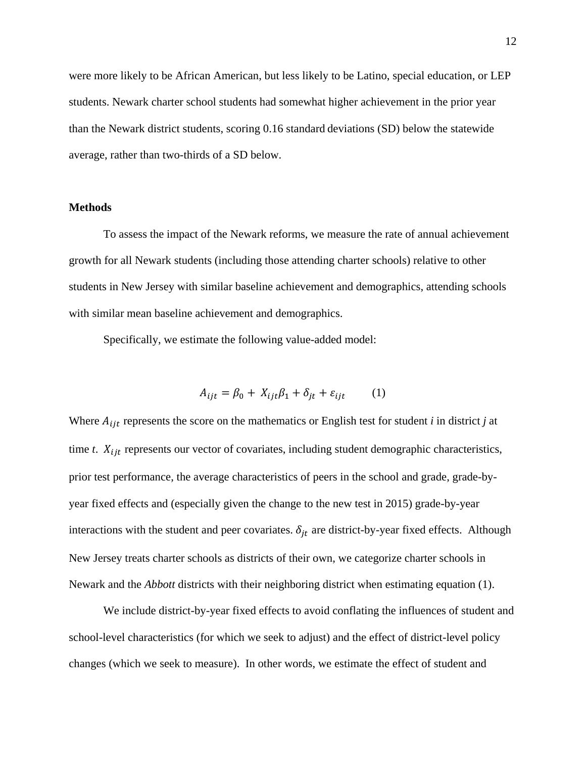were more likely to be African American, but less likely to be Latino, special education, or LEP students. Newark charter school students had somewhat higher achievement in the prior year than the Newark district students, scoring 0.16 standard deviations (SD) below the statewide average, rather than two-thirds of a SD below.

**Methods**

To assess the impact of the Newark reforms, we measure the rate of annual achievement growth for all Newark students (including those attending charter schools) relative to other students in New Jersey with similar baseline achievement and demographics, attending schools with similar mean baseline achievement and demographics.

Specifically, we estimate the following value-added model:

$$A_{ijt} = \beta_0 + X_{ijt}\beta_1 + \delta_{jt} + \varepsilon_{ijt} \qquad (1)$$

Where $A_{ijt}$ represents the score on the mathematics or English test for student *i* in district *j* at time *t*. $X_{ijt}$ represents our vector of covariates, including student demographic characteristics, prior test performance, the average characteristics of peers in the school and grade, grade-by-year fixed effects and (especially given the change to the new test in 2015) grade-by-year interactions with the student and peer covariates. $\delta_{jt}$ are district-by-year fixed effects. Although New Jersey treats charter schools as districts of their own, we categorize charter schools in Newark and the *Abbott* districts with their neighboring district when estimating equation (1).

We include district-by-year fixed effects to avoid conflating the influences of student and school-level characteristics (for which we seek to adjust) and the effect of district-level policy changes (which we seek to measure). In other words, we estimate the effect of student and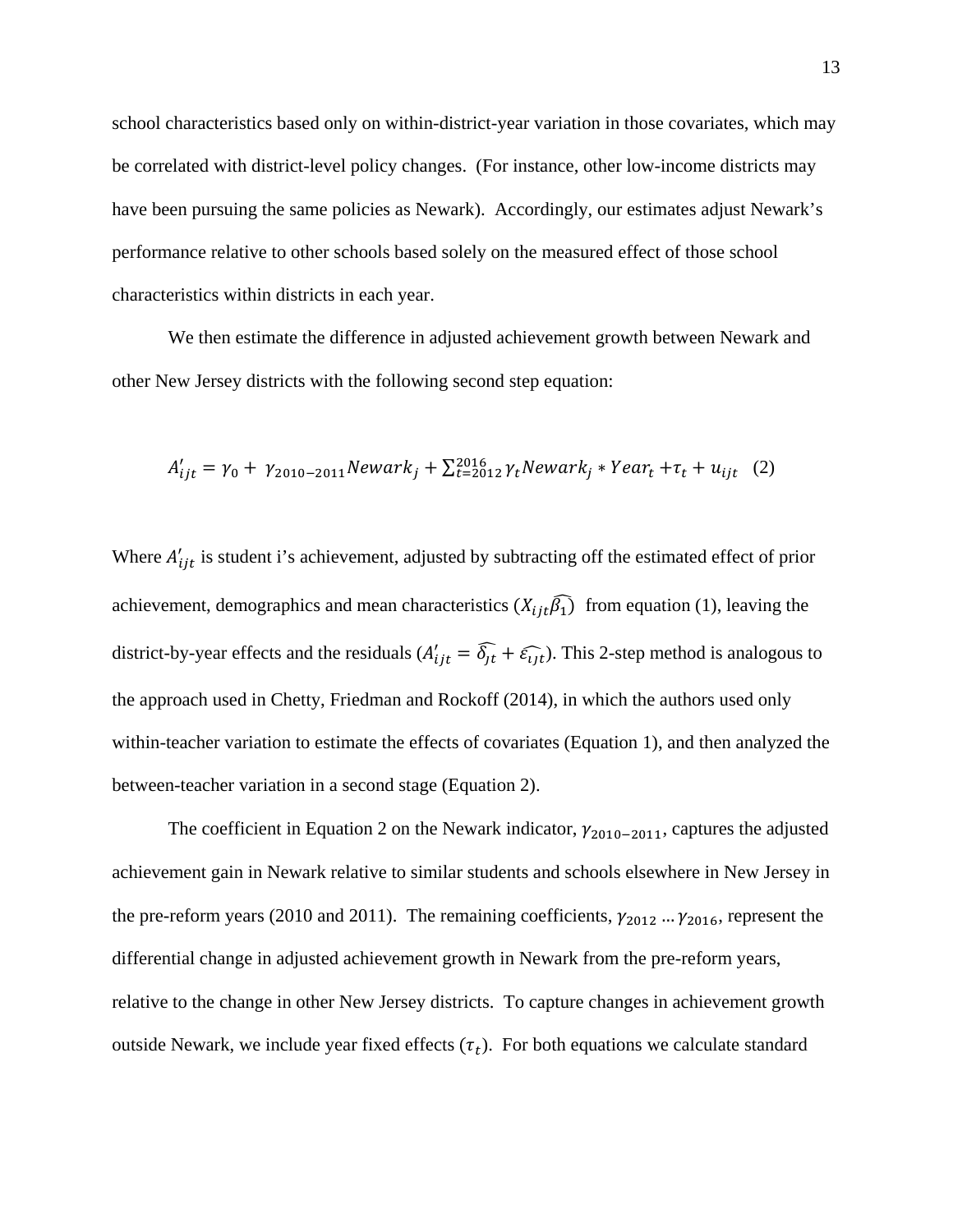school characteristics based only on within-district-year variation in those covariates, which may be correlated with district-level policy changes. (For instance, other low-income districts may have been pursuing the same policies as Newark). Accordingly, our estimates adjust Newark's performance relative to other schools based solely on the measured effect of those school characteristics within districts in each year.

We then estimate the difference in adjusted achievement growth between Newark and other New Jersey districts with the following second step equation:

$$A'_{ijt} = \gamma_0 + \gamma_{2010-2011} Newark_j + \sum_{t=2012}^{2016} \gamma_t Newark_j * Year_t + \tau_t + u_{ijt} \quad (2)$$

Where $A'_{ijt}$ is student i's achievement, adjusted by subtracting off the estimated effect of prior achievement, demographics and mean characteristics ($X_{ijt}\widehat{\beta_1}$) from equation (1), leaving the district-by-year effects and the residuals ($A'_{ijt} = \widehat{\delta_{jt}} + \widehat{\varepsilon_{ijt}}$). This 2-step method is analogous to the approach used in Chetty, Friedman and Rockoff (2014), in which the authors used only within-teacher variation to estimate the effects of covariates (Equation 1), and then analyzed the between-teacher variation in a second stage (Equation 2).

The coefficient in Equation 2 on the Newark indicator, $\gamma_{2010-2011}$, captures the adjusted achievement gain in Newark relative to similar students and schools elsewhere in New Jersey in the pre-reform years (2010 and 2011). The remaining coefficients, $\gamma_{2012} \ldots \gamma_{2016}$, represent the differential change in adjusted achievement growth in Newark from the pre-reform years, relative to the change in other New Jersey districts. To capture changes in achievement growth outside Newark, we include year fixed effects ($\tau_t$). For both equations we calculate standard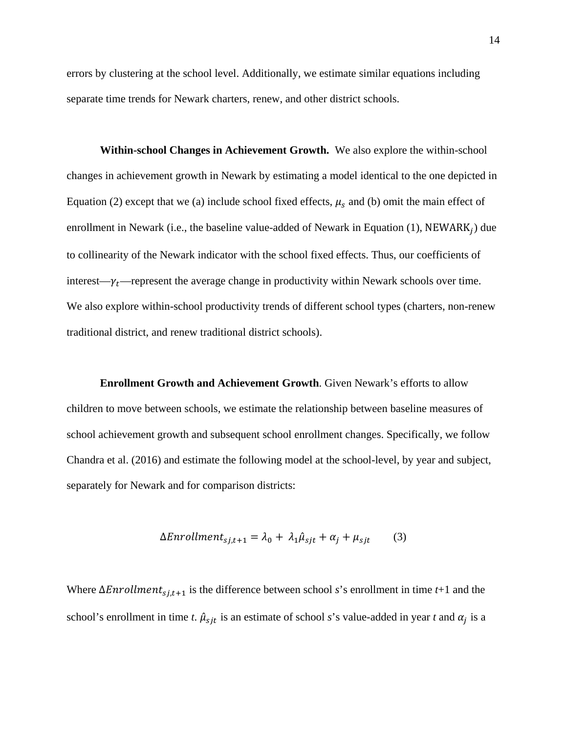errors by clustering at the school level. Additionally, we estimate similar equations including separate time trends for Newark charters, renew, and other district schools.

**Within-school Changes in Achievement Growth.** We also explore the within-school changes in achievement growth in Newark by estimating a model identical to the one depicted in Equation (2) except that we (a) include school fixed effects, $\mu_s$ and (b) omit the main effect of enrollment in Newark (i.e., the baseline value-added of Newark in Equation (1), $\text{NEWARK}_j$) due to collinearity of the Newark indicator with the school fixed effects. Thus, our coefficients of interest—$\gamma_t$—represent the average change in productivity within Newark schools over time. We also explore within-school productivity trends of different school types (charters, non-renew traditional district, and renew traditional district schools).

**Enrollment Growth and Achievement Growth**. Given Newark's efforts to allow children to move between schools, we estimate the relationship between baseline measures of school achievement growth and subsequent school enrollment changes. Specifically, we follow Chandra et al. (2016) and estimate the following model at the school-level, by year and subject, separately for Newark and for comparison districts:

$$\Delta Enrollment_{sj,t+1} = \lambda_0 + \lambda_1 \hat{\mu}_{sjt} + \alpha_j + \mu_{sjt} \qquad (3)$$

Where $\Delta Enrollment_{sj,t+1}$ is the difference between school *s*'s enrollment in time *t*+1 and the school's enrollment in time *t*. $\hat{\mu}_{sjt}$ is an estimate of school *s*'s value-added in year *t* and $\alpha_j$ is a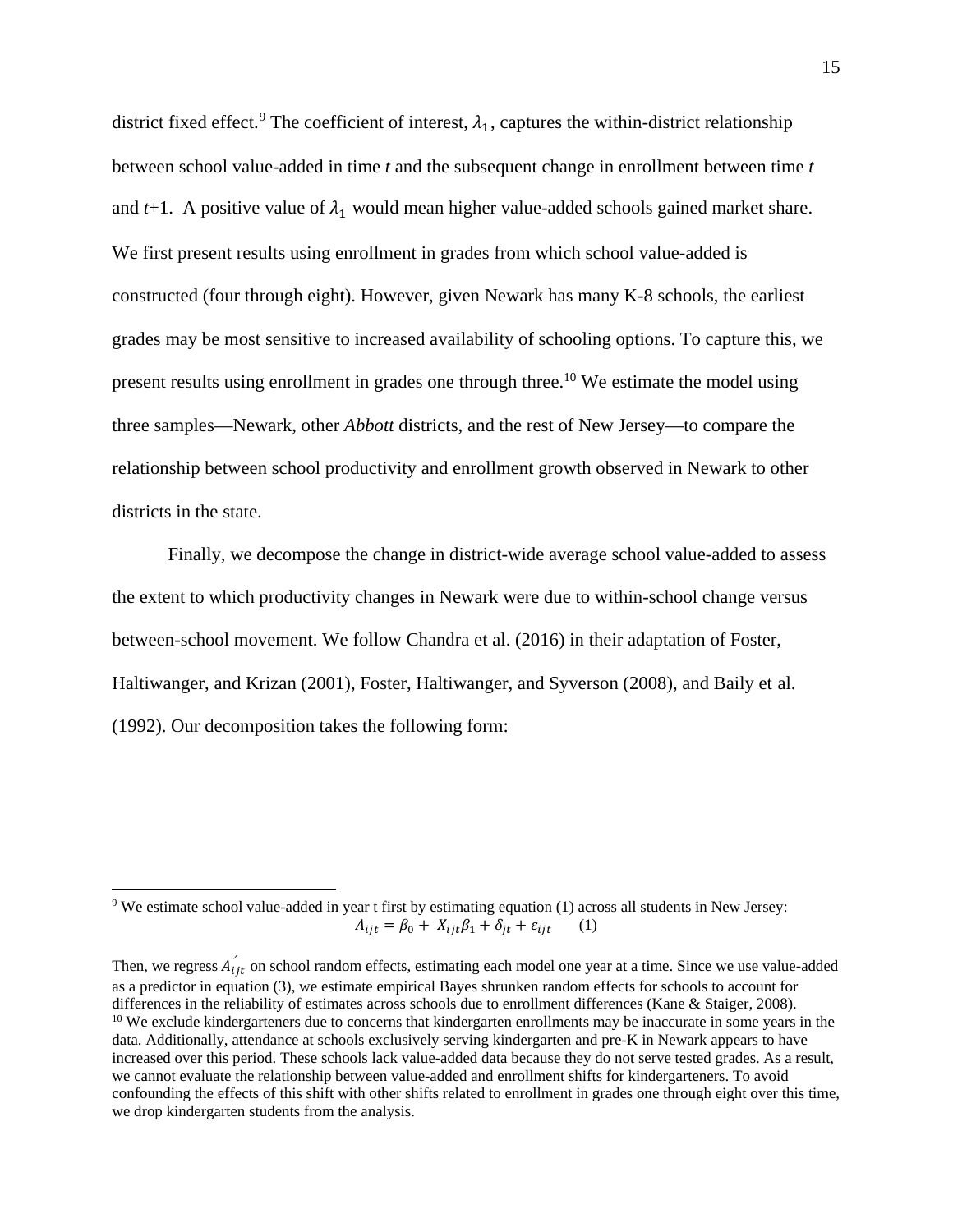district fixed effect.[9] The coefficient of interest, $\lambda_1$, captures the within-district relationship between school value-added in time *t* and the subsequent change in enrollment between time *t* and *t*+1. A positive value of $\lambda_1$ would mean higher value-added schools gained market share. We first present results using enrollment in grades from which school value-added is constructed (four through eight). However, given Newark has many K-8 schools, the earliest grades may be most sensitive to increased availability of schooling options. To capture this, we present results using enrollment in grades one through three.[10] We estimate the model using three samples—Newark, other *Abbott* districts, and the rest of New Jersey—to compare the relationship between school productivity and enrollment growth observed in Newark to other districts in the state.

Finally, we decompose the change in district-wide average school value-added to assess the extent to which productivity changes in Newark were due to within-school change versus between-school movement. We follow Chandra et al. (2016) in their adaptation of Foster, Haltiwanger, and Krizan (2001), Foster, Haltiwanger, and Syverson (2008), and Baily et al. (1992). Our decomposition takes the following form:

---

[9] We estimate school value-added in year t first by estimating equation (1) across all students in New Jersey:

$$A_{ijt} = \beta_0 + X_{ijt}\beta_1 + \delta_{jt} + \varepsilon_{ijt} \qquad (1)$$

Then, we regress $A'_{ijt}$ on school random effects, estimating each model one year at a time. Since we use value-added as a predictor in equation (3), we estimate empirical Bayes shrunken random effects for schools to account for differences in the reliability of estimates across schools due to enrollment differences (Kane & Staiger, 2008).

[10] We exclude kindergarteners due to concerns that kindergarten enrollments may be inaccurate in some years in the data. Additionally, attendance at schools exclusively serving kindergarten and pre-K in Newark appears to have increased over this period. These schools lack value-added data because they do not serve tested grades. As a result, we cannot evaluate the relationship between value-added and enrollment shifts for kindergarteners. To avoid confounding the effects of this shift with other shifts related to enrollment in grades one through eight over this time, we drop kindergarten students from the analysis.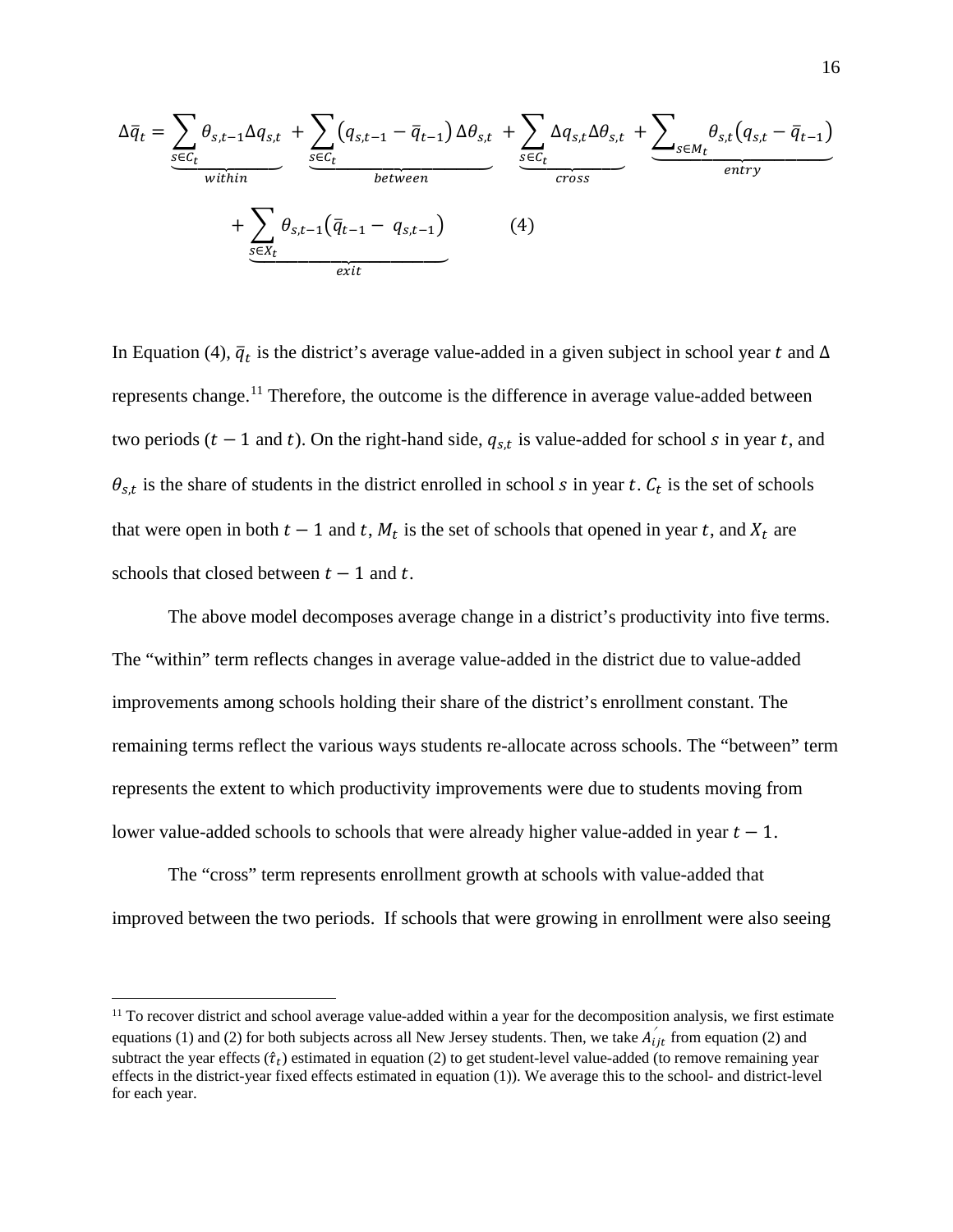$$\Delta\bar{q}_t = \underbrace{\sum_{s\in C_t}\theta_{s,t-1}\Delta q_{s,t}}_{within} + \underbrace{\sum_{s\in C_t}\left(q_{s,t-1}-\bar{q}_{t-1}\right)\Delta\theta_{s,t}}_{between} + \underbrace{\sum_{s\in C_t}\Delta q_{s,t}\Delta\theta_{s,t}}_{cross} + \underbrace{\sum_{s\in M_t}\theta_{s,t}\left(q_{s,t}-\bar{q}_{t-1}\right)}_{entry}$$

$$+ \underbrace{\sum_{s\in X_t}\theta_{s,t-1}\left(\bar{q}_{t-1}- q_{s,t-1}\right)}_{exit} \qquad (4)$$

In Equation (4), $\bar{q}_t$ is the district's average value-added in a given subject in school year $t$ and $\Delta$ represents change.[11] Therefore, the outcome is the difference in average value-added between two periods ($t-1$ and $t$). On the right-hand side, $q_{s,t}$ is value-added for school $s$ in year $t$, and $\theta_{s,t}$ is the share of students in the district enrolled in school $s$ in year $t$. $C_t$ is the set of schools that were open in both $t-1$ and $t$, $M_t$ is the set of schools that opened in year $t$, and $X_t$ are schools that closed between $t-1$ and $t$.

The above model decomposes average change in a district's productivity into five terms. The "within" term reflects changes in average value-added in the district due to value-added improvements among schools holding their share of the district's enrollment constant. The remaining terms reflect the various ways students re-allocate across schools. The "between" term represents the extent to which productivity improvements were due to students moving from lower value-added schools to schools that were already higher value-added in year $t-1$.

The "cross" term represents enrollment growth at schools with value-added that improved between the two periods. If schools that were growing in enrollment were also seeing

[11] To recover district and school average value-added within a year for the decomposition analysis, we first estimate equations (1) and (2) for both subjects across all New Jersey students. Then, we take $A'_{ijt}$ from equation (2) and subtract the year effects ($\hat{\tau}_t$) estimated in equation (2) to get student-level value-added (to remove remaining year effects in the district-year fixed effects estimated in equation (1)). We average this to the school- and district-level for each year.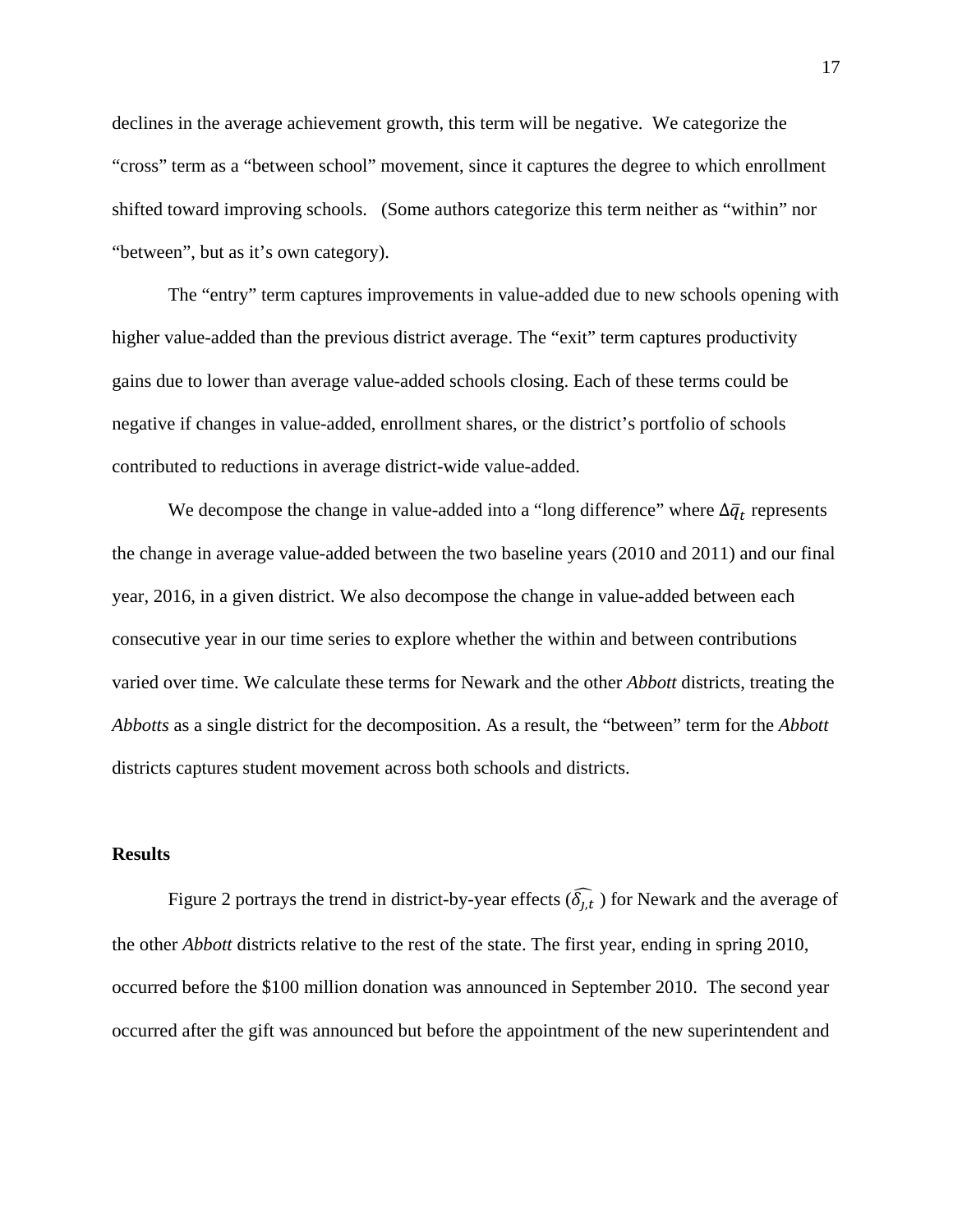declines in the average achievement growth, this term will be negative. We categorize the "cross" term as a "between school" movement, since it captures the degree to which enrollment shifted toward improving schools. (Some authors categorize this term neither as "within" nor "between", but as it's own category).

The "entry" term captures improvements in value-added due to new schools opening with higher value-added than the previous district average. The "exit" term captures productivity gains due to lower than average value-added schools closing. Each of these terms could be negative if changes in value-added, enrollment shares, or the district's portfolio of schools contributed to reductions in average district-wide value-added.

We decompose the change in value-added into a "long difference" where $\Delta\bar{q}_t$ represents the change in average value-added between the two baseline years (2010 and 2011) and our final year, 2016, in a given district. We also decompose the change in value-added between each consecutive year in our time series to explore whether the within and between contributions varied over time. We calculate these terms for Newark and the other *Abbott* districts, treating the *Abbotts* as a single district for the decomposition. As a result, the "between" term for the *Abbott* districts captures student movement across both schools and districts.

## Results

Figure 2 portrays the trend in district-by-year effects ($\widehat{\delta_{j,t}}$ ) for Newark and the average of the other *Abbott* districts relative to the rest of the state. The first year, ending in spring 2010, occurred before the \$100 million donation was announced in September 2010. The second year occurred after the gift was announced but before the appointment of the new superintendent and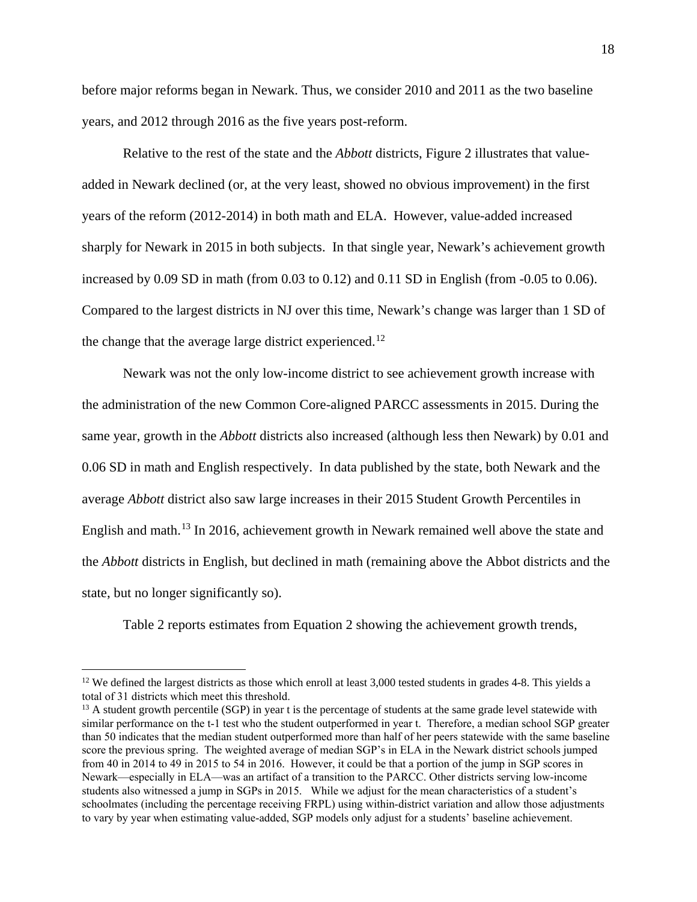before major reforms began in Newark. Thus, we consider 2010 and 2011 as the two baseline years, and 2012 through 2016 as the five years post-reform.

Relative to the rest of the state and the *Abbott* districts, Figure 2 illustrates that value-added in Newark declined (or, at the very least, showed no obvious improvement) in the first years of the reform (2012-2014) in both math and ELA. However, value-added increased sharply for Newark in 2015 in both subjects. In that single year, Newark's achievement growth increased by 0.09 SD in math (from 0.03 to 0.12) and 0.11 SD in English (from -0.05 to 0.06). Compared to the largest districts in NJ over this time, Newark's change was larger than 1 SD of the change that the average large district experienced.[12]

Newark was not the only low-income district to see achievement growth increase with the administration of the new Common Core-aligned PARCC assessments in 2015. During the same year, growth in the *Abbott* districts also increased (although less then Newark) by 0.01 and 0.06 SD in math and English respectively. In data published by the state, both Newark and the average *Abbott* district also saw large increases in their 2015 Student Growth Percentiles in English and math.[13] In 2016, achievement growth in Newark remained well above the state and the *Abbott* districts in English, but declined in math (remaining above the Abbot districts and the state, but no longer significantly so).

Table 2 reports estimates from Equation 2 showing the achievement growth trends,

---

[12] We defined the largest districts as those which enroll at least 3,000 tested students in grades 4-8. This yields a total of 31 districts which meet this threshold.

[13] A student growth percentile (SGP) in year t is the percentage of students at the same grade level statewide with similar performance on the t-1 test who the student outperformed in year t. Therefore, a median school SGP greater than 50 indicates that the median student outperformed more than half of her peers statewide with the same baseline score the previous spring. The weighted average of median SGP's in ELA in the Newark district schools jumped from 40 in 2014 to 49 in 2015 to 54 in 2016. However, it could be that a portion of the jump in SGP scores in Newark—especially in ELA—was an artifact of a transition to the PARCC. Other districts serving low-income students also witnessed a jump in SGPs in 2015. While we adjust for the mean characteristics of a student's schoolmates (including the percentage receiving FRPL) using within-district variation and allow those adjustments to vary by year when estimating value-added, SGP models only adjust for a students' baseline achievement.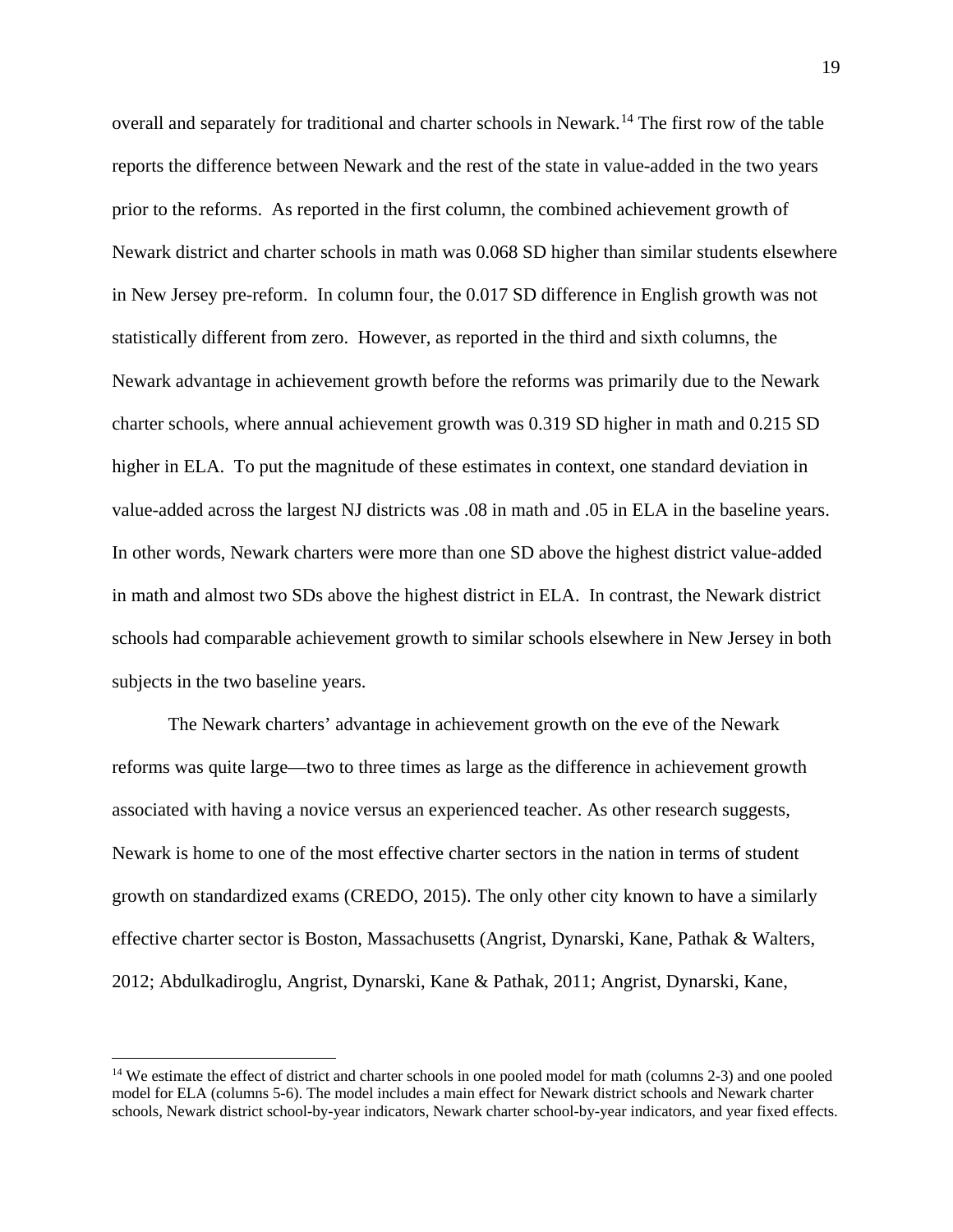overall and separately for traditional and charter schools in Newark.[14] The first row of the table reports the difference between Newark and the rest of the state in value-added in the two years prior to the reforms. As reported in the first column, the combined achievement growth of Newark district and charter schools in math was 0.068 SD higher than similar students elsewhere in New Jersey pre-reform. In column four, the 0.017 SD difference in English growth was not statistically different from zero. However, as reported in the third and sixth columns, the Newark advantage in achievement growth before the reforms was primarily due to the Newark charter schools, where annual achievement growth was 0.319 SD higher in math and 0.215 SD higher in ELA. To put the magnitude of these estimates in context, one standard deviation in value-added across the largest NJ districts was .08 in math and .05 in ELA in the baseline years. In other words, Newark charters were more than one SD above the highest district value-added in math and almost two SDs above the highest district in ELA. In contrast, the Newark district schools had comparable achievement growth to similar schools elsewhere in New Jersey in both subjects in the two baseline years.

The Newark charters' advantage in achievement growth on the eve of the Newark reforms was quite large—two to three times as large as the difference in achievement growth associated with having a novice versus an experienced teacher. As other research suggests, Newark is home to one of the most effective charter sectors in the nation in terms of student growth on standardized exams (CREDO, 2015). The only other city known to have a similarly effective charter sector is Boston, Massachusetts (Angrist, Dynarski, Kane, Pathak & Walters, 2012; Abdulkadiroglu, Angrist, Dynarski, Kane & Pathak, 2011; Angrist, Dynarski, Kane,

[14] We estimate the effect of district and charter schools in one pooled model for math (columns 2-3) and one pooled model for ELA (columns 5-6). The model includes a main effect for Newark district schools and Newark charter schools, Newark district school-by-year indicators, Newark charter school-by-year indicators, and year fixed effects.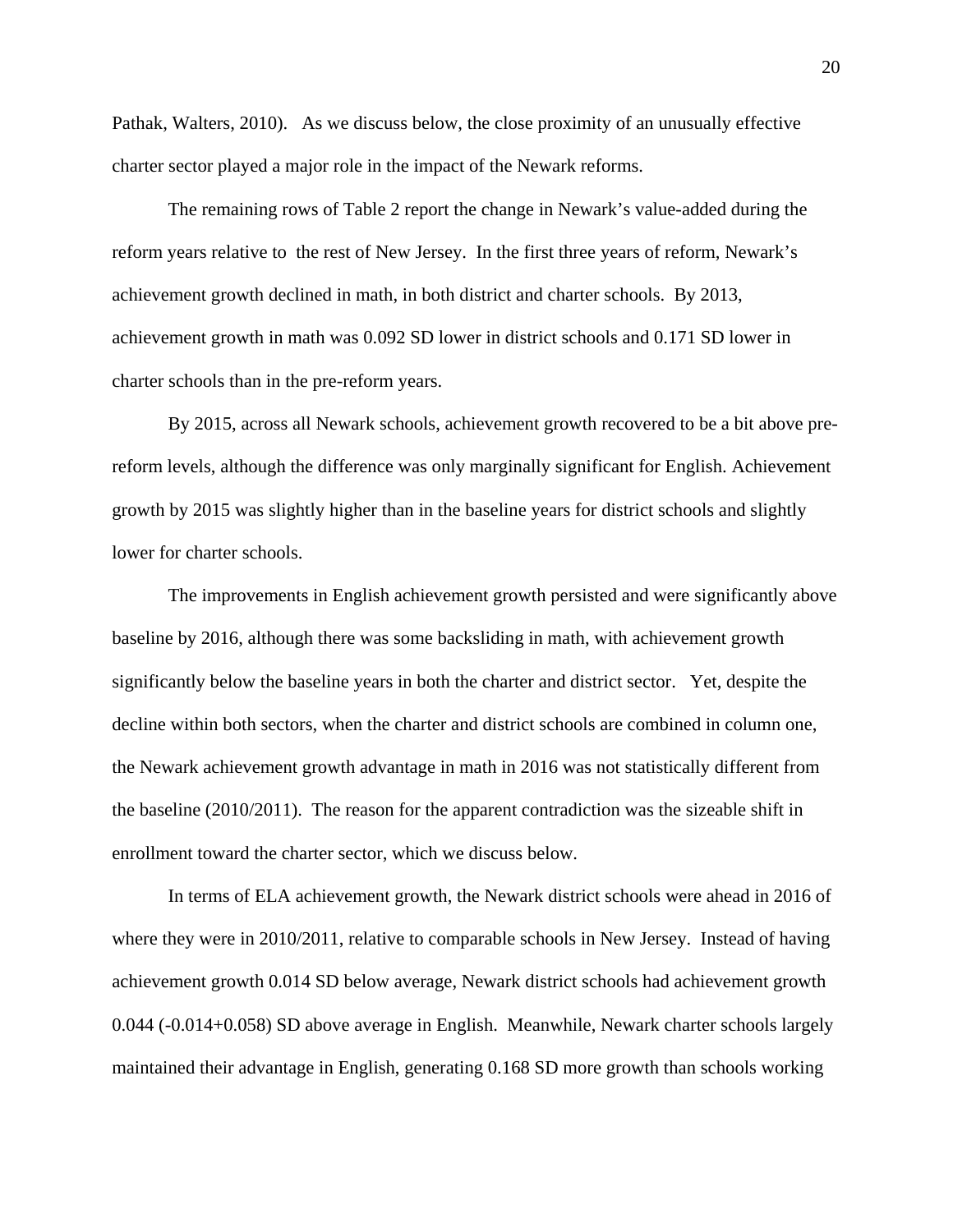Pathak, Walters, 2010). As we discuss below, the close proximity of an unusually effective charter sector played a major role in the impact of the Newark reforms.

The remaining rows of Table 2 report the change in Newark's value-added during the reform years relative to the rest of New Jersey. In the first three years of reform, Newark's achievement growth declined in math, in both district and charter schools. By 2013, achievement growth in math was 0.092 SD lower in district schools and 0.171 SD lower in charter schools than in the pre-reform years.

By 2015, across all Newark schools, achievement growth recovered to be a bit above pre-reform levels, although the difference was only marginally significant for English. Achievement growth by 2015 was slightly higher than in the baseline years for district schools and slightly lower for charter schools.

The improvements in English achievement growth persisted and were significantly above baseline by 2016, although there was some backsliding in math, with achievement growth significantly below the baseline years in both the charter and district sector. Yet, despite the decline within both sectors, when the charter and district schools are combined in column one, the Newark achievement growth advantage in math in 2016 was not statistically different from the baseline (2010/2011). The reason for the apparent contradiction was the sizeable shift in enrollment toward the charter sector, which we discuss below.

In terms of ELA achievement growth, the Newark district schools were ahead in 2016 of where they were in 2010/2011, relative to comparable schools in New Jersey. Instead of having achievement growth 0.014 SD below average, Newark district schools had achievement growth 0.044 (-0.014+0.058) SD above average in English. Meanwhile, Newark charter schools largely maintained their advantage in English, generating 0.168 SD more growth than schools working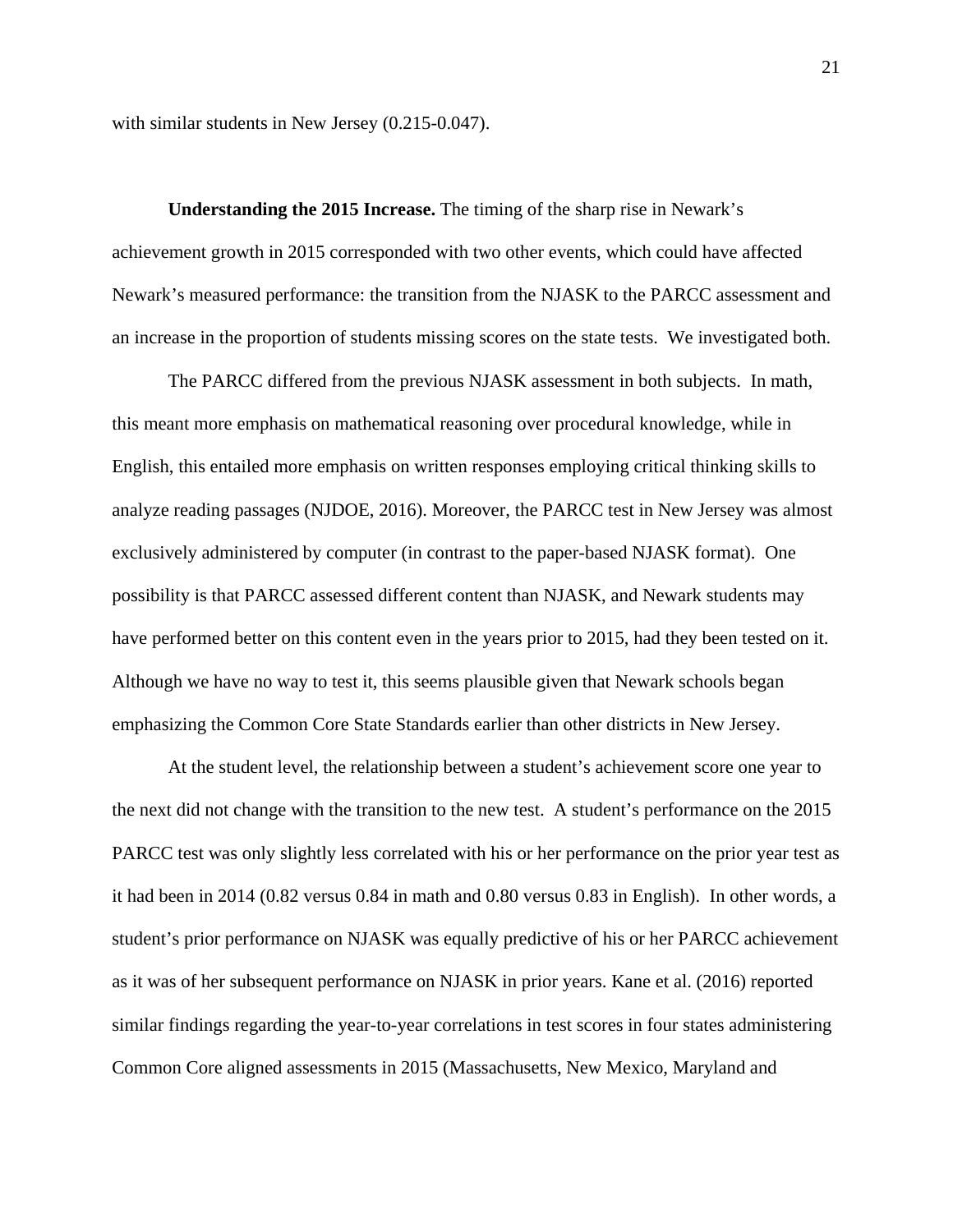with similar students in New Jersey (0.215-0.047).

**Understanding the 2015 Increase.** The timing of the sharp rise in Newark's achievement growth in 2015 corresponded with two other events, which could have affected Newark's measured performance: the transition from the NJASK to the PARCC assessment and an increase in the proportion of students missing scores on the state tests. We investigated both.

The PARCC differed from the previous NJASK assessment in both subjects. In math, this meant more emphasis on mathematical reasoning over procedural knowledge, while in English, this entailed more emphasis on written responses employing critical thinking skills to analyze reading passages (NJDOE, 2016). Moreover, the PARCC test in New Jersey was almost exclusively administered by computer (in contrast to the paper-based NJASK format). One possibility is that PARCC assessed different content than NJASK, and Newark students may have performed better on this content even in the years prior to 2015, had they been tested on it. Although we have no way to test it, this seems plausible given that Newark schools began emphasizing the Common Core State Standards earlier than other districts in New Jersey.

At the student level, the relationship between a student's achievement score one year to the next did not change with the transition to the new test. A student's performance on the 2015 PARCC test was only slightly less correlated with his or her performance on the prior year test as it had been in 2014 (0.82 versus 0.84 in math and 0.80 versus 0.83 in English). In other words, a student's prior performance on NJASK was equally predictive of his or her PARCC achievement as it was of her subsequent performance on NJASK in prior years. Kane et al. (2016) reported similar findings regarding the year-to-year correlations in test scores in four states administering Common Core aligned assessments in 2015 (Massachusetts, New Mexico, Maryland and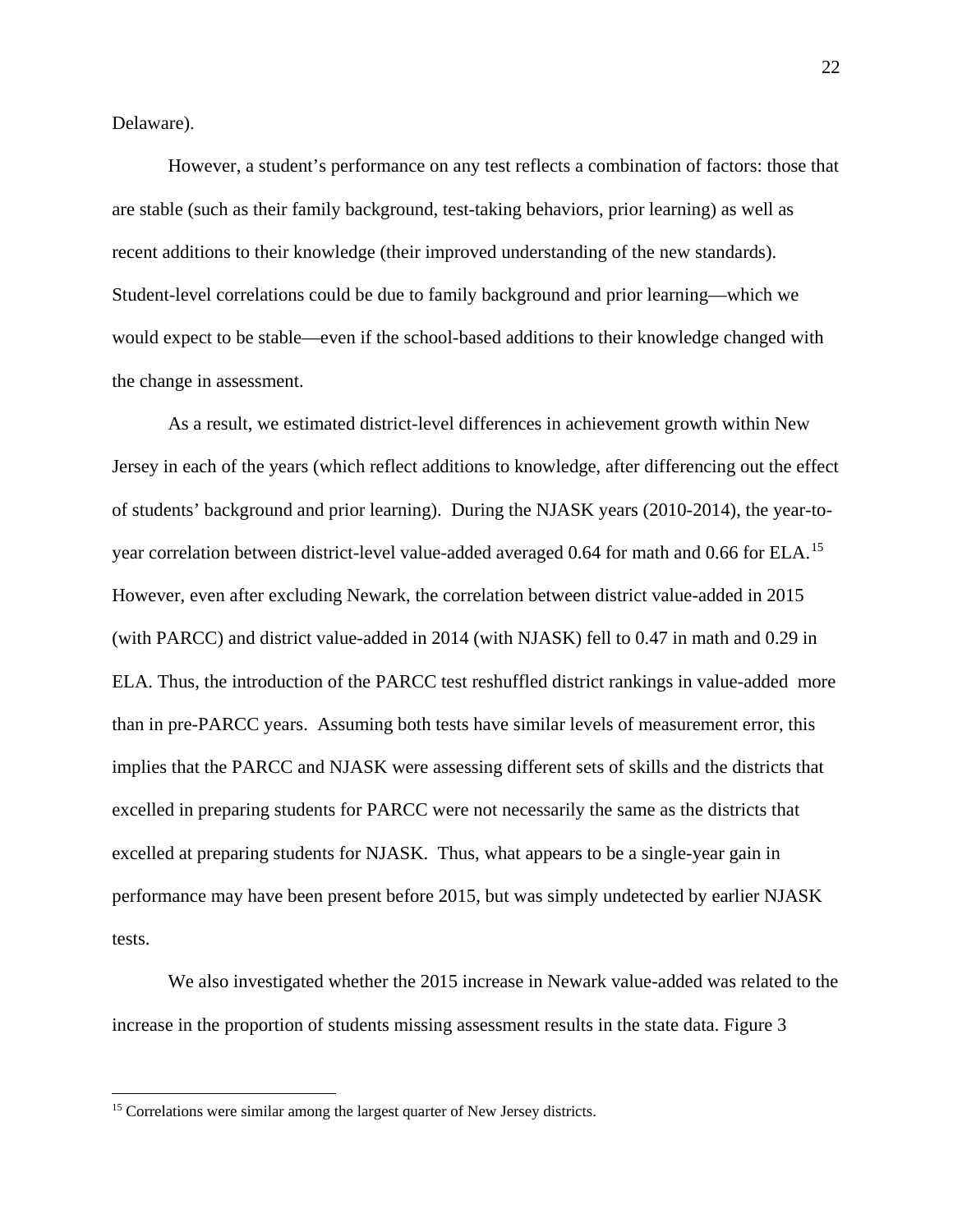Delaware).

However, a student's performance on any test reflects a combination of factors: those that are stable (such as their family background, test-taking behaviors, prior learning) as well as recent additions to their knowledge (their improved understanding of the new standards). Student-level correlations could be due to family background and prior learning—which we would expect to be stable—even if the school-based additions to their knowledge changed with the change in assessment.

As a result, we estimated district-level differences in achievement growth within New Jersey in each of the years (which reflect additions to knowledge, after differencing out the effect of students' background and prior learning). During the NJASK years (2010-2014), the year-to-year correlation between district-level value-added averaged 0.64 for math and 0.66 for ELA.[15] However, even after excluding Newark, the correlation between district value-added in 2015 (with PARCC) and district value-added in 2014 (with NJASK) fell to 0.47 in math and 0.29 in ELA. Thus, the introduction of the PARCC test reshuffled district rankings in value-added more than in pre-PARCC years. Assuming both tests have similar levels of measurement error, this implies that the PARCC and NJASK were assessing different sets of skills and the districts that excelled in preparing students for PARCC were not necessarily the same as the districts that excelled at preparing students for NJASK. Thus, what appears to be a single-year gain in performance may have been present before 2015, but was simply undetected by earlier NJASK tests.

We also investigated whether the 2015 increase in Newark value-added was related to the increase in the proportion of students missing assessment results in the state data. Figure 3

[15] Correlations were similar among the largest quarter of New Jersey districts.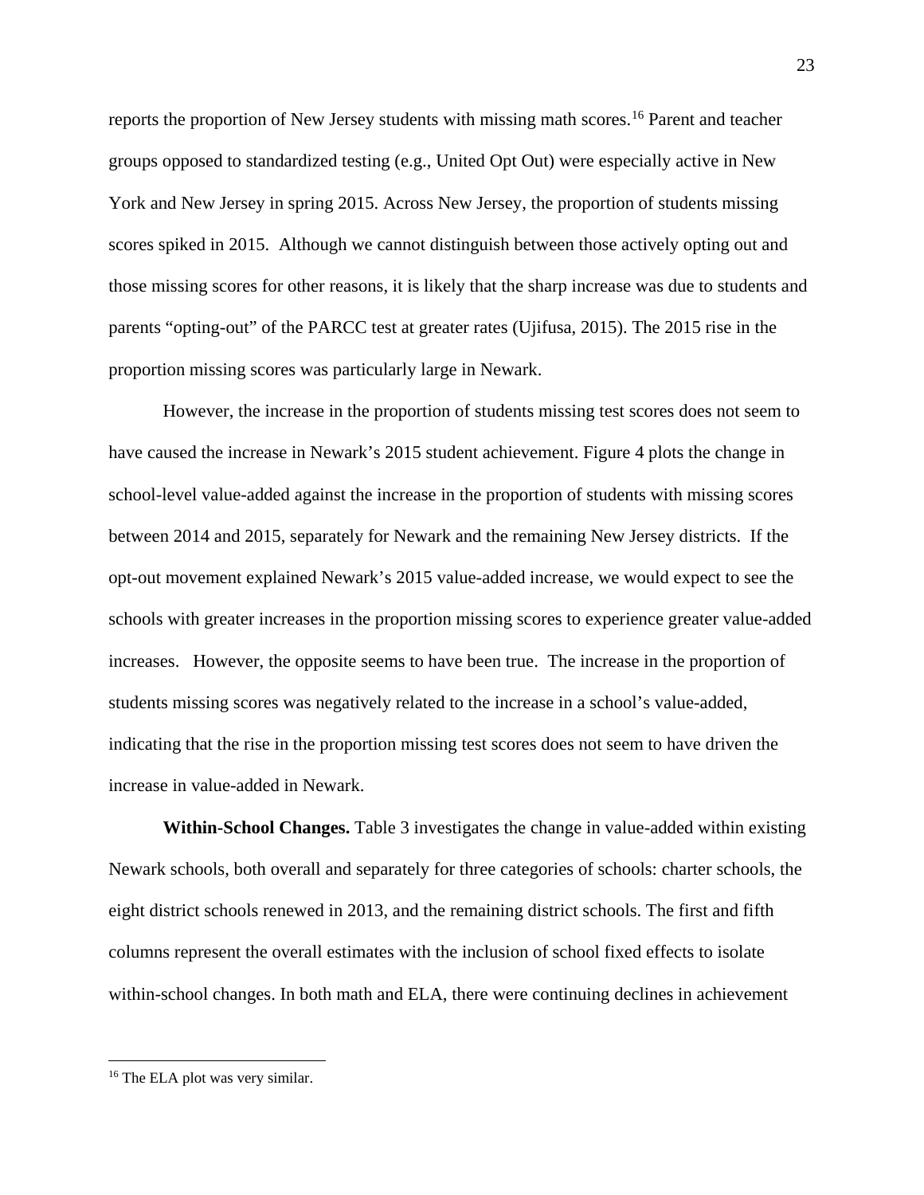reports the proportion of New Jersey students with missing math scores.[16] Parent and teacher groups opposed to standardized testing (e.g., United Opt Out) were especially active in New York and New Jersey in spring 2015. Across New Jersey, the proportion of students missing scores spiked in 2015. Although we cannot distinguish between those actively opting out and those missing scores for other reasons, it is likely that the sharp increase was due to students and parents "opting-out" of the PARCC test at greater rates (Ujifusa, 2015). The 2015 rise in the proportion missing scores was particularly large in Newark.

However, the increase in the proportion of students missing test scores does not seem to have caused the increase in Newark's 2015 student achievement. Figure 4 plots the change in school-level value-added against the increase in the proportion of students with missing scores between 2014 and 2015, separately for Newark and the remaining New Jersey districts. If the opt-out movement explained Newark's 2015 value-added increase, we would expect to see the schools with greater increases in the proportion missing scores to experience greater value-added increases. However, the opposite seems to have been true. The increase in the proportion of students missing scores was negatively related to the increase in a school's value-added, indicating that the rise in the proportion missing test scores does not seem to have driven the increase in value-added in Newark.

**Within-School Changes.** Table 3 investigates the change in value-added within existing Newark schools, both overall and separately for three categories of schools: charter schools, the eight district schools renewed in 2013, and the remaining district schools. The first and fifth columns represent the overall estimates with the inclusion of school fixed effects to isolate within-school changes. In both math and ELA, there were continuing declines in achievement

[16] The ELA plot was very similar.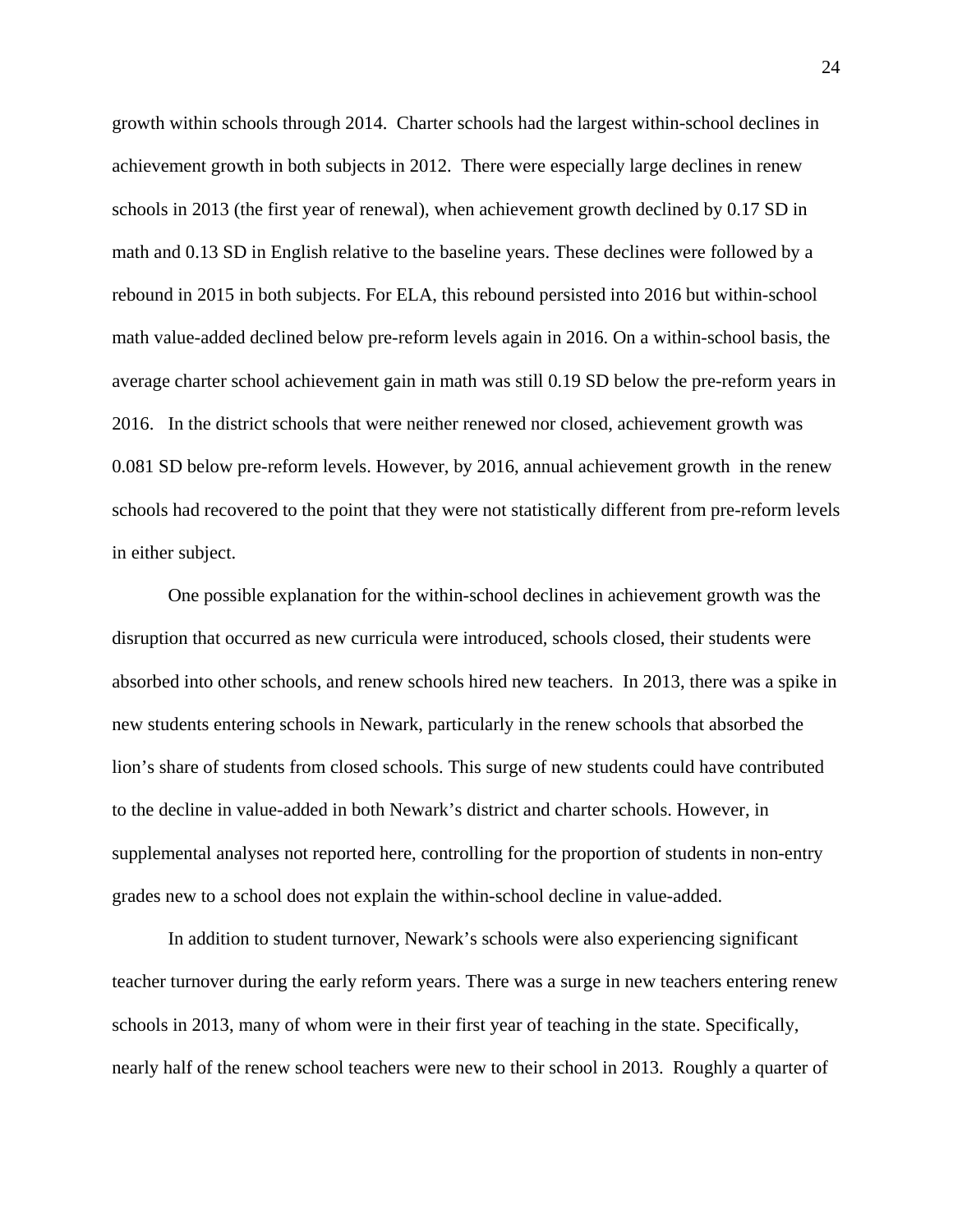growth within schools through 2014. Charter schools had the largest within-school declines in achievement growth in both subjects in 2012. There were especially large declines in renew schools in 2013 (the first year of renewal), when achievement growth declined by 0.17 SD in math and 0.13 SD in English relative to the baseline years. These declines were followed by a rebound in 2015 in both subjects. For ELA, this rebound persisted into 2016 but within-school math value-added declined below pre-reform levels again in 2016. On a within-school basis, the average charter school achievement gain in math was still 0.19 SD below the pre-reform years in 2016. In the district schools that were neither renewed nor closed, achievement growth was 0.081 SD below pre-reform levels. However, by 2016, annual achievement growth in the renew schools had recovered to the point that they were not statistically different from pre-reform levels in either subject.

One possible explanation for the within-school declines in achievement growth was the disruption that occurred as new curricula were introduced, schools closed, their students were absorbed into other schools, and renew schools hired new teachers. In 2013, there was a spike in new students entering schools in Newark, particularly in the renew schools that absorbed the lion's share of students from closed schools. This surge of new students could have contributed to the decline in value-added in both Newark's district and charter schools. However, in supplemental analyses not reported here, controlling for the proportion of students in non-entry grades new to a school does not explain the within-school decline in value-added.

In addition to student turnover, Newark's schools were also experiencing significant teacher turnover during the early reform years. There was a surge in new teachers entering renew schools in 2013, many of whom were in their first year of teaching in the state. Specifically, nearly half of the renew school teachers were new to their school in 2013. Roughly a quarter of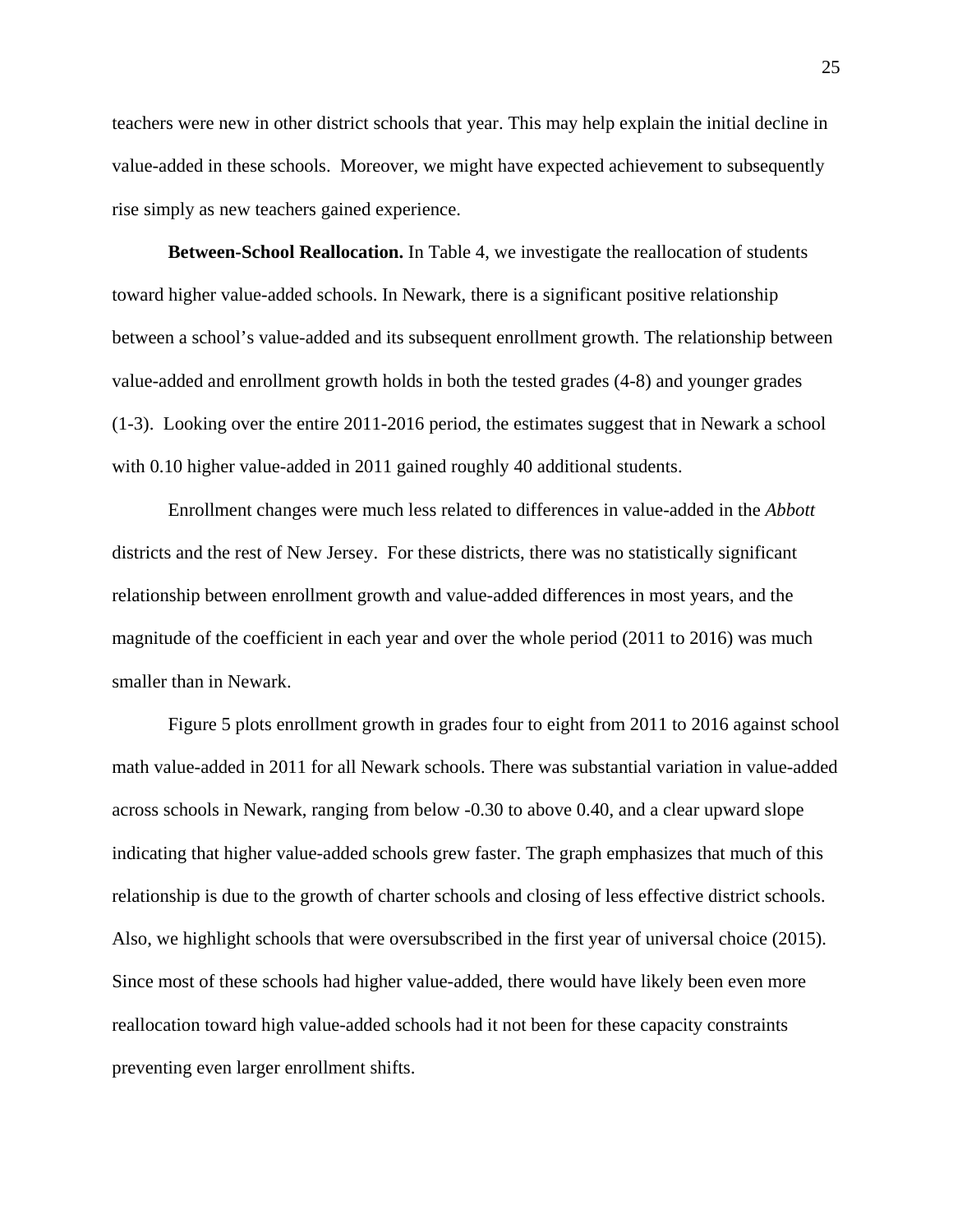teachers were new in other district schools that year. This may help explain the initial decline in value-added in these schools.  Moreover, we might have expected achievement to subsequently rise simply as new teachers gained experience.

**Between-School Reallocation.** In Table 4, we investigate the reallocation of students toward higher value-added schools. In Newark, there is a significant positive relationship between a school's value-added and its subsequent enrollment growth. The relationship between value-added and enrollment growth holds in both the tested grades (4-8) and younger grades (1-3).  Looking over the entire 2011-2016 period, the estimates suggest that in Newark a school with 0.10 higher value-added in 2011 gained roughly 40 additional students.

Enrollment changes were much less related to differences in value-added in the *Abbott* districts and the rest of New Jersey.  For these districts, there was no statistically significant relationship between enrollment growth and value-added differences in most years, and the magnitude of the coefficient in each year and over the whole period (2011 to 2016) was much smaller than in Newark.

Figure 5 plots enrollment growth in grades four to eight from 2011 to 2016 against school math value-added in 2011 for all Newark schools. There was substantial variation in value-added across schools in Newark, ranging from below -0.30 to above 0.40, and a clear upward slope indicating that higher value-added schools grew faster. The graph emphasizes that much of this relationship is due to the growth of charter schools and closing of less effective district schools. Also, we highlight schools that were oversubscribed in the first year of universal choice (2015). Since most of these schools had higher value-added, there would have likely been even more reallocation toward high value-added schools had it not been for these capacity constraints preventing even larger enrollment shifts.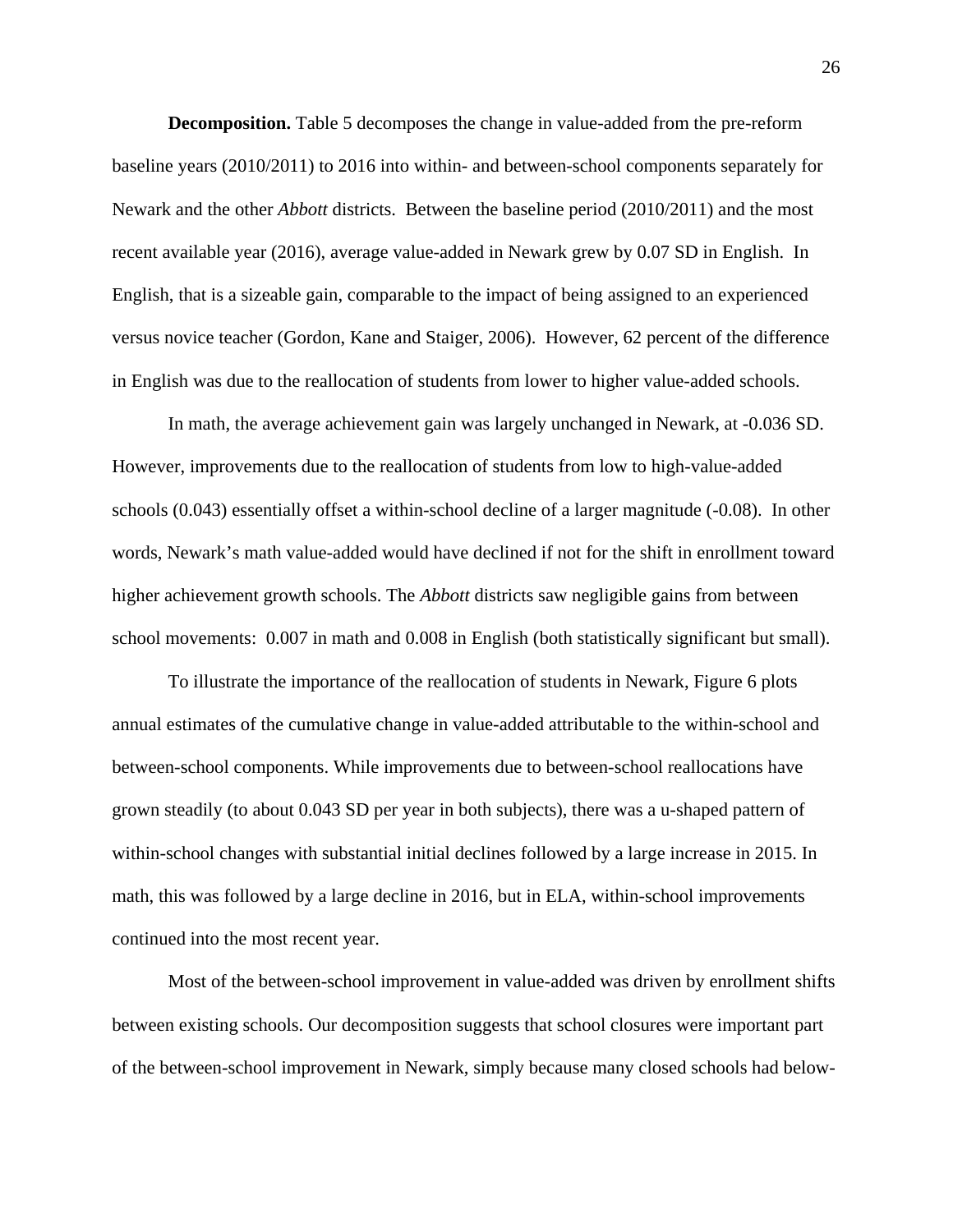**Decomposition.** Table 5 decomposes the change in value-added from the pre-reform baseline years (2010/2011) to 2016 into within- and between-school components separately for Newark and the other *Abbott* districts. Between the baseline period (2010/2011) and the most recent available year (2016), average value-added in Newark grew by 0.07 SD in English. In English, that is a sizeable gain, comparable to the impact of being assigned to an experienced versus novice teacher (Gordon, Kane and Staiger, 2006). However, 62 percent of the difference in English was due to the reallocation of students from lower to higher value-added schools.

In math, the average achievement gain was largely unchanged in Newark, at -0.036 SD. However, improvements due to the reallocation of students from low to high-value-added schools (0.043) essentially offset a within-school decline of a larger magnitude (-0.08). In other words, Newark's math value-added would have declined if not for the shift in enrollment toward higher achievement growth schools. The *Abbott* districts saw negligible gains from between school movements: 0.007 in math and 0.008 in English (both statistically significant but small).

To illustrate the importance of the reallocation of students in Newark, Figure 6 plots annual estimates of the cumulative change in value-added attributable to the within-school and between-school components. While improvements due to between-school reallocations have grown steadily (to about 0.043 SD per year in both subjects), there was a u-shaped pattern of within-school changes with substantial initial declines followed by a large increase in 2015. In math, this was followed by a large decline in 2016, but in ELA, within-school improvements continued into the most recent year.

Most of the between-school improvement in value-added was driven by enrollment shifts between existing schools. Our decomposition suggests that school closures were important part of the between-school improvement in Newark, simply because many closed schools had below-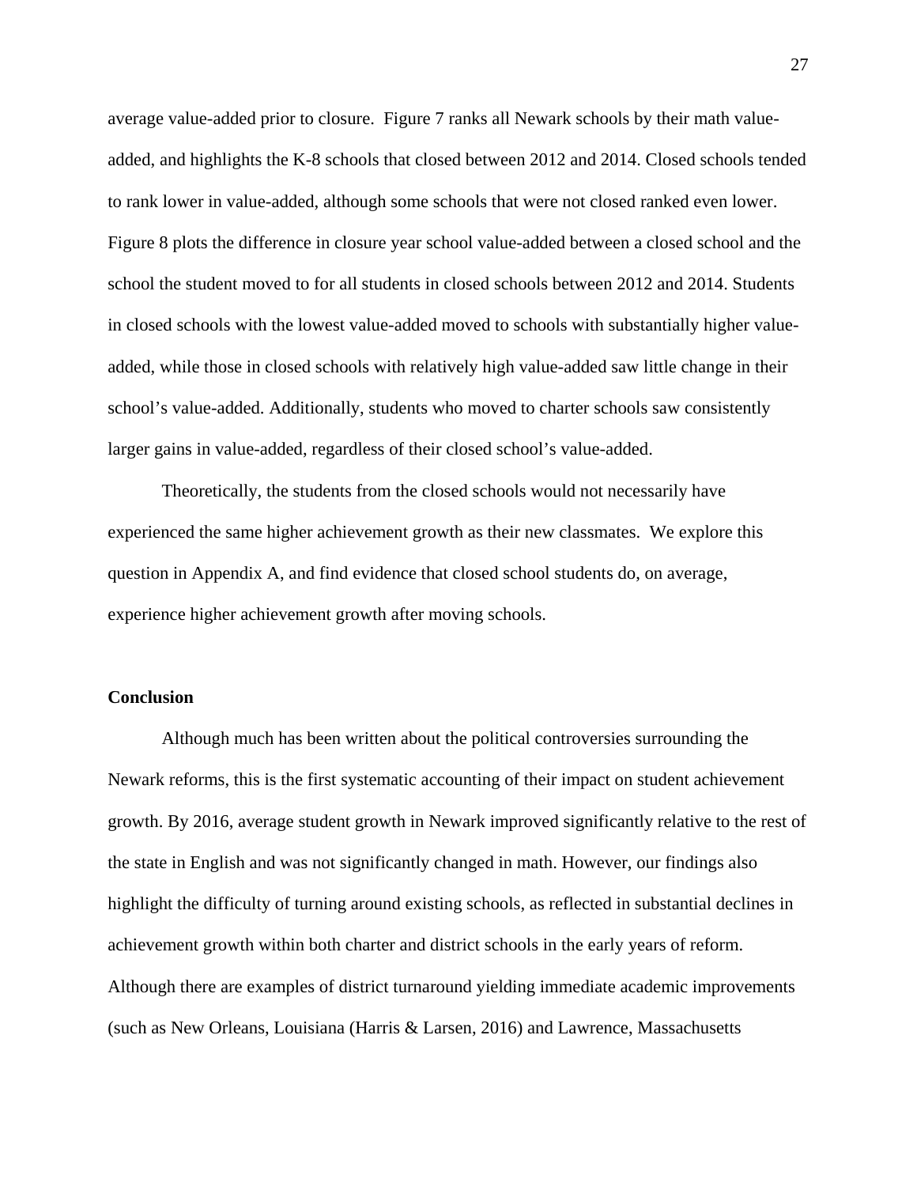average value-added prior to closure. Figure 7 ranks all Newark schools by their math value-added, and highlights the K-8 schools that closed between 2012 and 2014. Closed schools tended to rank lower in value-added, although some schools that were not closed ranked even lower. Figure 8 plots the difference in closure year school value-added between a closed school and the school the student moved to for all students in closed schools between 2012 and 2014. Students in closed schools with the lowest value-added moved to schools with substantially higher value-added, while those in closed schools with relatively high value-added saw little change in their school's value-added. Additionally, students who moved to charter schools saw consistently larger gains in value-added, regardless of their closed school's value-added.

Theoretically, the students from the closed schools would not necessarily have experienced the same higher achievement growth as their new classmates. We explore this question in Appendix A, and find evidence that closed school students do, on average, experience higher achievement growth after moving schools.

**Conclusion**

Although much has been written about the political controversies surrounding the Newark reforms, this is the first systematic accounting of their impact on student achievement growth. By 2016, average student growth in Newark improved significantly relative to the rest of the state in English and was not significantly changed in math. However, our findings also highlight the difficulty of turning around existing schools, as reflected in substantial declines in achievement growth within both charter and district schools in the early years of reform. Although there are examples of district turnaround yielding immediate academic improvements (such as New Orleans, Louisiana (Harris & Larsen, 2016) and Lawrence, Massachusetts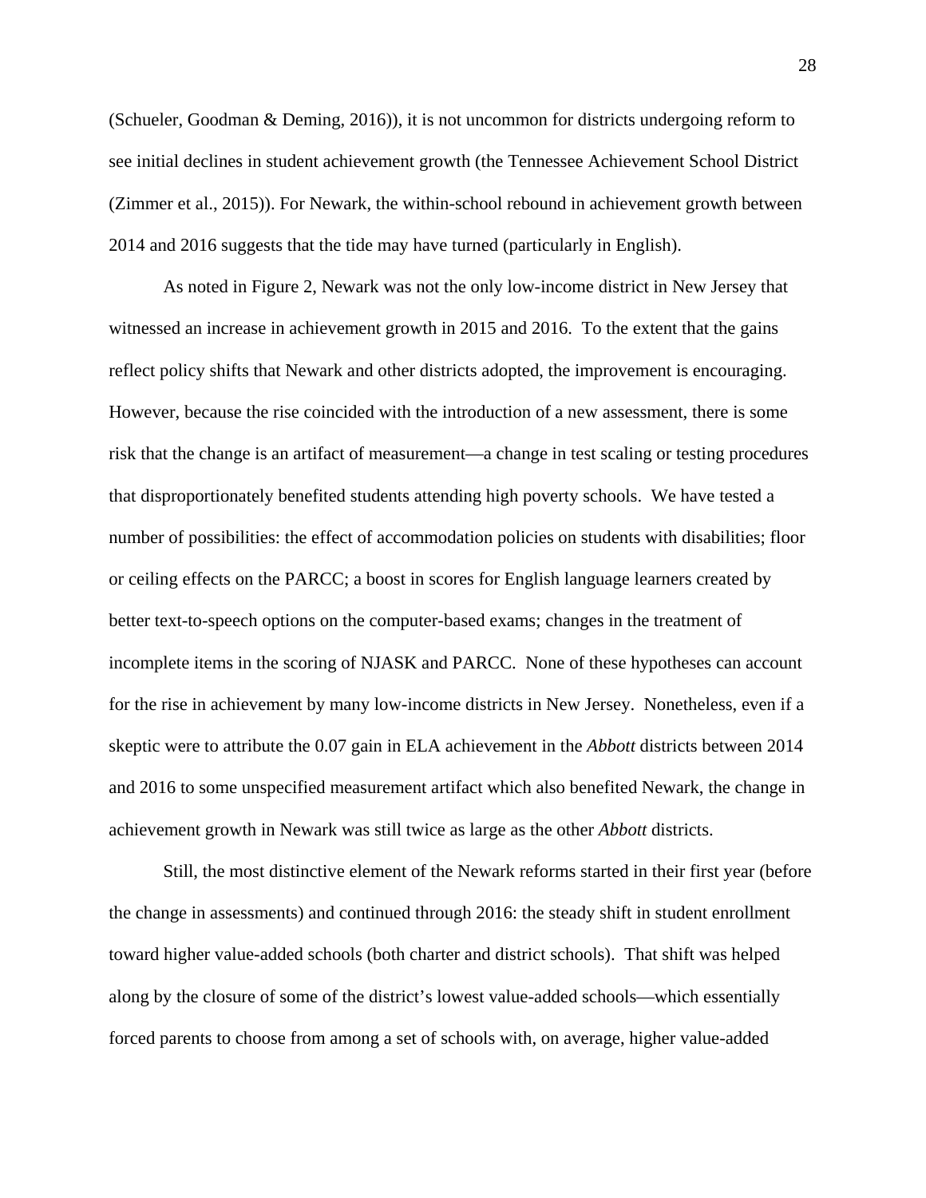(Schueler, Goodman & Deming, 2016)), it is not uncommon for districts undergoing reform to see initial declines in student achievement growth (the Tennessee Achievement School District (Zimmer et al., 2015)). For Newark, the within-school rebound in achievement growth between 2014 and 2016 suggests that the tide may have turned (particularly in English).

As noted in Figure 2, Newark was not the only low-income district in New Jersey that witnessed an increase in achievement growth in 2015 and 2016. To the extent that the gains reflect policy shifts that Newark and other districts adopted, the improvement is encouraging. However, because the rise coincided with the introduction of a new assessment, there is some risk that the change is an artifact of measurement—a change in test scaling or testing procedures that disproportionately benefited students attending high poverty schools. We have tested a number of possibilities: the effect of accommodation policies on students with disabilities; floor or ceiling effects on the PARCC; a boost in scores for English language learners created by better text-to-speech options on the computer-based exams; changes in the treatment of incomplete items in the scoring of NJASK and PARCC. None of these hypotheses can account for the rise in achievement by many low-income districts in New Jersey. Nonetheless, even if a skeptic were to attribute the 0.07 gain in ELA achievement in the *Abbott* districts between 2014 and 2016 to some unspecified measurement artifact which also benefited Newark, the change in achievement growth in Newark was still twice as large as the other *Abbott* districts.

Still, the most distinctive element of the Newark reforms started in their first year (before the change in assessments) and continued through 2016: the steady shift in student enrollment toward higher value-added schools (both charter and district schools). That shift was helped along by the closure of some of the district's lowest value-added schools—which essentially forced parents to choose from among a set of schools with, on average, higher value-added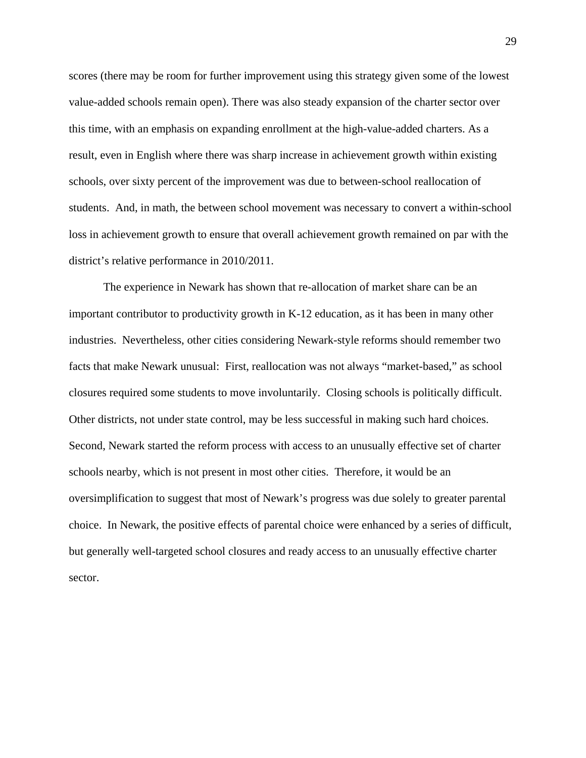scores (there may be room for further improvement using this strategy given some of the lowest value-added schools remain open). There was also steady expansion of the charter sector over this time, with an emphasis on expanding enrollment at the high-value-added charters. As a result, even in English where there was sharp increase in achievement growth within existing schools, over sixty percent of the improvement was due to between-school reallocation of students. And, in math, the between school movement was necessary to convert a within-school loss in achievement growth to ensure that overall achievement growth remained on par with the district's relative performance in 2010/2011.

The experience in Newark has shown that re-allocation of market share can be an important contributor to productivity growth in K-12 education, as it has been in many other industries. Nevertheless, other cities considering Newark-style reforms should remember two facts that make Newark unusual: First, reallocation was not always "market-based," as school closures required some students to move involuntarily. Closing schools is politically difficult. Other districts, not under state control, may be less successful in making such hard choices. Second, Newark started the reform process with access to an unusually effective set of charter schools nearby, which is not present in most other cities. Therefore, it would be an oversimplification to suggest that most of Newark's progress was due solely to greater parental choice. In Newark, the positive effects of parental choice were enhanced by a series of difficult, but generally well-targeted school closures and ready access to an unusually effective charter sector.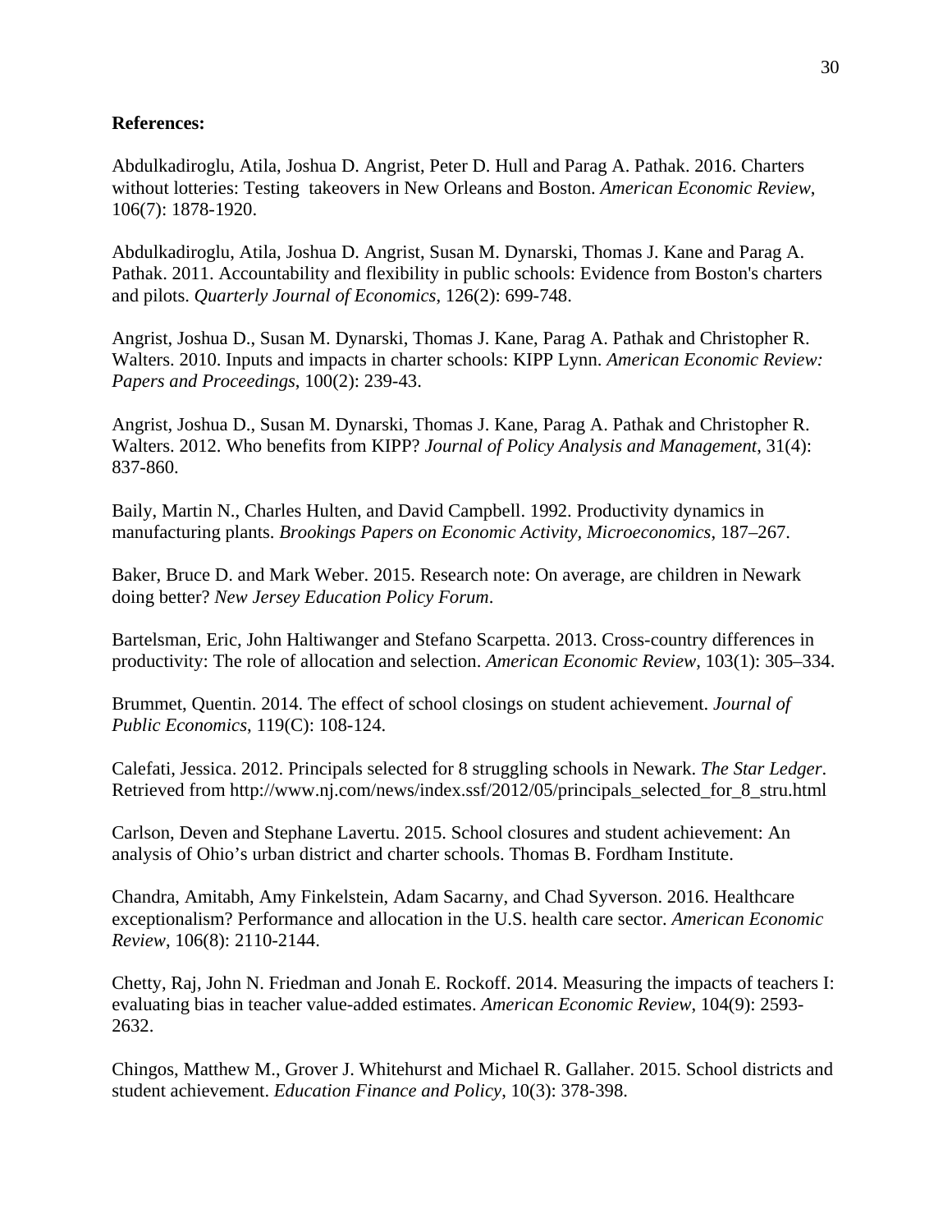**References:**

Abdulkadiroglu, Atila, Joshua D. Angrist, Peter D. Hull and Parag A. Pathak. 2016. Charters without lotteries: Testing takeovers in New Orleans and Boston. *American Economic Review*, 106(7): 1878-1920.

Abdulkadiroglu, Atila, Joshua D. Angrist, Susan M. Dynarski, Thomas J. Kane and Parag A. Pathak. 2011. Accountability and flexibility in public schools: Evidence from Boston's charters and pilots. *Quarterly Journal of Economics*, 126(2): 699-748.

Angrist, Joshua D., Susan M. Dynarski, Thomas J. Kane, Parag A. Pathak and Christopher R. Walters. 2010. Inputs and impacts in charter schools: KIPP Lynn. *American Economic Review: Papers and Proceedings*, 100(2): 239-43.

Angrist, Joshua D., Susan M. Dynarski, Thomas J. Kane, Parag A. Pathak and Christopher R. Walters. 2012. Who benefits from KIPP? *Journal of Policy Analysis and Management*, 31(4): 837-860.

Baily, Martin N., Charles Hulten, and David Campbell. 1992. Productivity dynamics in manufacturing plants. *Brookings Papers on Economic Activity, Microeconomics*, 187–267.

Baker, Bruce D. and Mark Weber. 2015. Research note: On average, are children in Newark doing better? *New Jersey Education Policy Forum*.

Bartelsman, Eric, John Haltiwanger and Stefano Scarpetta. 2013. Cross-country differences in productivity: The role of allocation and selection. *American Economic Review*, 103(1): 305–334.

Brummet, Quentin. 2014. The effect of school closings on student achievement. *Journal of Public Economics*, 119(C): 108-124.

Calefati, Jessica. 2012. Principals selected for 8 struggling schools in Newark. *The Star Ledger*. Retrieved from http://www.nj.com/news/index.ssf/2012/05/principals_selected_for_8_stru.html

Carlson, Deven and Stephane Lavertu. 2015. School closures and student achievement: An analysis of Ohio's urban district and charter schools. Thomas B. Fordham Institute.

Chandra, Amitabh, Amy Finkelstein, Adam Sacarny, and Chad Syverson. 2016. Healthcare exceptionalism? Performance and allocation in the U.S. health care sector. *American Economic Review*, 106(8): 2110-2144.

Chetty, Raj, John N. Friedman and Jonah E. Rockoff. 2014. Measuring the impacts of teachers I: evaluating bias in teacher value-added estimates. *American Economic Review*, 104(9): 2593-2632.

Chingos, Matthew M., Grover J. Whitehurst and Michael R. Gallaher. 2015. School districts and student achievement. *Education Finance and Policy*, 10(3): 378-398.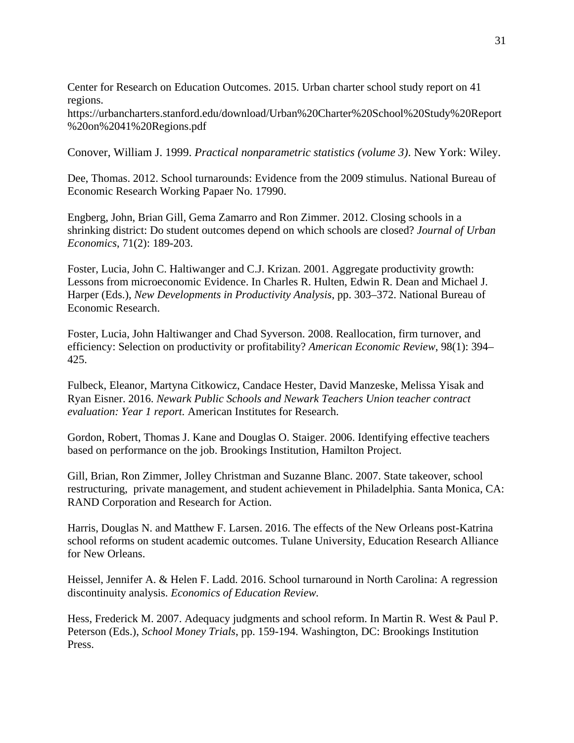Center for Research on Education Outcomes. 2015. Urban charter school study report on 41 regions. https://urbancharters.stanford.edu/download/Urban%20Charter%20School%20Study%20Report%20on%2041%20Regions.pdf

Conover, William J. 1999. *Practical nonparametric statistics (volume 3)*. New York: Wiley.

Dee, Thomas. 2012. School turnarounds: Evidence from the 2009 stimulus. National Bureau of Economic Research Working Papaer No. 17990.

Engberg, John, Brian Gill, Gema Zamarro and Ron Zimmer. 2012. Closing schools in a shrinking district: Do student outcomes depend on which schools are closed? *Journal of Urban Economics*, 71(2): 189-203.

Foster, Lucia, John C. Haltiwanger and C.J. Krizan. 2001. Aggregate productivity growth: Lessons from microeconomic Evidence. In Charles R. Hulten, Edwin R. Dean and Michael J. Harper (Eds.), *New Developments in Productivity Analysis*, pp. 303–372. National Bureau of Economic Research.

Foster, Lucia, John Haltiwanger and Chad Syverson. 2008. Reallocation, firm turnover, and efficiency: Selection on productivity or profitability? *American Economic Review*, 98(1): 394–425.

Fulbeck, Eleanor, Martyna Citkowicz, Candace Hester, David Manzeske, Melissa Yisak and Ryan Eisner. 2016. *Newark Public Schools and Newark Teachers Union teacher contract evaluation: Year 1 report.* American Institutes for Research.

Gordon, Robert, Thomas J. Kane and Douglas O. Staiger. 2006. Identifying effective teachers based on performance on the job. Brookings Institution, Hamilton Project.

Gill, Brian, Ron Zimmer, Jolley Christman and Suzanne Blanc. 2007. State takeover, school restructuring, private management, and student achievement in Philadelphia. Santa Monica, CA: RAND Corporation and Research for Action.

Harris, Douglas N. and Matthew F. Larsen. 2016. The effects of the New Orleans post-Katrina school reforms on student academic outcomes. Tulane University, Education Research Alliance for New Orleans.

Heissel, Jennifer A. & Helen F. Ladd. 2016. School turnaround in North Carolina: A regression discontinuity analysis. *Economics of Education Review*.

Hess, Frederick M. 2007. Adequacy judgments and school reform. In Martin R. West & Paul P. Peterson (Eds.), *School Money Trials*, pp. 159-194. Washington, DC: Brookings Institution Press.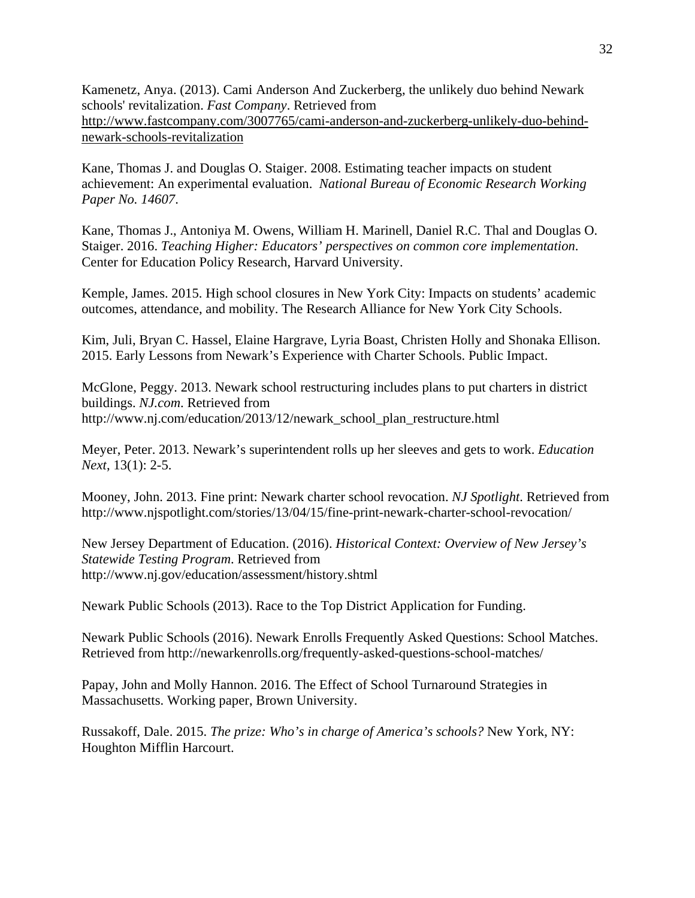Kamenetz, Anya. (2013). Cami Anderson And Zuckerberg, the unlikely duo behind Newark schools' revitalization. *Fast Company*. Retrieved from http://www.fastcompany.com/3007765/cami-anderson-and-zuckerberg-unlikely-duo-behind-newark-schools-revitalization

Kane, Thomas J. and Douglas O. Staiger. 2008. Estimating teacher impacts on student achievement: An experimental evaluation. *National Bureau of Economic Research Working Paper No. 14607*.

Kane, Thomas J., Antoniya M. Owens, William H. Marinell, Daniel R.C. Thal and Douglas O. Staiger. 2016. *Teaching Higher: Educators' perspectives on common core implementation*. Center for Education Policy Research, Harvard University.

Kemple, James. 2015. High school closures in New York City: Impacts on students' academic outcomes, attendance, and mobility. The Research Alliance for New York City Schools.

Kim, Juli, Bryan C. Hassel, Elaine Hargrave, Lyria Boast, Christen Holly and Shonaka Ellison. 2015. Early Lessons from Newark's Experience with Charter Schools. Public Impact.

McGlone, Peggy. 2013. Newark school restructuring includes plans to put charters in district buildings. *NJ.com*. Retrieved from http://www.nj.com/education/2013/12/newark_school_plan_restructure.html

Meyer, Peter. 2013. Newark's superintendent rolls up her sleeves and gets to work. *Education Next*, 13(1): 2-5.

Mooney, John. 2013. Fine print: Newark charter school revocation. *NJ Spotlight*. Retrieved from http://www.njspotlight.com/stories/13/04/15/fine-print-newark-charter-school-revocation/

New Jersey Department of Education. (2016). *Historical Context: Overview of New Jersey's Statewide Testing Program*. Retrieved from http://www.nj.gov/education/assessment/history.shtml

Newark Public Schools (2013). Race to the Top District Application for Funding.

Newark Public Schools (2016). Newark Enrolls Frequently Asked Questions: School Matches. Retrieved from http://newarkenrolls.org/frequently-asked-questions-school-matches/

Papay, John and Molly Hannon. 2016. The Effect of School Turnaround Strategies in Massachusetts. Working paper, Brown University.

Russakoff, Dale. 2015. *The prize: Who's in charge of America's schools?* New York, NY: Houghton Mifflin Harcourt.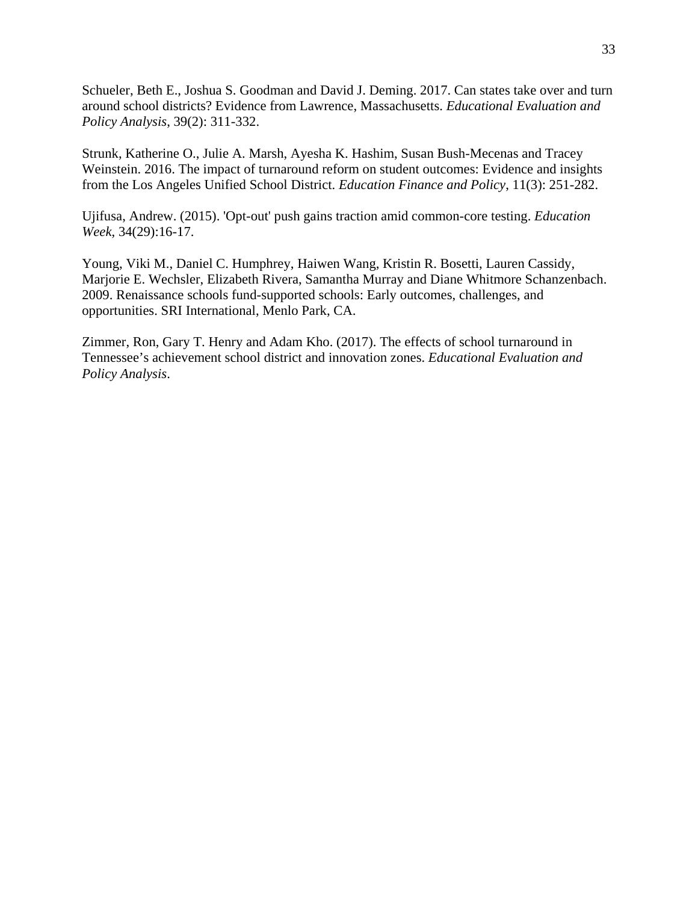Schueler, Beth E., Joshua S. Goodman and David J. Deming. 2017. Can states take over and turn around school districts? Evidence from Lawrence, Massachusetts. *Educational Evaluation and Policy Analysis*, 39(2): 311-332.

Strunk, Katherine O., Julie A. Marsh, Ayesha K. Hashim, Susan Bush-Mecenas and Tracey Weinstein. 2016. The impact of turnaround reform on student outcomes: Evidence and insights from the Los Angeles Unified School District. *Education Finance and Policy*, 11(3): 251-282.

Ujifusa, Andrew. (2015). 'Opt-out' push gains traction amid common-core testing. *Education Week*, 34(29):16-17.

Young, Viki M., Daniel C. Humphrey, Haiwen Wang, Kristin R. Bosetti, Lauren Cassidy, Marjorie E. Wechsler, Elizabeth Rivera, Samantha Murray and Diane Whitmore Schanzenbach. 2009. Renaissance schools fund-supported schools: Early outcomes, challenges, and opportunities. SRI International, Menlo Park, CA.

Zimmer, Ron, Gary T. Henry and Adam Kho. (2017). The effects of school turnaround in Tennessee's achievement school district and innovation zones. *Educational Evaluation and Policy Analysis*.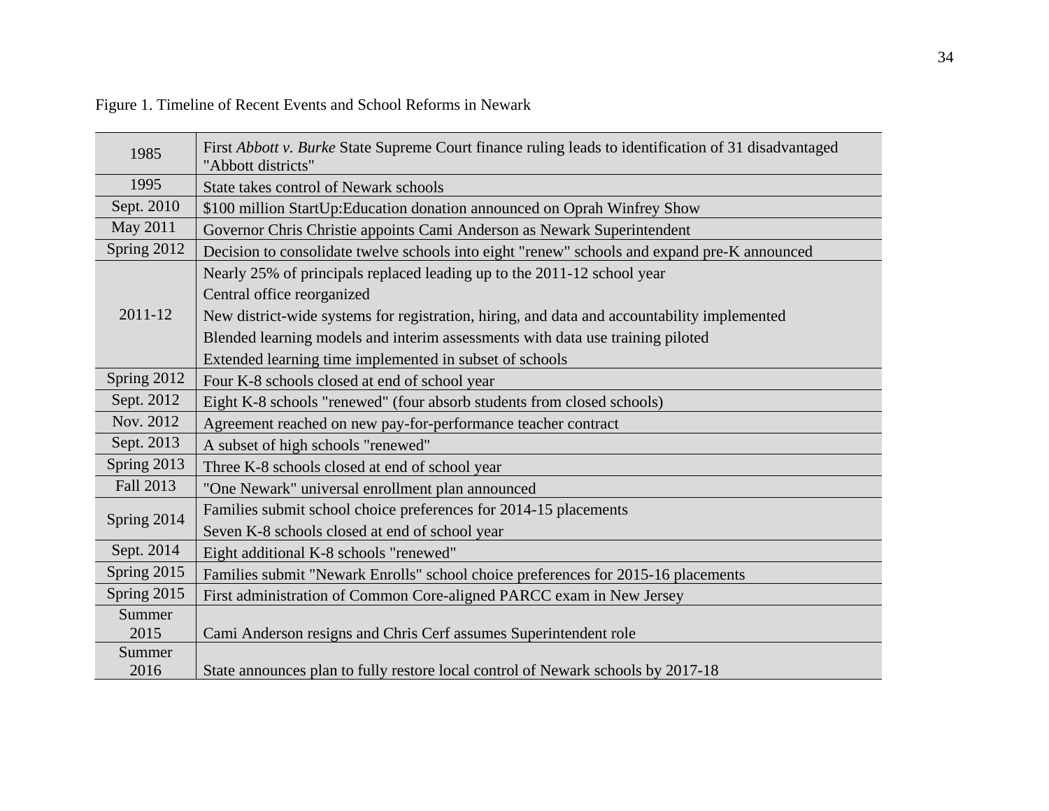Figure 1. Timeline of Recent Events and School Reforms in Newark

| Date | Event |
|---|---|
| 1985 | First *Abbott v. Burke* State Supreme Court finance ruling leads to identification of 31 disadvantaged "Abbott districts" |
| 1995 | State takes control of Newark schools |
| Sept. 2010 | $100 million StartUp:Education donation announced on Oprah Winfrey Show |
| May 2011 | Governor Chris Christie appoints Cami Anderson as Newark Superintendent |
| Spring 2012 | Decision to consolidate twelve schools into eight "renew" schools and expand pre-K announced |
| 2011-12 | Nearly 25% of principals replaced leading up to the 2011-12 school year<br>Central office reorganized<br>New district-wide systems for registration, hiring, and data and accountability implemented<br>Blended learning models and interim assessments with data use training piloted<br>Extended learning time implemented in subset of schools |
| Spring 2012 | Four K-8 schools closed at end of school year |
| Sept. 2012 | Eight K-8 schools "renewed" (four absorb students from closed schools) |
| Nov. 2012 | Agreement reached on new pay-for-performance teacher contract |
| Sept. 2013 | A subset of high schools "renewed" |
| Spring 2013 | Three K-8 schools closed at end of school year |
| Fall 2013 | "One Newark" universal enrollment plan announced |
| Spring 2014 | Families submit school choice preferences for 2014-15 placements<br>Seven K-8 schools closed at end of school year |
| Sept. 2014 | Eight additional K-8 schools "renewed" |
| Spring 2015 | Families submit "Newark Enrolls" school choice preferences for 2015-16 placements |
| Spring 2015 | First administration of Common Core-aligned PARCC exam in New Jersey |
| Summer 2015 | Cami Anderson resigns and Chris Cerf assumes Superintendent role |
| Summer 2016 | State announces plan to fully restore local control of Newark schools by 2017-18 |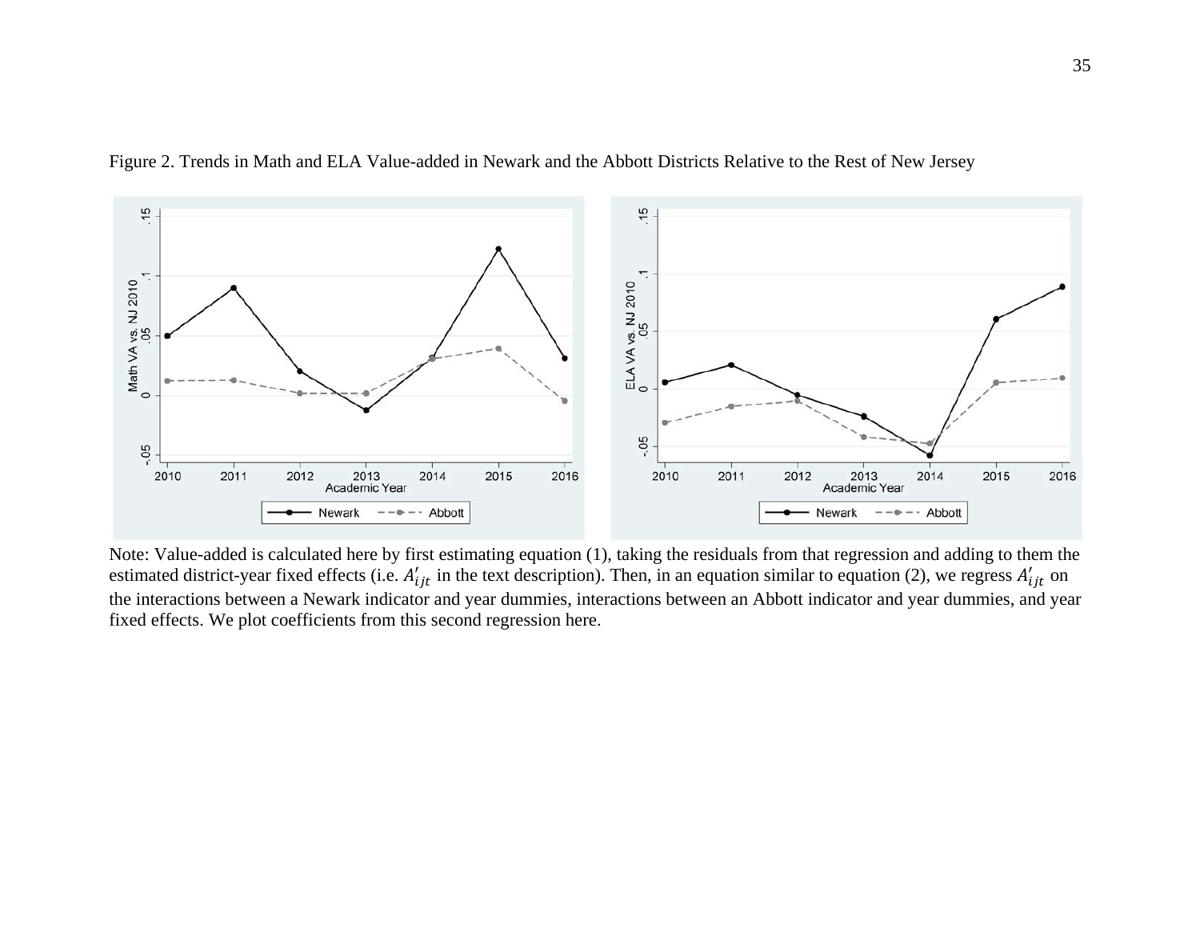Figure 2. Trends in Math and ELA Value-added in Newark and the Abbott Districts Relative to the Rest of New Jersey

Note: Value-added is calculated here by first estimating equation (1), taking the residuals from that regression and adding to them the estimated district-year fixed effects (i.e. $A'_{ijt}$ in the text description). Then, in an equation similar to equation (2), we regress $A'_{ijt}$ on the interactions between a Newark indicator and year dummies, interactions between an Abbott indicator and year dummies, and year fixed effects. We plot coefficients from this second regression here.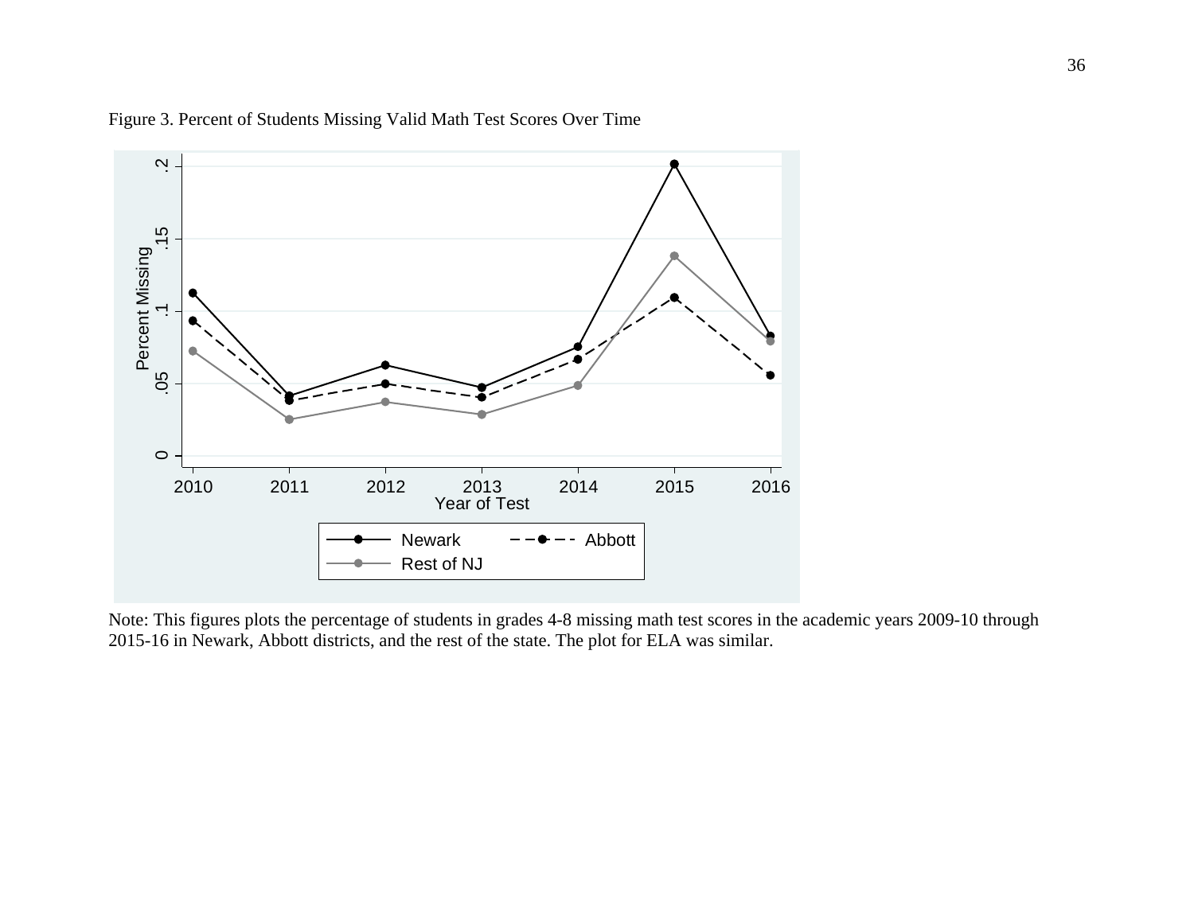Figure 3. Percent of Students Missing Valid Math Test Scores Over Time

Note: This figures plots the percentage of students in grades 4-8 missing math test scores in the academic years 2009-10 through 2015-16 in Newark, Abbott districts, and the rest of the state. The plot for ELA was similar.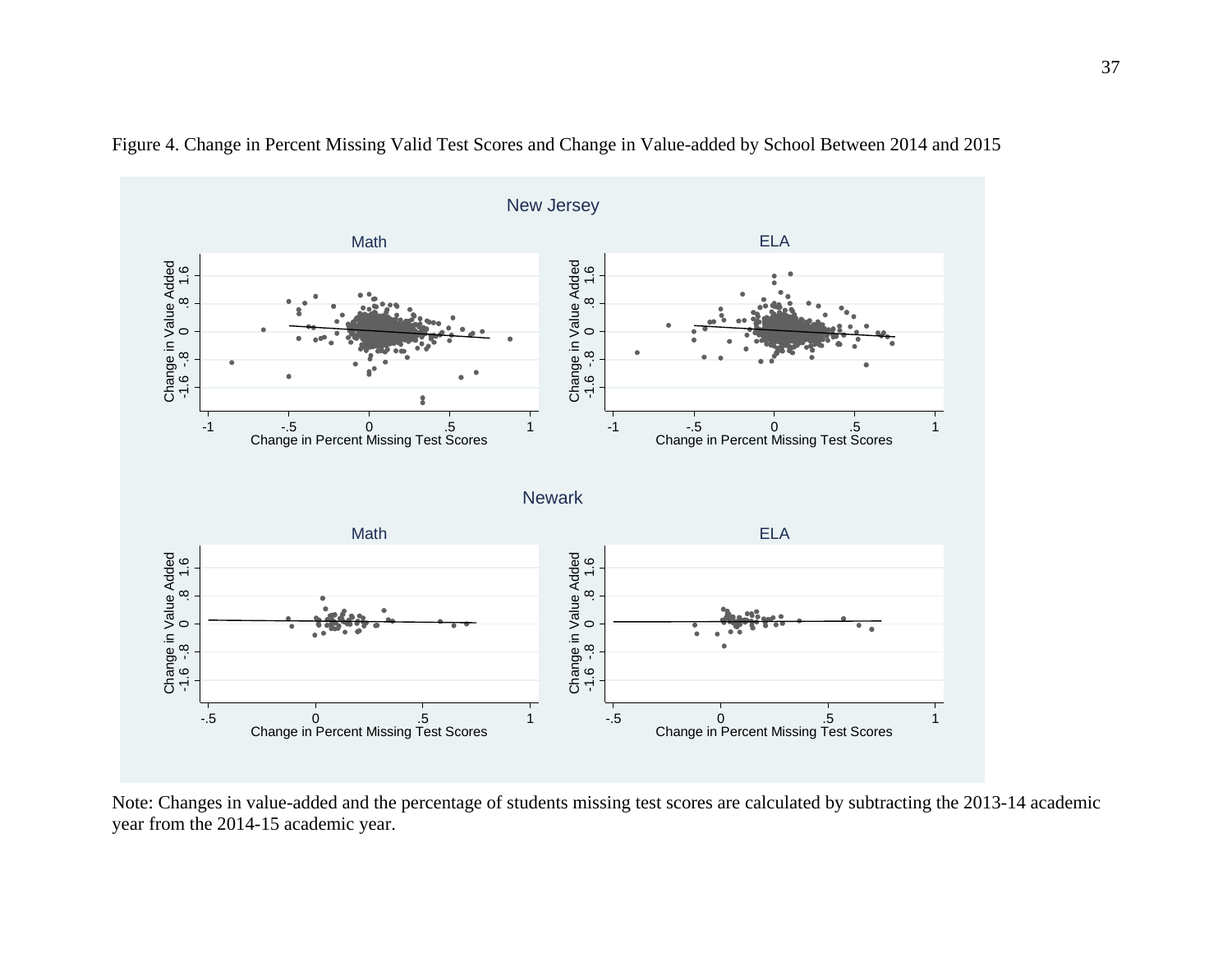Figure 4. Change in Percent Missing Valid Test Scores and Change in Value-added by School Between 2014 and 2015

Note: Changes in value-added and the percentage of students missing test scores are calculated by subtracting the 2013-14 academic year from the 2014-15 academic year.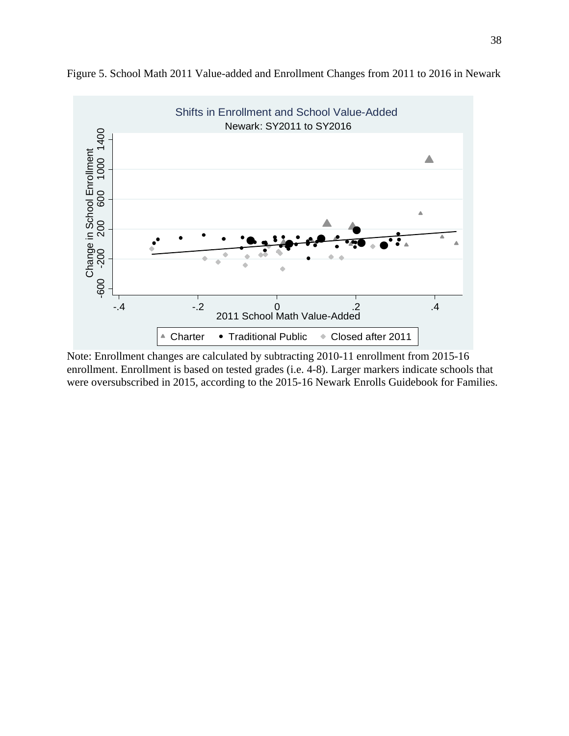Figure 5. School Math 2011 Value-added and Enrollment Changes from 2011 to 2016 in Newark

Note: Enrollment changes are calculated by subtracting 2010-11 enrollment from 2015-16 enrollment. Enrollment is based on tested grades (i.e. 4-8). Larger markers indicate schools that were oversubscribed in 2015, according to the 2015-16 Newark Enrolls Guidebook for Families.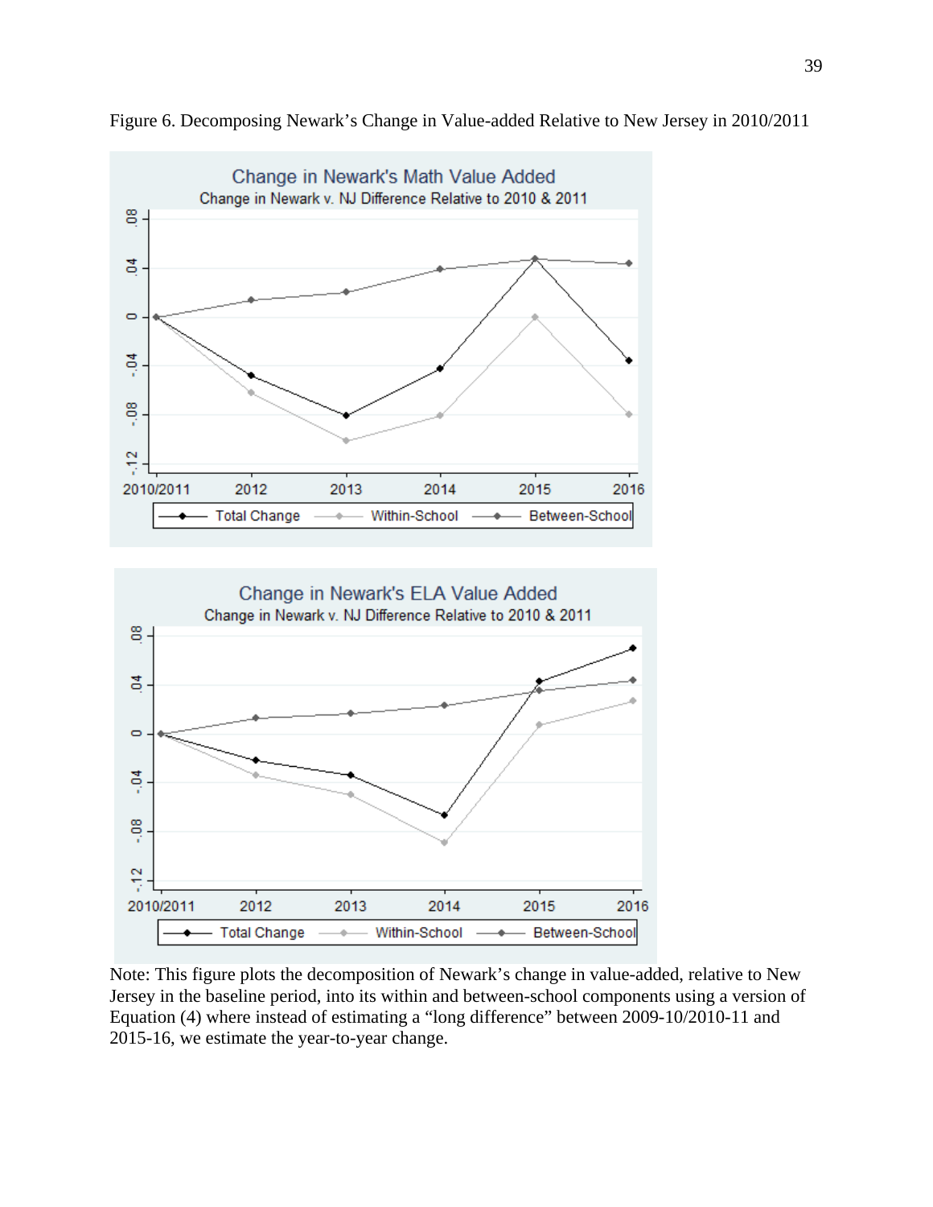Figure 6. Decomposing Newark's Change in Value-added Relative to New Jersey in 2010/2011

Note: This figure plots the decomposition of Newark's change in value-added, relative to New Jersey in the baseline period, into its within and between-school components using a version of Equation (4) where instead of estimating a "long difference" between 2009-10/2010-11 and 2015-16, we estimate the year-to-year change.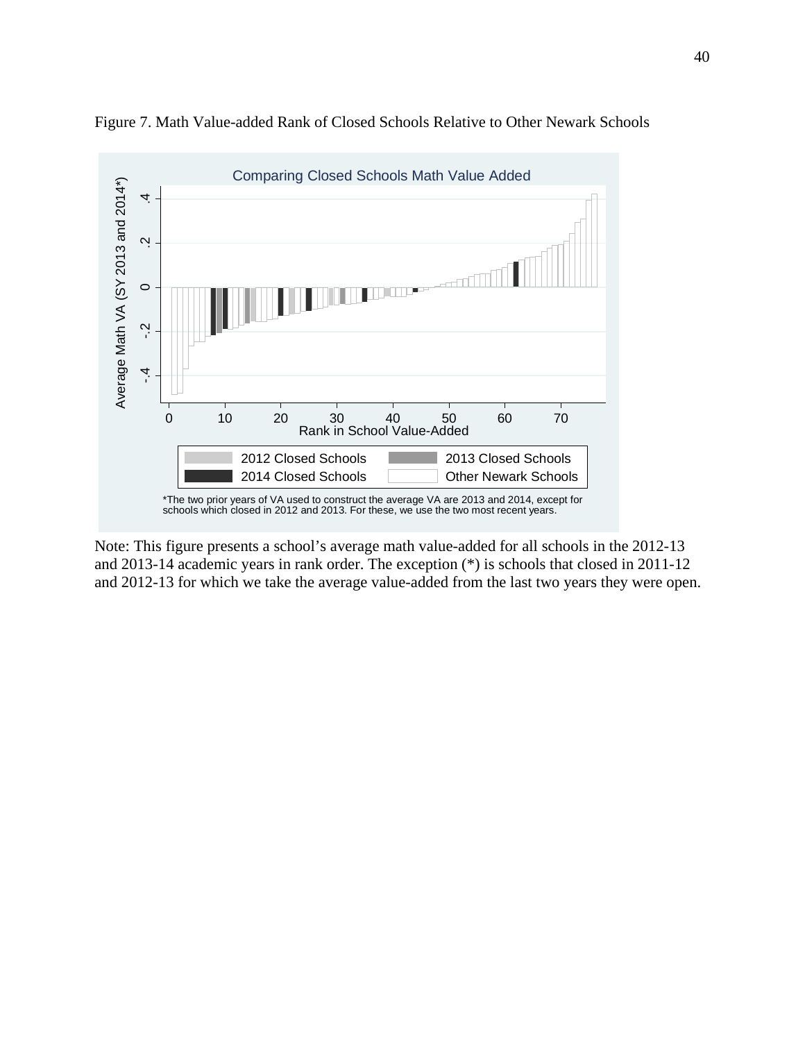Figure 7. Math Value-added Rank of Closed Schools Relative to Other Newark Schools

Comparing Closed Schools Math Value Added

*The two prior years of VA used to construct the average VA are 2013 and 2014, except for schools which closed in 2012 and 2013. For these, we use the two most recent years.

Note: This figure presents a school's average math value-added for all schools in the 2012-13 and 2013-14 academic years in rank order. The exception (*) is schools that closed in 2011-12 and 2012-13 for which we take the average value-added from the last two years they were open.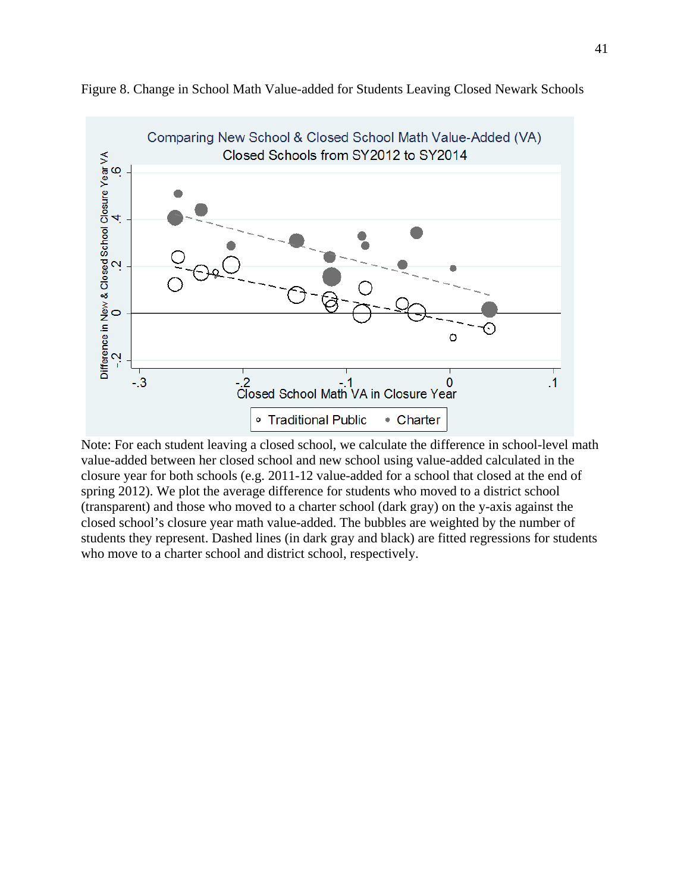Figure 8. Change in School Math Value-added for Students Leaving Closed Newark Schools

Comparing New School & Closed School Math Value-Added (VA)

Closed Schools from SY2012 to SY2014

Difference in New & Closed School Closure Year VA

Closed School Math VA in Closure Year

Traditional Public • Charter

Note: For each student leaving a closed school, we calculate the difference in school-level math value-added between her closed school and new school using value-added calculated in the closure year for both schools (e.g. 2011-12 value-added for a school that closed at the end of spring 2012). We plot the average difference for students who moved to a district school (transparent) and those who moved to a charter school (dark gray) on the y-axis against the closed school's closure year math value-added. The bubbles are weighted by the number of students they represent. Dashed lines (in dark gray and black) are fitted regressions for students who move to a charter school and district school, respectively.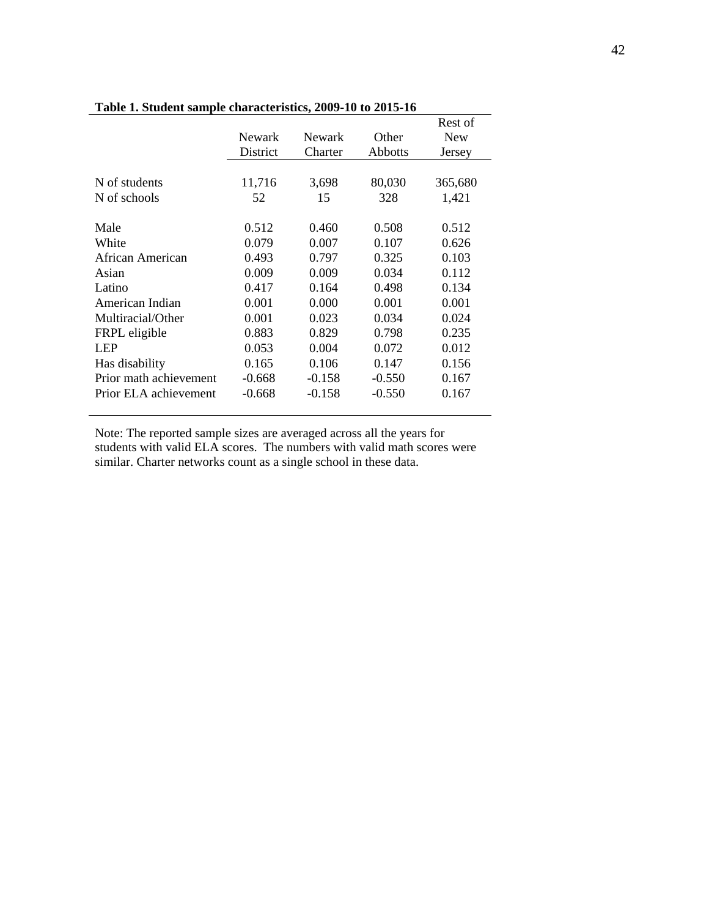**Table 1. Student sample characteristics, 2009-10 to 2015-16**

| | Newark District | Newark Charter | Other Abbotts | Rest of New Jersey |
|---|---|---|---|---|
| N of students | 11,716 | 3,698 | 80,030 | 365,680 |
| N of schools | 52 | 15 | 328 | 1,421 |
| Male | 0.512 | 0.460 | 0.508 | 0.512 |
| White | 0.079 | 0.007 | 0.107 | 0.626 |
| African American | 0.493 | 0.797 | 0.325 | 0.103 |
| Asian | 0.009 | 0.009 | 0.034 | 0.112 |
| Latino | 0.417 | 0.164 | 0.498 | 0.134 |
| American Indian | 0.001 | 0.000 | 0.001 | 0.001 |
| Multiracial/Other | 0.001 | 0.023 | 0.034 | 0.024 |
| FRPL eligible | 0.883 | 0.829 | 0.798 | 0.235 |
| LEP | 0.053 | 0.004 | 0.072 | 0.012 |
| Has disability | 0.165 | 0.106 | 0.147 | 0.156 |
| Prior math achievement | -0.668 | -0.158 | -0.550 | 0.167 |
| Prior ELA achievement | -0.668 | -0.158 | -0.550 | 0.167 |

Note: The reported sample sizes are averaged across all the years for students with valid ELA scores. The numbers with valid math scores were similar. Charter networks count as a single school in these data.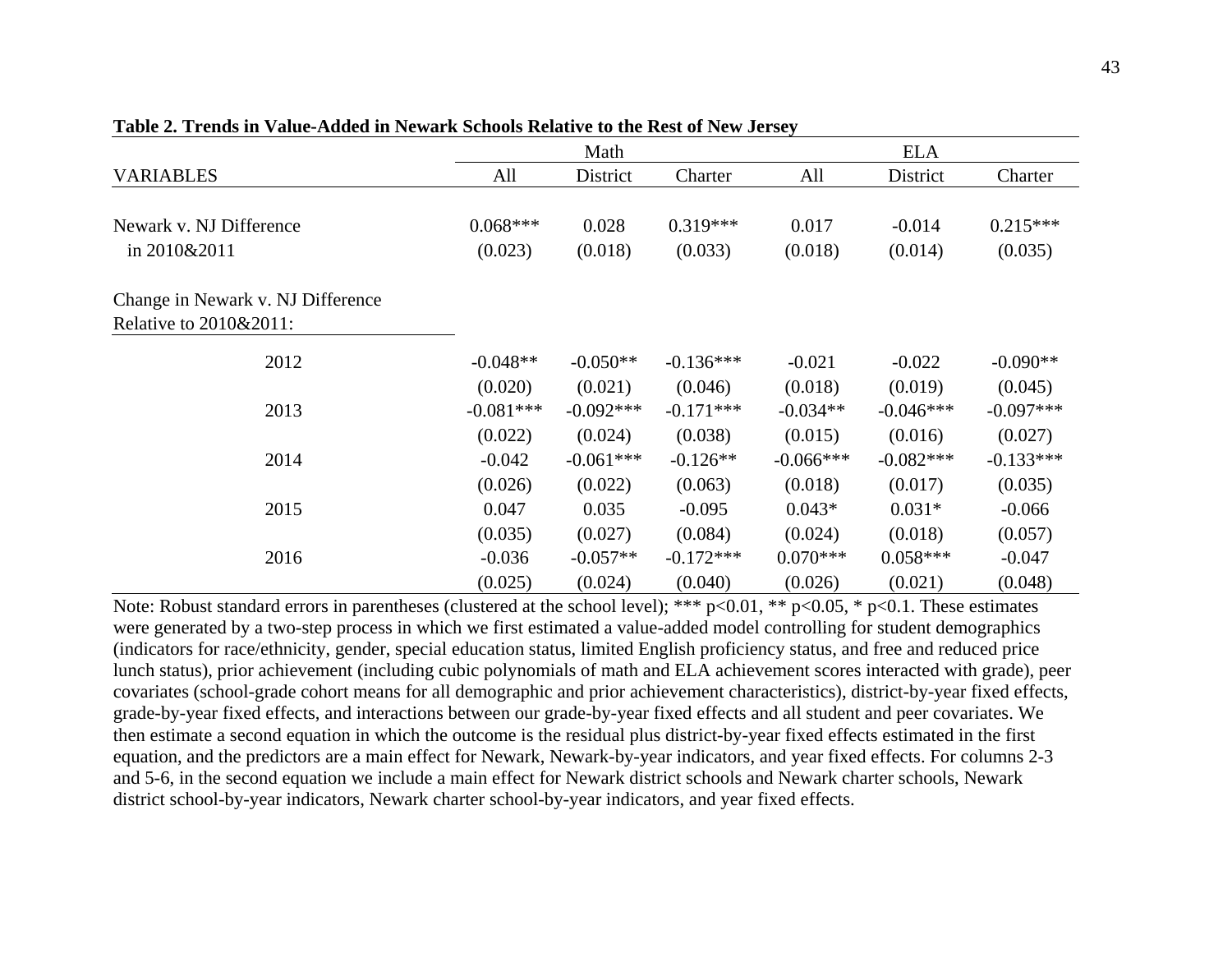**Table 2. Trends in Value-Added in Newark Schools Relative to the Rest of New Jersey**

| | Math | | | ELA | | |
|---|---|---|---|---|---|---|
| VARIABLES | All | District | Charter | All | District | Charter |
| Newark v. NJ Difference | 0.068*** | 0.028 | 0.319*** | 0.017 | -0.014 | 0.215*** |
| in 2010&2011 | (0.023) | (0.018) | (0.033) | (0.018) | (0.014) | (0.035) |
| Change in Newark v. NJ Difference Relative to 2010&2011: | | | | | | |
| 2012 | -0.048** | -0.050** | -0.136*** | -0.021 | -0.022 | -0.090** |
| | (0.020) | (0.021) | (0.046) | (0.018) | (0.019) | (0.045) |
| 2013 | -0.081*** | -0.092*** | -0.171*** | -0.034** | -0.046*** | -0.097*** |
| | (0.022) | (0.024) | (0.038) | (0.015) | (0.016) | (0.027) |
| 2014 | -0.042 | -0.061*** | -0.126** | -0.066*** | -0.082*** | -0.133*** |
| | (0.026) | (0.022) | (0.063) | (0.018) | (0.017) | (0.035) |
| 2015 | 0.047 | 0.035 | -0.095 | 0.043* | 0.031* | -0.066 |
| | (0.035) | (0.027) | (0.084) | (0.024) | (0.018) | (0.057) |
| 2016 | -0.036 | -0.057** | -0.172*** | 0.070*** | 0.058*** | -0.047 |
| | (0.025) | (0.024) | (0.040) | (0.026) | (0.021) | (0.048) |

Note: Robust standard errors in parentheses (clustered at the school level); *** $p<0.01$, ** $p<0.05$, * $p<0.1$. These estimates were generated by a two-step process in which we first estimated a value-added model controlling for student demographics (indicators for race/ethnicity, gender, special education status, limited English proficiency status, and free and reduced price lunch status), prior achievement (including cubic polynomials of math and ELA achievement scores interacted with grade), peer covariates (school-grade cohort means for all demographic and prior achievement characteristics), district-by-year fixed effects, grade-by-year fixed effects, and interactions between our grade-by-year fixed effects and all student and peer covariates. We then estimate a second equation in which the outcome is the residual plus district-by-year fixed effects estimated in the first equation, and the predictors are a main effect for Newark, Newark-by-year indicators, and year fixed effects. For columns 2-3 and 5-6, in the second equation we include a main effect for Newark district schools and Newark charter schools, Newark district school-by-year indicators, Newark charter school-by-year indicators, and year fixed effects.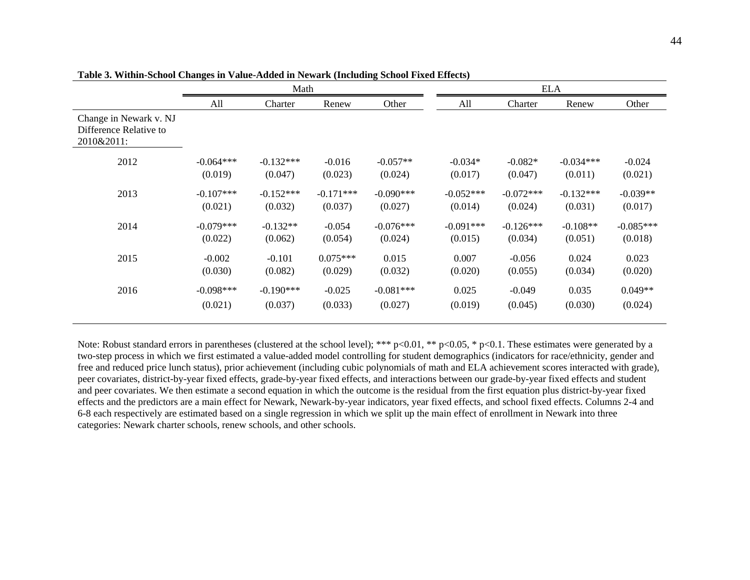**Table 3. Within-School Changes in Value-Added in Newark (Including School Fixed Effects)**

| | Math | | | | ELA | | | |
|---|---|---|---|---|---|---|---|---|
| | All | Charter | Renew | Other | All | Charter | Renew | Other |
| Change in Newark v. NJ Difference Relative to 2010&2011: | | | | | | | | |
| 2012 | -0.064*** | -0.132*** | -0.016 | -0.057** | -0.034* | -0.082* | -0.034*** | -0.024 |
| | (0.019) | (0.047) | (0.023) | (0.024) | (0.017) | (0.047) | (0.011) | (0.021) |
| 2013 | -0.107*** | -0.152*** | -0.171*** | -0.090*** | -0.052*** | -0.072*** | -0.132*** | -0.039** |
| | (0.021) | (0.032) | (0.037) | (0.027) | (0.014) | (0.024) | (0.031) | (0.017) |
| 2014 | -0.079*** | -0.132** | -0.054 | -0.076*** | -0.091*** | -0.126*** | -0.108** | -0.085*** |
| | (0.022) | (0.062) | (0.054) | (0.024) | (0.015) | (0.034) | (0.051) | (0.018) |
| 2015 | -0.002 | -0.101 | 0.075*** | 0.015 | 0.007 | -0.056 | 0.024 | 0.023 |
| | (0.030) | (0.082) | (0.029) | (0.032) | (0.020) | (0.055) | (0.034) | (0.020) |
| 2016 | -0.098*** | -0.190*** | -0.025 | -0.081*** | 0.025 | -0.049 | 0.035 | 0.049** |
| | (0.021) | (0.037) | (0.033) | (0.027) | (0.019) | (0.045) | (0.030) | (0.024) |

Note: Robust standard errors in parentheses (clustered at the school level); *** p<0.01, ** p<0.05, * p<0.1. These estimates were generated by a two-step process in which we first estimated a value-added model controlling for student demographics (indicators for race/ethnicity, gender and free and reduced price lunch status), prior achievement (including cubic polynomials of math and ELA achievement scores interacted with grade), peer covariates, district-by-year fixed effects, grade-by-year fixed effects, and interactions between our grade-by-year fixed effects and student and peer covariates. We then estimate a second equation in which the outcome is the residual from the first equation plus district-by-year fixed effects and the predictors are a main effect for Newark, Newark-by-year indicators, year fixed effects, and school fixed effects. Columns 2-4 and 6-8 each respectively are estimated based on a single regression in which we split up the main effect of enrollment in Newark into three categories: Newark charter schools, renew schools, and other schools.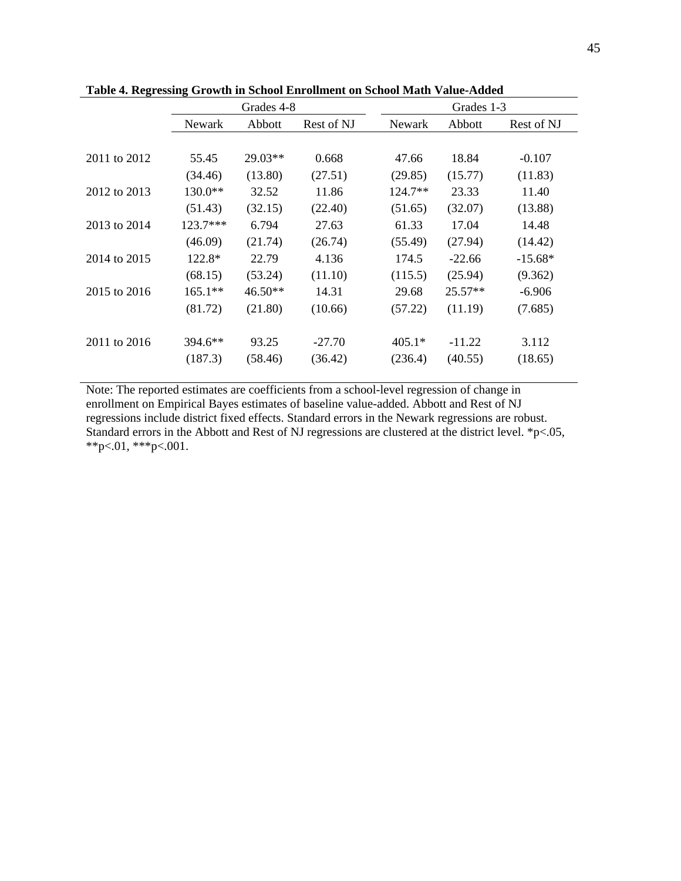**Table 4. Regressing Growth in School Enrollment on School Math Value-Added**

| | Grades 4-8 | | | Grades 1-3 | | |
|---|---|---|---|---|---|---|
| | Newark | Abbott | Rest of NJ | Newark | Abbott | Rest of NJ |
| 2011 to 2012 | 55.45 | 29.03** | 0.668 | 47.66 | 18.84 | -0.107 |
| | (34.46) | (13.80) | (27.51) | (29.85) | (15.77) | (11.83) |
| 2012 to 2013 | 130.0** | 32.52 | 11.86 | 124.7** | 23.33 | 11.40 |
| | (51.43) | (32.15) | (22.40) | (51.65) | (32.07) | (13.88) |
| 2013 to 2014 | 123.7*** | 6.794 | 27.63 | 61.33 | 17.04 | 14.48 |
| | (46.09) | (21.74) | (26.74) | (55.49) | (27.94) | (14.42) |
| 2014 to 2015 | 122.8* | 22.79 | 4.136 | 174.5 | -22.66 | -15.68* |
| | (68.15) | (53.24) | (11.10) | (115.5) | (25.94) | (9.362) |
| 2015 to 2016 | 165.1** | 46.50** | 14.31 | 29.68 | 25.57** | -6.906 |
| | (81.72) | (21.80) | (10.66) | (57.22) | (11.19) | (7.685) |
| 2011 to 2016 | 394.6** | 93.25 | -27.70 | 405.1* | -11.22 | 3.112 |
| | (187.3) | (58.46) | (36.42) | (236.4) | (40.55) | (18.65) |

Note: The reported estimates are coefficients from a school-level regression of change in enrollment on Empirical Bayes estimates of baseline value-added. Abbott and Rest of NJ regressions include district fixed effects. Standard errors in the Newark regressions are robust. Standard errors in the Abbott and Rest of NJ regressions are clustered at the district level. *p<.05, **p<.01, ***p<.001.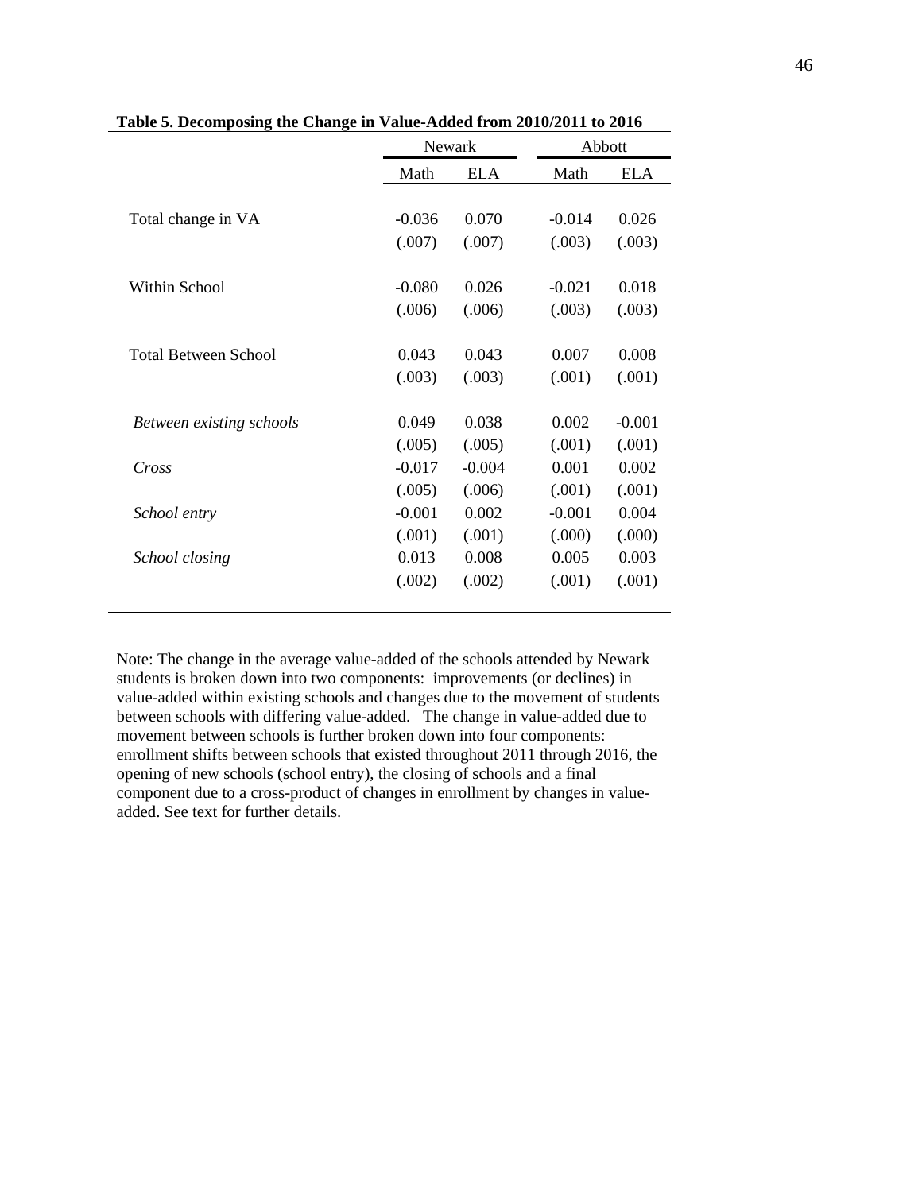**Table 5. Decomposing the Change in Value-Added from 2010/2011 to 2016**

| | Newark | | Abbott | |
|---|---|---|---|---|
| | Math | ELA | Math | ELA |
| Total change in VA | -0.036 | 0.070 | -0.014 | 0.026 |
| | (.007) | (.007) | (.003) | (.003) |
| Within School | -0.080 | 0.026 | -0.021 | 0.018 |
| | (.006) | (.006) | (.003) | (.003) |
| Total Between School | 0.043 | 0.043 | 0.007 | 0.008 |
| | (.003) | (.003) | (.001) | (.001) |
| *Between existing schools* | 0.049 | 0.038 | 0.002 | -0.001 |
| | (.005) | (.005) | (.001) | (.001) |
| *Cross* | -0.017 | -0.004 | 0.001 | 0.002 |
| | (.005) | (.006) | (.001) | (.001) |
| *School entry* | -0.001 | 0.002 | -0.001 | 0.004 |
| | (.001) | (.001) | (.000) | (.000) |
| *School closing* | 0.013 | 0.008 | 0.005 | 0.003 |
| | (.002) | (.002) | (.001) | (.001) |

Note: The change in the average value-added of the schools attended by Newark students is broken down into two components: improvements (or declines) in value-added within existing schools and changes due to the movement of students between schools with differing value-added. The change in value-added due to movement between schools is further broken down into four components: enrollment shifts between schools that existed throughout 2011 through 2016, the opening of new schools (school entry), the closing of schools and a final component due to a cross-product of changes in enrollment by changes in value-added. See text for further details.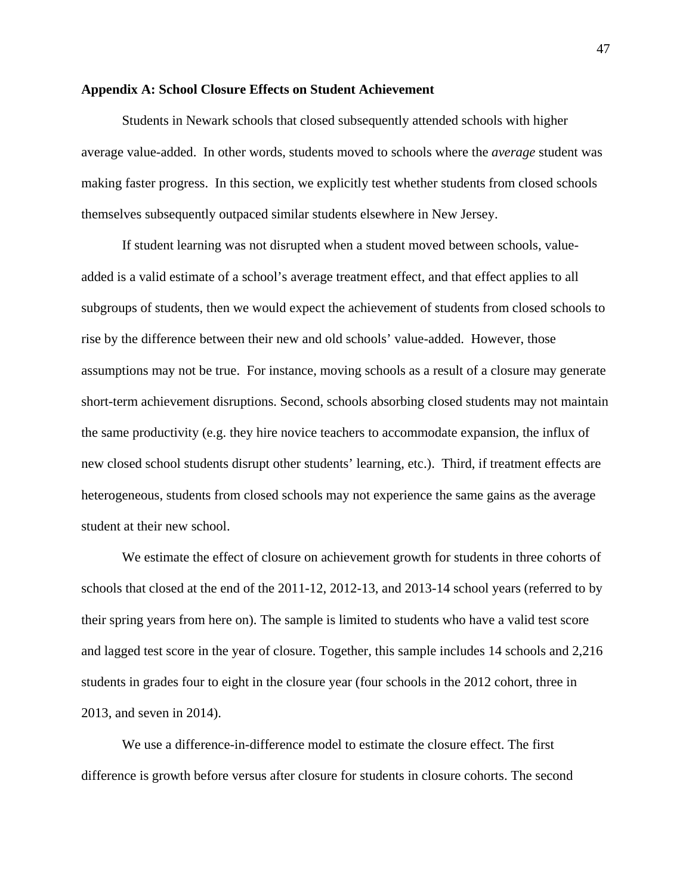**Appendix A: School Closure Effects on Student Achievement**

Students in Newark schools that closed subsequently attended schools with higher average value-added. In other words, students moved to schools where the *average* student was making faster progress. In this section, we explicitly test whether students from closed schools themselves subsequently outpaced similar students elsewhere in New Jersey.

If student learning was not disrupted when a student moved between schools, value-added is a valid estimate of a school's average treatment effect, and that effect applies to all subgroups of students, then we would expect the achievement of students from closed schools to rise by the difference between their new and old schools' value-added. However, those assumptions may not be true. For instance, moving schools as a result of a closure may generate short-term achievement disruptions. Second, schools absorbing closed students may not maintain the same productivity (e.g. they hire novice teachers to accommodate expansion, the influx of new closed school students disrupt other students' learning, etc.). Third, if treatment effects are heterogeneous, students from closed schools may not experience the same gains as the average student at their new school.

We estimate the effect of closure on achievement growth for students in three cohorts of schools that closed at the end of the 2011-12, 2012-13, and 2013-14 school years (referred to by their spring years from here on). The sample is limited to students who have a valid test score and lagged test score in the year of closure. Together, this sample includes 14 schools and 2,216 students in grades four to eight in the closure year (four schools in the 2012 cohort, three in 2013, and seven in 2014).

We use a difference-in-difference model to estimate the closure effect. The first difference is growth before versus after closure for students in closure cohorts. The second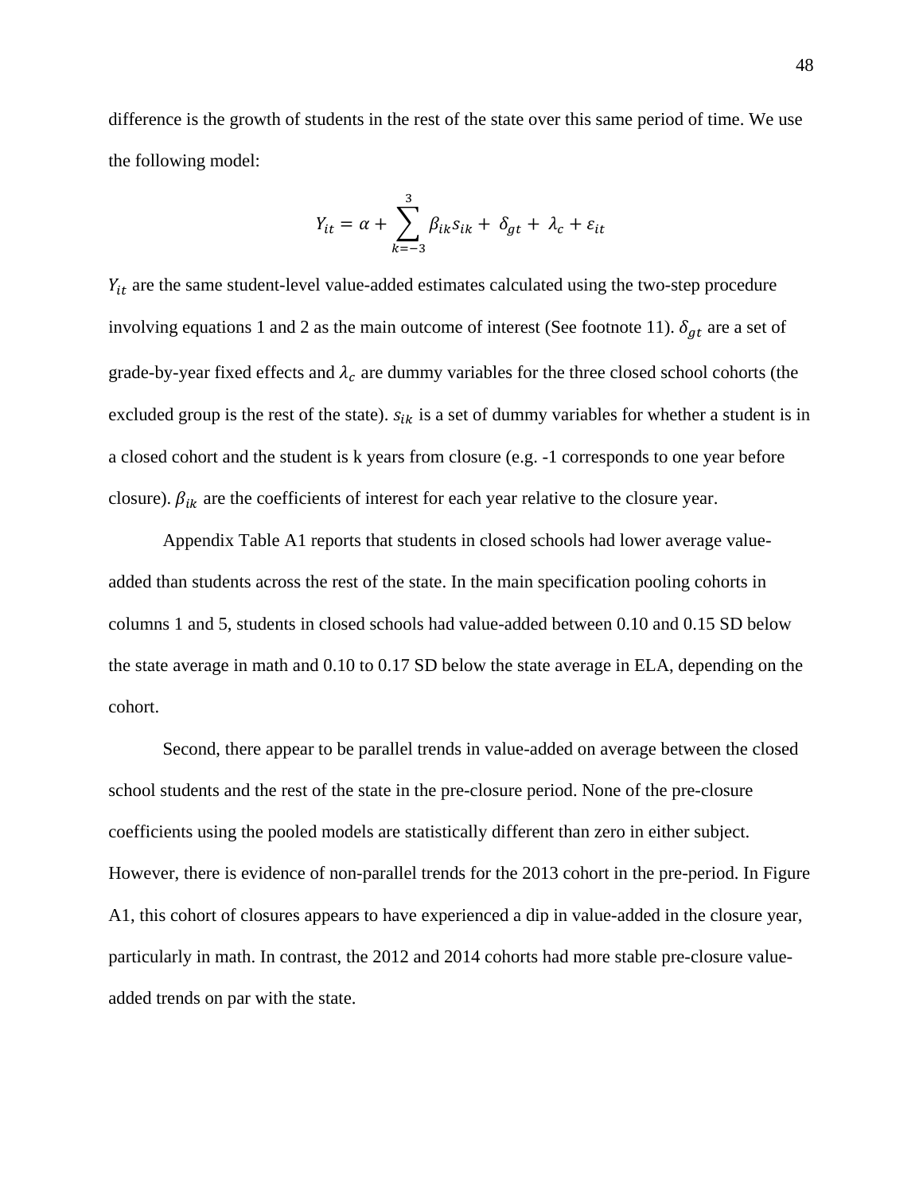difference is the growth of students in the rest of the state over this same period of time. We use the following model:

$$Y_{it} = \alpha + \sum_{k=-3}^{3} \beta_{ik} s_{ik} + \delta_{gt} + \lambda_c + \varepsilon_{it}$$

$Y_{it}$ are the same student-level value-added estimates calculated using the two-step procedure involving equations 1 and 2 as the main outcome of interest (See footnote 11). $\delta_{gt}$ are a set of grade-by-year fixed effects and $\lambda_c$ are dummy variables for the three closed school cohorts (the excluded group is the rest of the state). $s_{ik}$ is a set of dummy variables for whether a student is in a closed cohort and the student is k years from closure (e.g. -1 corresponds to one year before closure). $\beta_{ik}$ are the coefficients of interest for each year relative to the closure year.

Appendix Table A1 reports that students in closed schools had lower average value-added than students across the rest of the state. In the main specification pooling cohorts in columns 1 and 5, students in closed schools had value-added between 0.10 and 0.15 SD below the state average in math and 0.10 to 0.17 SD below the state average in ELA, depending on the cohort.

Second, there appear to be parallel trends in value-added on average between the closed school students and the rest of the state in the pre-closure period. None of the pre-closure coefficients using the pooled models are statistically different than zero in either subject. However, there is evidence of non-parallel trends for the 2013 cohort in the pre-period. In Figure A1, this cohort of closures appears to have experienced a dip in value-added in the closure year, particularly in math. In contrast, the 2012 and 2014 cohorts had more stable pre-closure value-added trends on par with the state.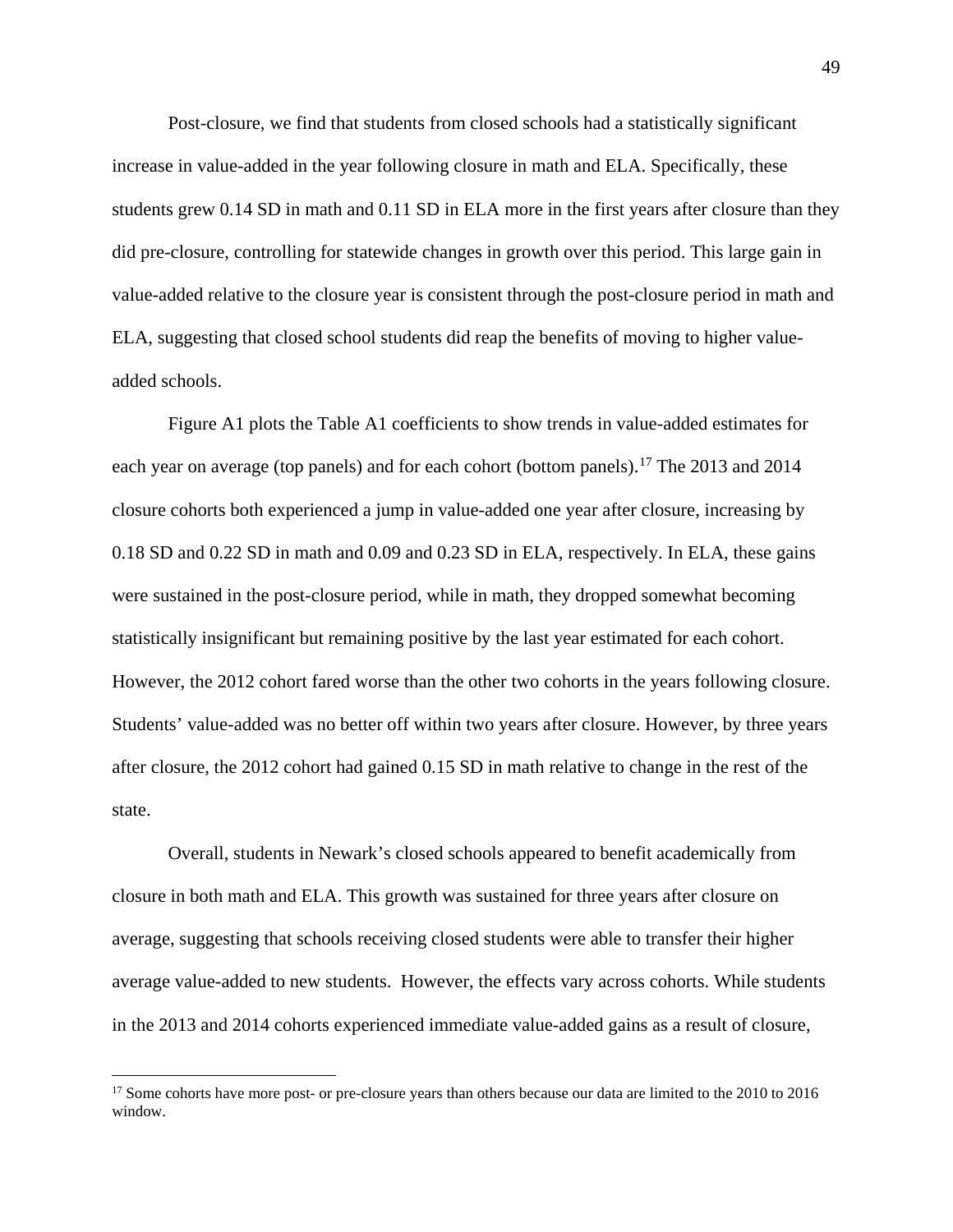Post-closure, we find that students from closed schools had a statistically significant increase in value-added in the year following closure in math and ELA. Specifically, these students grew 0.14 SD in math and 0.11 SD in ELA more in the first years after closure than they did pre-closure, controlling for statewide changes in growth over this period. This large gain in value-added relative to the closure year is consistent through the post-closure period in math and ELA, suggesting that closed school students did reap the benefits of moving to higher value-added schools.

Figure A1 plots the Table A1 coefficients to show trends in value-added estimates for each year on average (top panels) and for each cohort (bottom panels).[17] The 2013 and 2014 closure cohorts both experienced a jump in value-added one year after closure, increasing by 0.18 SD and 0.22 SD in math and 0.09 and 0.23 SD in ELA, respectively. In ELA, these gains were sustained in the post-closure period, while in math, they dropped somewhat becoming statistically insignificant but remaining positive by the last year estimated for each cohort. However, the 2012 cohort fared worse than the other two cohorts in the years following closure. Students' value-added was no better off within two years after closure. However, by three years after closure, the 2012 cohort had gained 0.15 SD in math relative to change in the rest of the state.

Overall, students in Newark's closed schools appeared to benefit academically from closure in both math and ELA. This growth was sustained for three years after closure on average, suggesting that schools receiving closed students were able to transfer their higher average value-added to new students. However, the effects vary across cohorts. While students in the 2013 and 2014 cohorts experienced immediate value-added gains as a result of closure,

[17] Some cohorts have more post- or pre-closure years than others because our data are limited to the 2010 to 2016 window.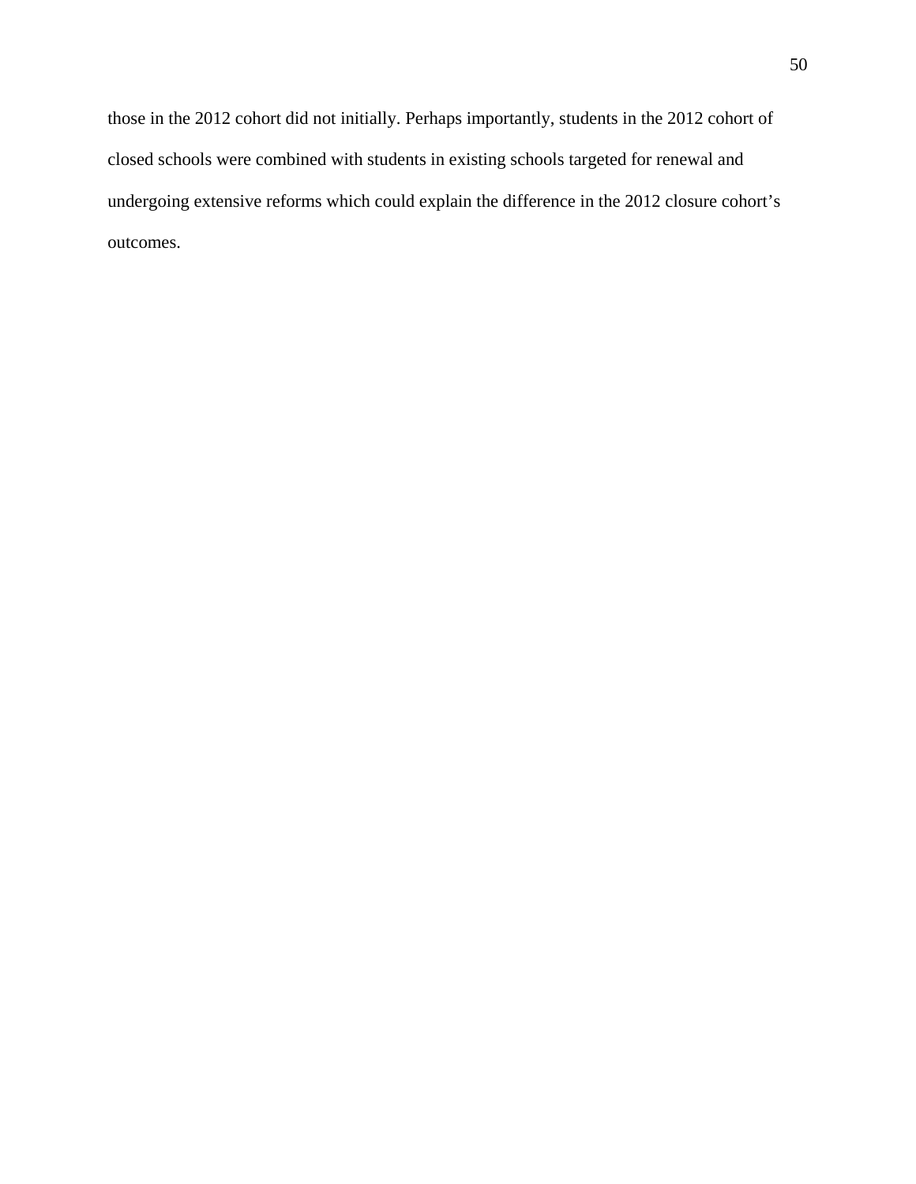those in the 2012 cohort did not initially. Perhaps importantly, students in the 2012 cohort of closed schools were combined with students in existing schools targeted for renewal and undergoing extensive reforms which could explain the difference in the 2012 closure cohort's outcomes.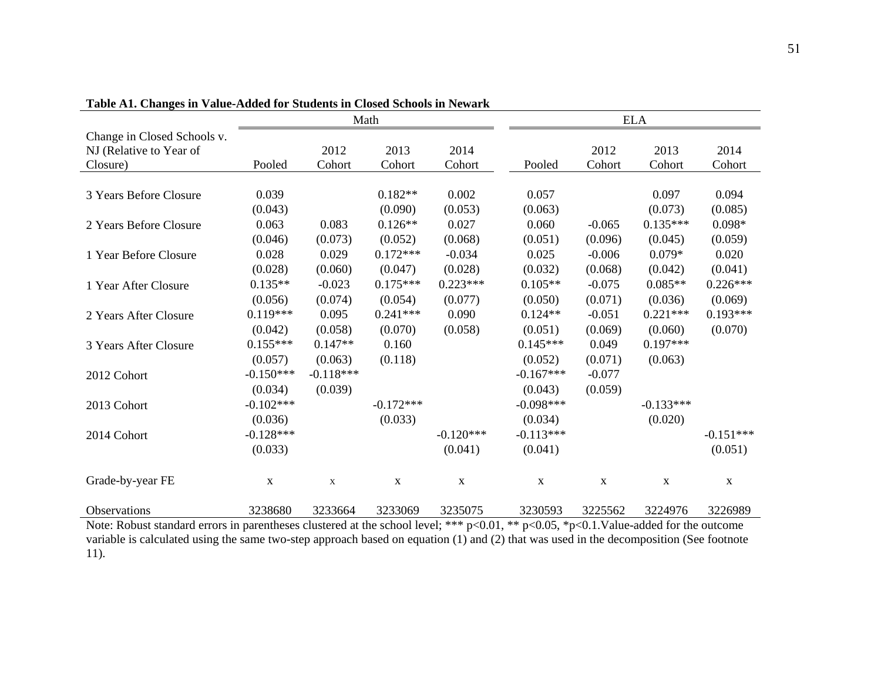**Table A1. Changes in Value-Added for Students in Closed Schools in Newark**

| | Math | | | | ELA | | | |
|---|---|---|---|---|---|---|---|---|
| Change in Closed Schools v. NJ (Relative to Year of Closure) | Pooled | 2012 Cohort | 2013 Cohort | 2014 Cohort | Pooled | 2012 Cohort | 2013 Cohort | 2014 Cohort |
| 3 Years Before Closure | 0.039 | | 0.182** | 0.002 | 0.057 | | 0.097 | 0.094 |
| | (0.043) | | (0.090) | (0.053) | (0.063) | | (0.073) | (0.085) |
| 2 Years Before Closure | 0.063 | 0.083 | 0.126** | 0.027 | 0.060 | -0.065 | 0.135*** | 0.098* |
| | (0.046) | (0.073) | (0.052) | (0.068) | (0.051) | (0.096) | (0.045) | (0.059) |
| 1 Year Before Closure | 0.028 | 0.029 | 0.172*** | -0.034 | 0.025 | -0.006 | 0.079* | 0.020 |
| | (0.028) | (0.060) | (0.047) | (0.028) | (0.032) | (0.068) | (0.042) | (0.041) |
| 1 Year After Closure | 0.135** | -0.023 | 0.175*** | 0.223*** | 0.105** | -0.075 | 0.085** | 0.226*** |
| | (0.056) | (0.074) | (0.054) | (0.077) | (0.050) | (0.071) | (0.036) | (0.069) |
| 2 Years After Closure | 0.119*** | 0.095 | 0.241*** | 0.090 | 0.124** | -0.051 | 0.221*** | 0.193*** |
| | (0.042) | (0.058) | (0.070) | (0.058) | (0.051) | (0.069) | (0.060) | (0.070) |
| 3 Years After Closure | 0.155*** | 0.147** | 0.160 | | 0.145*** | 0.049 | 0.197*** | |
| | (0.057) | (0.063) | (0.118) | | (0.052) | (0.071) | (0.063) | |
| 2012 Cohort | -0.150*** | -0.118*** | | | -0.167*** | -0.077 | | |
| | (0.034) | (0.039) | | | (0.043) | (0.059) | | |
| 2013 Cohort | -0.102*** | | -0.172*** | | -0.098*** | | -0.133*** | |
| | (0.036) | | (0.033) | | (0.034) | | (0.020) | |
| 2014 Cohort | -0.128*** | | | -0.120*** | -0.113*** | | | -0.151*** |
| | (0.033) | | | (0.041) | (0.041) | | | (0.051) |
| Grade-by-year FE | x | x | x | x | x | x | x | x |
| Observations | 3238680 | 3233664 | 3233069 | 3235075 | 3230593 | 3225562 | 3224976 | 3226989 |

Note: Robust standard errors in parentheses clustered at the school level; *** p<0.01, ** p<0.05, *p<0.1.Value-added for the outcome variable is calculated using the same two-step approach based on equation (1) and (2) that was used in the decomposition (See footnote 11).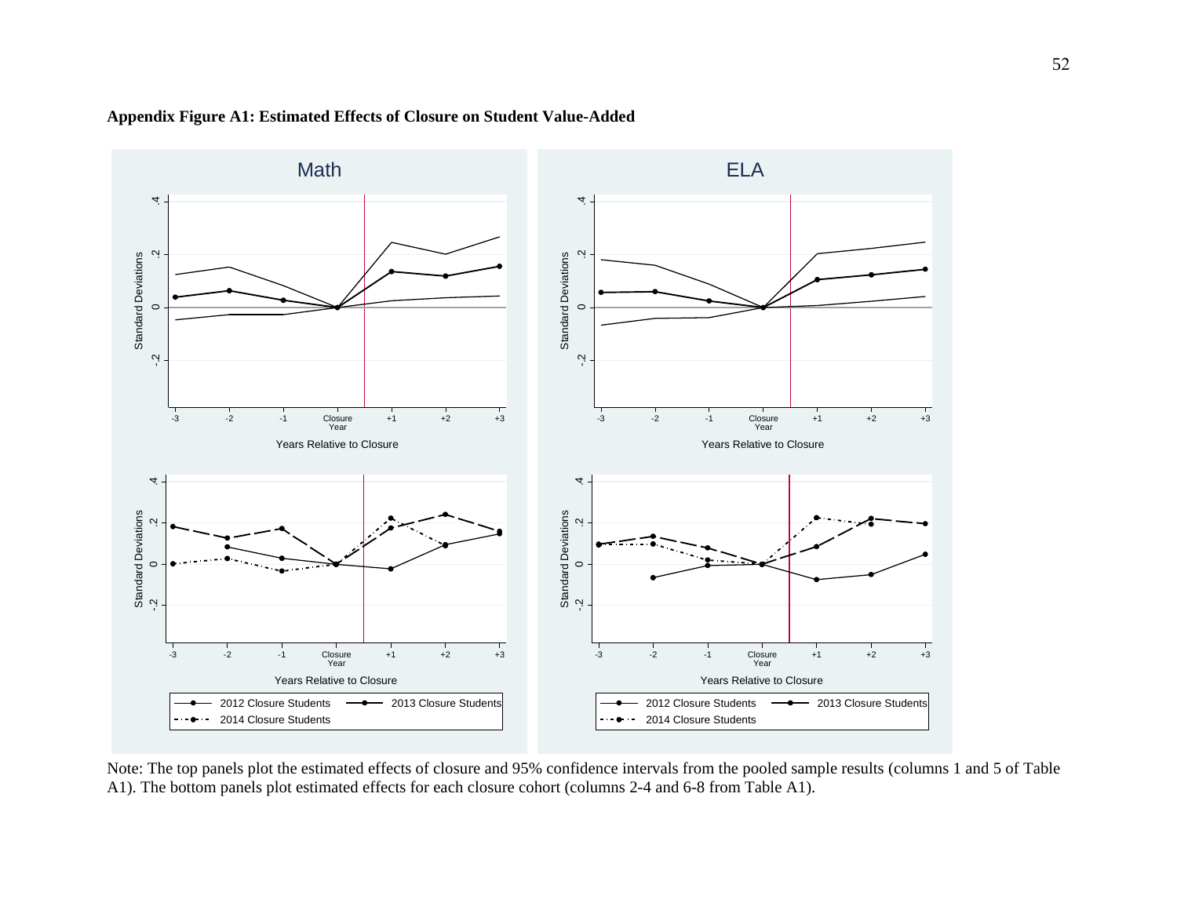**Appendix Figure A1: Estimated Effects of Closure on Student Value-Added**

Math

.4
.2
0
-.2

Standard Deviations

-3 -2 -1 Closure Year +1 +2 +3

Years Relative to Closure

ELA

.4
.2
0
-.2

Standard Deviations

-3 -2 -1 Closure Year +1 +2 +3

Years Relative to Closure

.4
.2
0
-.2

Standard Deviations

-3 -2 -1 Closure Year +1 +2 +3

Years Relative to Closure

2012 Closure Students
2013 Closure Students
2014 Closure Students

.4
.2
0
-.2

Standard Deviations

-3 -2 -1 Closure Year +1 +2 +3

Years Relative to Closure

2012 Closure Students
2013 Closure Students
2014 Closure Students

Note: The top panels plot the estimated effects of closure and 95% confidence intervals from the pooled sample results (columns 1 and 5 of Table A1). The bottom panels plot estimated effects for each closure cohort (columns 2-4 and 6-8 from Table A1).